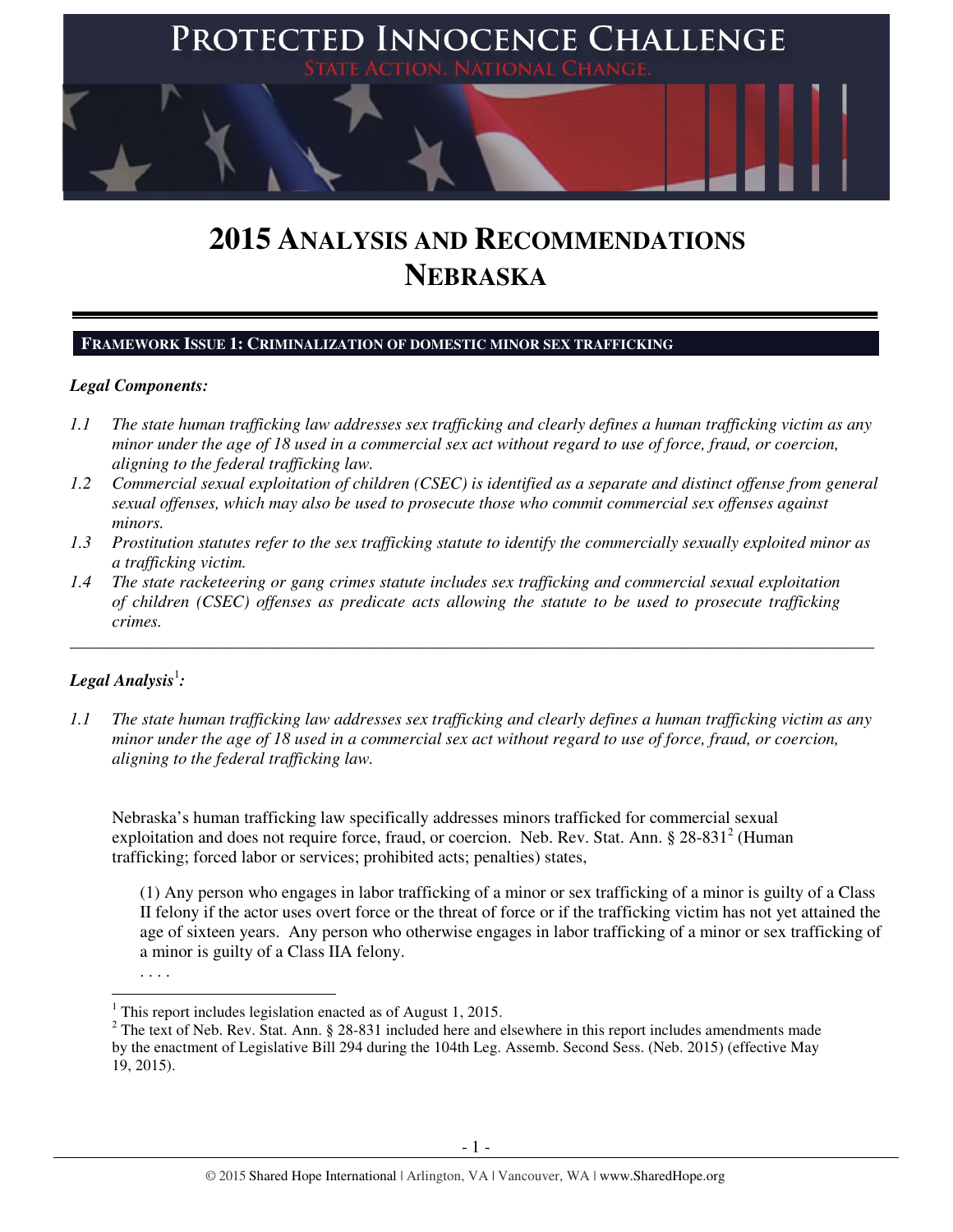# PROTECTED INNOCENCE CHALLENGE

STATE ACTION. NATIONAL CHANGE.

# 2015 ANALYSIS AND RECOMMENDATIONS NEBRASKA

## FRAMEWORK ISSUE 1: CRIMINALIZATION OF DOMESTIC MINOR SEX TRAFFICKING

***Legal Components:***

*1.1 The state human trafficking law addresses sex trafficking and clearly defines a human trafficking victim as any minor under the age of 18 used in a commercial sex act without regard to use of force, fraud, or coercion, aligning to the federal trafficking law.*

*1.2 Commercial sexual exploitation of children (CSEC) is identified as a separate and distinct offense from general sexual offenses, which may also be used to prosecute those who commit commercial sex offenses against minors.*

*1.3 Prostitution statutes refer to the sex trafficking statute to identify the commercially sexually exploited minor as a trafficking victim.*

*1.4 The state racketeering or gang crimes statute includes sex trafficking and commercial sexual exploitation of children (CSEC) offenses as predicate acts allowing the statute to be used to prosecute trafficking crimes.*

---

***Legal Analysis*[1]*:***

*1.1 The state human trafficking law addresses sex trafficking and clearly defines a human trafficking victim as any minor under the age of 18 used in a commercial sex act without regard to use of force, fraud, or coercion, aligning to the federal trafficking law.*

Nebraska's human trafficking law specifically addresses minors trafficked for commercial sexual exploitation and does not require force, fraud, or coercion. Neb. Rev. Stat. Ann. § 28-831[2] (Human trafficking; forced labor or services; prohibited acts; penalties) states,

> (1) Any person who engages in labor trafficking of a minor or sex trafficking of a minor is guilty of a Class II felony if the actor uses overt force or the threat of force or if the trafficking victim has not yet attained the age of sixteen years. Any person who otherwise engages in labor trafficking of a minor or sex trafficking of a minor is guilty of a Class IIA felony.
>
> . . . .

[1] This report includes legislation enacted as of August 1, 2015.

[2] The text of Neb. Rev. Stat. Ann. § 28-831 included here and elsewhere in this report includes amendments made by the enactment of Legislative Bill 294 during the 104th Leg. Assemb. Second Sess. (Neb. 2015) (effective May 19, 2015).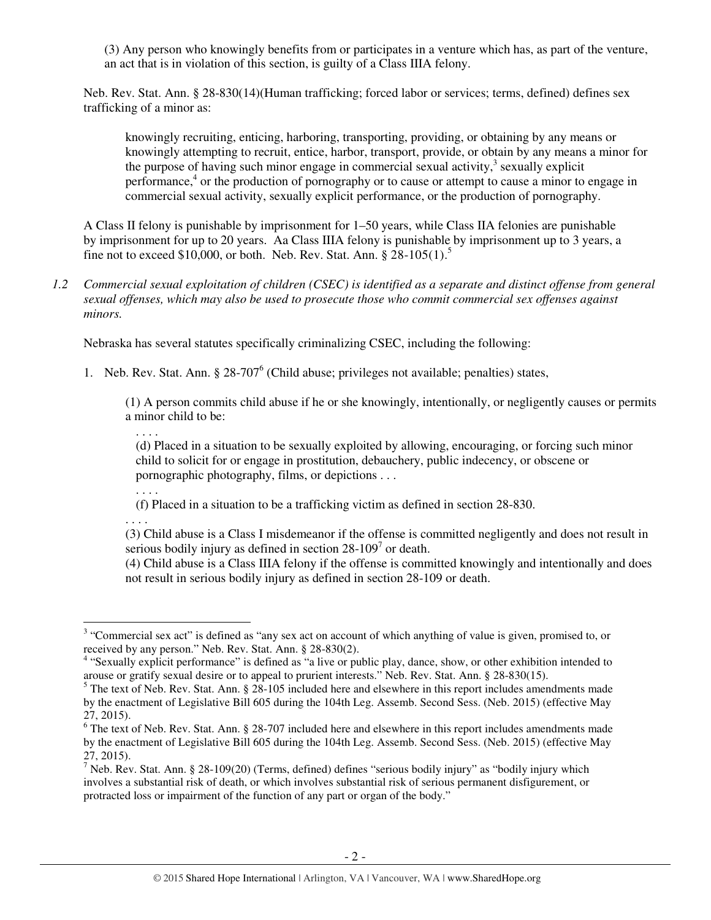(3) Any person who knowingly benefits from or participates in a venture which has, as part of the venture, an act that is in violation of this section, is guilty of a Class IIIA felony.

Neb. Rev. Stat. Ann. § 28-830(14)(Human trafficking; forced labor or services; terms, defined) defines sex trafficking of a minor as:

> knowingly recruiting, enticing, harboring, transporting, providing, or obtaining by any means or knowingly attempting to recruit, entice, harbor, transport, provide, or obtain by any means a minor for the purpose of having such minor engage in commercial sexual activity,[3] sexually explicit performance,[4] or the production of pornography or to cause or attempt to cause a minor to engage in commercial sexual activity, sexually explicit performance, or the production of pornography.

A Class II felony is punishable by imprisonment for 1–50 years, while Class IIA felonies are punishable by imprisonment for up to 20 years. Aa Class IIIA felony is punishable by imprisonment up to 3 years, a fine not to exceed $10,000, or both. Neb. Rev. Stat. Ann. § 28-105(1).[5]

*1.2 Commercial sexual exploitation of children (CSEC) is identified as a separate and distinct offense from general sexual offenses, which may also be used to prosecute those who commit commercial sex offenses against minors.*

Nebraska has several statutes specifically criminalizing CSEC, including the following:

1. Neb. Rev. Stat. Ann. § 28-707[6] (Child abuse; privileges not available; penalties) states,

> (1) A person commits child abuse if he or she knowingly, intentionally, or negligently causes or permits a minor child to be:
>
> . . . .
>
> (d) Placed in a situation to be sexually exploited by allowing, encouraging, or forcing such minor child to solicit for or engage in prostitution, debauchery, public indecency, or obscene or pornographic photography, films, or depictions . . .
>
> . . . .
>
> (f) Placed in a situation to be a trafficking victim as defined in section 28-830.
>
> . . . .
>
> (3) Child abuse is a Class I misdemeanor if the offense is committed negligently and does not result in serious bodily injury as defined in section 28-109[7] or death.
>
> (4) Child abuse is a Class IIIA felony if the offense is committed knowingly and intentionally and does not result in serious bodily injury as defined in section 28-109 or death.

---

[3] "Commercial sex act" is defined as "any sex act on account of which anything of value is given, promised to, or received by any person." Neb. Rev. Stat. Ann. § 28-830(2).

[4] "Sexually explicit performance" is defined as "a live or public play, dance, show, or other exhibition intended to arouse or gratify sexual desire or to appeal to prurient interests." Neb. Rev. Stat. Ann. § 28-830(15).

[5] The text of Neb. Rev. Stat. Ann. § 28-105 included here and elsewhere in this report includes amendments made by the enactment of Legislative Bill 605 during the 104th Leg. Assemb. Second Sess. (Neb. 2015) (effective May 27, 2015).

[6] The text of Neb. Rev. Stat. Ann. § 28-707 included here and elsewhere in this report includes amendments made by the enactment of Legislative Bill 605 during the 104th Leg. Assemb. Second Sess. (Neb. 2015) (effective May 27, 2015).

[7] Neb. Rev. Stat. Ann. § 28-109(20) (Terms, defined) defines "serious bodily injury" as "bodily injury which involves a substantial risk of death, or which involves substantial risk of serious permanent disfigurement, or protracted loss or impairment of the function of any part or organ of the body."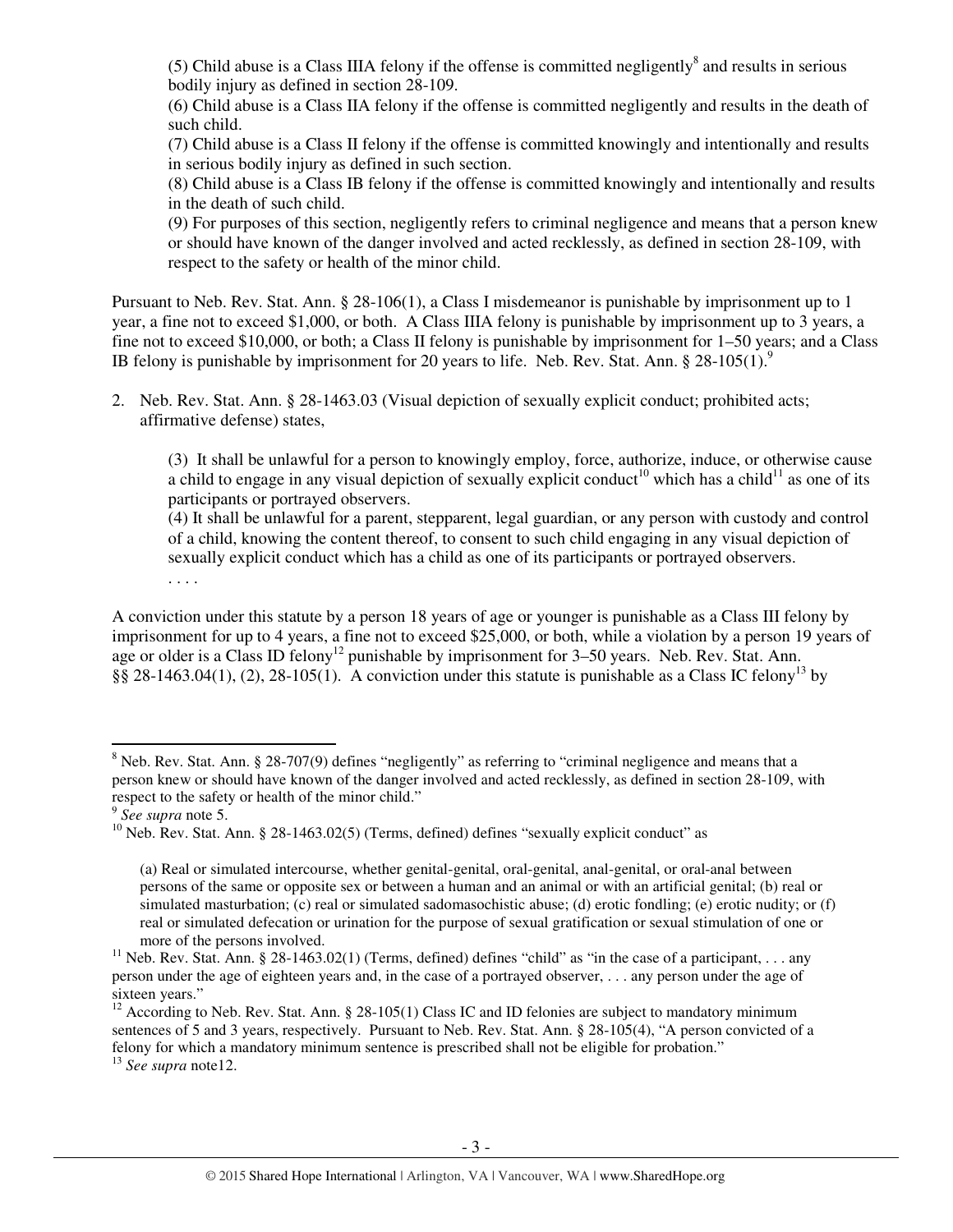(5) Child abuse is a Class IIIA felony if the offense is committed negligently[8] and results in serious bodily injury as defined in section 28-109.

(6) Child abuse is a Class IIA felony if the offense is committed negligently and results in the death of such child.

(7) Child abuse is a Class II felony if the offense is committed knowingly and intentionally and results in serious bodily injury as defined in such section.

(8) Child abuse is a Class IB felony if the offense is committed knowingly and intentionally and results in the death of such child.

(9) For purposes of this section, negligently refers to criminal negligence and means that a person knew or should have known of the danger involved and acted recklessly, as defined in section 28-109, with respect to the safety or health of the minor child.

Pursuant to Neb. Rev. Stat. Ann. § 28-106(1), a Class I misdemeanor is punishable by imprisonment up to 1 year, a fine not to exceed $1,000, or both. A Class IIIA felony is punishable by imprisonment up to 3 years, a fine not to exceed $10,000, or both; a Class II felony is punishable by imprisonment for 1–50 years; and a Class IB felony is punishable by imprisonment for 20 years to life. Neb. Rev. Stat. Ann. § 28-105(1).[9]

2. Neb. Rev. Stat. Ann. § 28-1463.03 (Visual depiction of sexually explicit conduct; prohibited acts; affirmative defense) states,

   (3) It shall be unlawful for a person to knowingly employ, force, authorize, induce, or otherwise cause a child to engage in any visual depiction of sexually explicit conduct[10] which has a child[11] as one of its participants or portrayed observers.

   (4) It shall be unlawful for a parent, stepparent, legal guardian, or any person with custody and control of a child, knowing the content thereof, to consent to such child engaging in any visual depiction of sexually explicit conduct which has a child as one of its participants or portrayed observers.

   . . . .

A conviction under this statute by a person 18 years of age or younger is punishable as a Class III felony by imprisonment for up to 4 years, a fine not to exceed $25,000, or both, while a violation by a person 19 years of age or older is a Class ID felony[12] punishable by imprisonment for 3–50 years. Neb. Rev. Stat. Ann. §§ 28-1463.04(1), (2), 28-105(1). A conviction under this statute is punishable as a Class IC felony[13] by

---

[8] Neb. Rev. Stat. Ann. § 28-707(9) defines "negligently" as referring to "criminal negligence and means that a person knew or should have known of the danger involved and acted recklessly, as defined in section 28-109, with respect to the safety or health of the minor child."

[9] *See supra* note 5.

[10] Neb. Rev. Stat. Ann. § 28-1463.02(5) (Terms, defined) defines "sexually explicit conduct" as

> (a) Real or simulated intercourse, whether genital-genital, oral-genital, anal-genital, or oral-anal between persons of the same or opposite sex or between a human and an animal or with an artificial genital; (b) real or simulated masturbation; (c) real or simulated sadomasochistic abuse; (d) erotic fondling; (e) erotic nudity; or (f) real or simulated defecation or urination for the purpose of sexual gratification or sexual stimulation of one or more of the persons involved.

[11] Neb. Rev. Stat. Ann. § 28-1463.02(1) (Terms, defined) defines "child" as "in the case of a participant, . . . any person under the age of eighteen years and, in the case of a portrayed observer, . . . any person under the age of sixteen years."

[12] According to Neb. Rev. Stat. Ann. § 28-105(1) Class IC and ID felonies are subject to mandatory minimum sentences of 5 and 3 years, respectively. Pursuant to Neb. Rev. Stat. Ann. § 28-105(4), "A person convicted of a felony for which a mandatory minimum sentence is prescribed shall not be eligible for probation."

[13] *See supra* note12.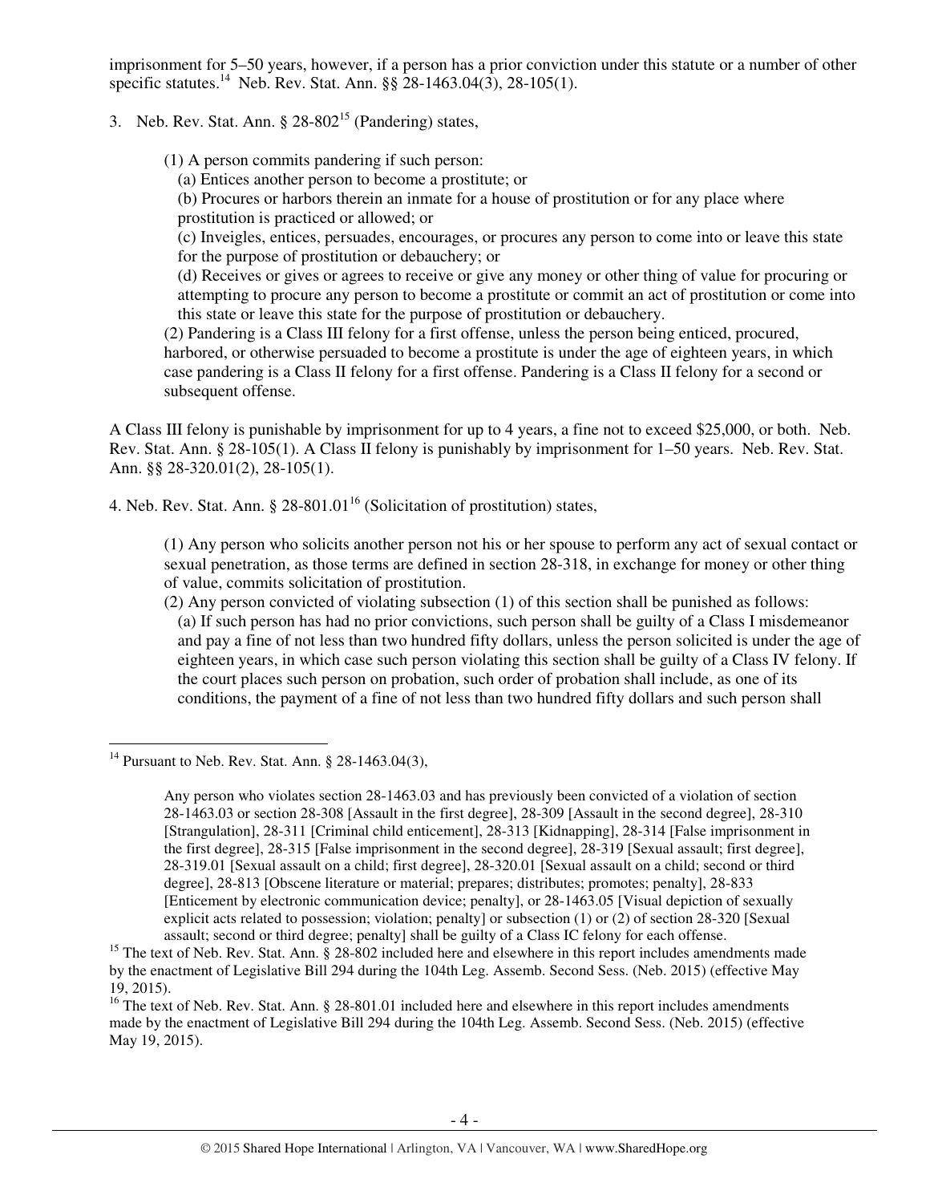imprisonment for 5–50 years, however, if a person has a prior conviction under this statute or a number of other specific statutes.[14] Neb. Rev. Stat. Ann. §§ 28-1463.04(3), 28-105(1).

3. Neb. Rev. Stat. Ann. § 28-802[15] (Pandering) states,

> (1) A person commits pandering if such person:
> (a) Entices another person to become a prostitute; or
> (b) Procures or harbors therein an inmate for a house of prostitution or for any place where prostitution is practiced or allowed; or
> (c) Inveigles, entices, persuades, encourages, or procures any person to come into or leave this state for the purpose of prostitution or debauchery; or
> (d) Receives or gives or agrees to receive or give any money or other thing of value for procuring or attempting to procure any person to become a prostitute or commit an act of prostitution or come into this state or leave this state for the purpose of prostitution or debauchery.
> (2) Pandering is a Class III felony for a first offense, unless the person being enticed, procured, harbored, or otherwise persuaded to become a prostitute is under the age of eighteen years, in which case pandering is a Class II felony for a first offense. Pandering is a Class II felony for a second or subsequent offense.

A Class III felony is punishable by imprisonment for up to 4 years, a fine not to exceed $25,000, or both. Neb. Rev. Stat. Ann. § 28-105(1). A Class II felony is punishably by imprisonment for 1–50 years. Neb. Rev. Stat. Ann. §§ 28-320.01(2), 28-105(1).

4. Neb. Rev. Stat. Ann. § 28-801.01[16] (Solicitation of prostitution) states,

> (1) Any person who solicits another person not his or her spouse to perform any act of sexual contact or sexual penetration, as those terms are defined in section 28-318, in exchange for money or other thing of value, commits solicitation of prostitution.
> (2) Any person convicted of violating subsection (1) of this section shall be punished as follows:
> (a) If such person has had no prior convictions, such person shall be guilty of a Class I misdemeanor and pay a fine of not less than two hundred fifty dollars, unless the person solicited is under the age of eighteen years, in which case such person violating this section shall be guilty of a Class IV felony. If the court places such person on probation, such order of probation shall include, as one of its conditions, the payment of a fine of not less than two hundred fifty dollars and such person shall

---

[14] Pursuant to Neb. Rev. Stat. Ann. § 28-1463.04(3),

> Any person who violates section 28-1463.03 and has previously been convicted of a violation of section 28-1463.03 or section 28-308 [Assault in the first degree], 28-309 [Assault in the second degree], 28-310 [Strangulation], 28-311 [Criminal child enticement], 28-313 [Kidnapping], 28-314 [False imprisonment in the first degree], 28-315 [False imprisonment in the second degree], 28-319 [Sexual assault; first degree], 28-319.01 [Sexual assault on a child; first degree], 28-320.01 [Sexual assault on a child; second or third degree], 28-813 [Obscene literature or material; prepares; distributes; promotes; penalty], 28-833 [Enticement by electronic communication device; penalty], or 28-1463.05 [Visual depiction of sexually explicit acts related to possession; violation; penalty] or subsection (1) or (2) of section 28-320 [Sexual assault; second or third degree; penalty] shall be guilty of a Class IC felony for each offense.

[15] The text of Neb. Rev. Stat. Ann. § 28-802 included here and elsewhere in this report includes amendments made by the enactment of Legislative Bill 294 during the 104th Leg. Assemb. Second Sess. (Neb. 2015) (effective May 19, 2015).

[16] The text of Neb. Rev. Stat. Ann. § 28-801.01 included here and elsewhere in this report includes amendments made by the enactment of Legislative Bill 294 during the 104th Leg. Assemb. Second Sess. (Neb. 2015) (effective May 19, 2015).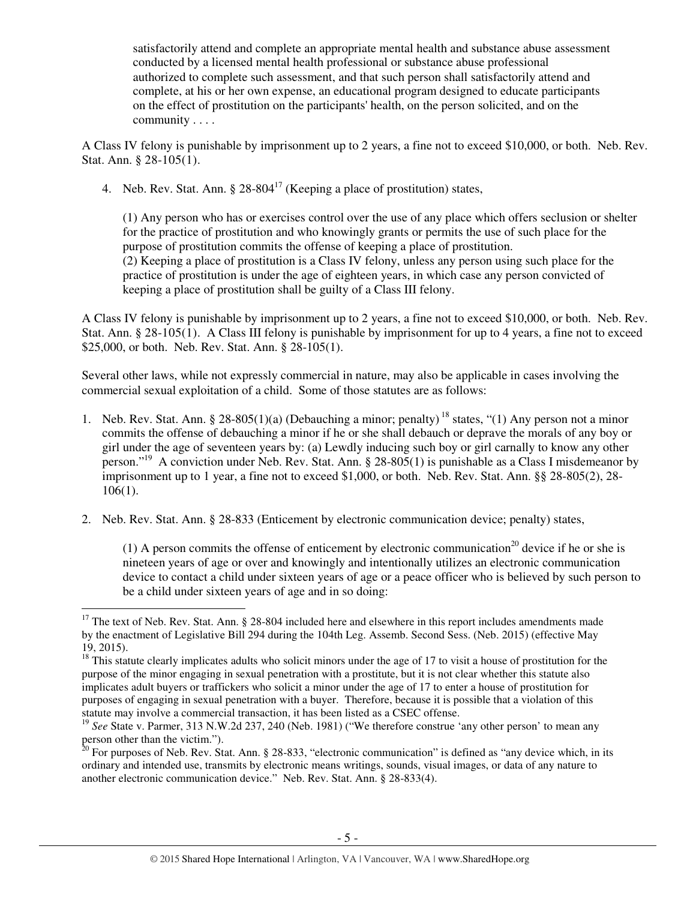> satisfactorily attend and complete an appropriate mental health and substance abuse assessment conducted by a licensed mental health professional or substance abuse professional authorized to complete such assessment, and that such person shall satisfactorily attend and complete, at his or her own expense, an educational program designed to educate participants on the effect of prostitution on the participants' health, on the person solicited, and on the community . . . .

A Class IV felony is punishable by imprisonment up to 2 years, a fine not to exceed $10,000, or both. Neb. Rev. Stat. Ann. § 28-105(1).

4. Neb. Rev. Stat. Ann. § 28-804[17] (Keeping a place of prostitution) states,

> (1) Any person who has or exercises control over the use of any place which offers seclusion or shelter for the practice of prostitution and who knowingly grants or permits the use of such place for the purpose of prostitution commits the offense of keeping a place of prostitution.
> (2) Keeping a place of prostitution is a Class IV felony, unless any person using such place for the practice of prostitution is under the age of eighteen years, in which case any person convicted of keeping a place of prostitution shall be guilty of a Class III felony.

A Class IV felony is punishable by imprisonment up to 2 years, a fine not to exceed $10,000, or both. Neb. Rev. Stat. Ann. § 28-105(1). A Class III felony is punishable by imprisonment for up to 4 years, a fine not to exceed $25,000, or both. Neb. Rev. Stat. Ann. § 28-105(1).

Several other laws, while not expressly commercial in nature, may also be applicable in cases involving the commercial sexual exploitation of a child. Some of those statutes are as follows:

1. Neb. Rev. Stat. Ann. § 28-805(1)(a) (Debauching a minor; penalty)[18] states, "(1) Any person not a minor commits the offense of debauching a minor if he or she shall debauch or deprave the morals of any boy or girl under the age of seventeen years by: (a) Lewdly inducing such boy or girl carnally to know any other person."[19] A conviction under Neb. Rev. Stat. Ann. § 28-805(1) is punishable as a Class I misdemeanor by imprisonment up to 1 year, a fine not to exceed $1,000, or both. Neb. Rev. Stat. Ann. §§ 28-805(2), 28-106(1).

2. Neb. Rev. Stat. Ann. § 28-833 (Enticement by electronic communication device; penalty) states,

> (1) A person commits the offense of enticement by electronic communication[20] device if he or she is nineteen years of age or over and knowingly and intentionally utilizes an electronic communication device to contact a child under sixteen years of age or a peace officer who is believed by such person to be a child under sixteen years of age and in so doing:

---

[17] The text of Neb. Rev. Stat. Ann. § 28-804 included here and elsewhere in this report includes amendments made by the enactment of Legislative Bill 294 during the 104th Leg. Assemb. Second Sess. (Neb. 2015) (effective May 19, 2015).

[18] This statute clearly implicates adults who solicit minors under the age of 17 to visit a house of prostitution for the purpose of the minor engaging in sexual penetration with a prostitute, but it is not clear whether this statute also implicates adult buyers or traffickers who solicit a minor under the age of 17 to enter a house of prostitution for purposes of engaging in sexual penetration with a buyer. Therefore, because it is possible that a violation of this statute may involve a commercial transaction, it has been listed as a CSEC offense.

[19] *See* State v. Parmer, 313 N.W.2d 237, 240 (Neb. 1981) ("We therefore construe 'any other person' to mean any person other than the victim.").

[20] For purposes of Neb. Rev. Stat. Ann. § 28-833, "electronic communication" is defined as "any device which, in its ordinary and intended use, transmits by electronic means writings, sounds, visual images, or data of any nature to another electronic communication device." Neb. Rev. Stat. Ann. § 28-833(4).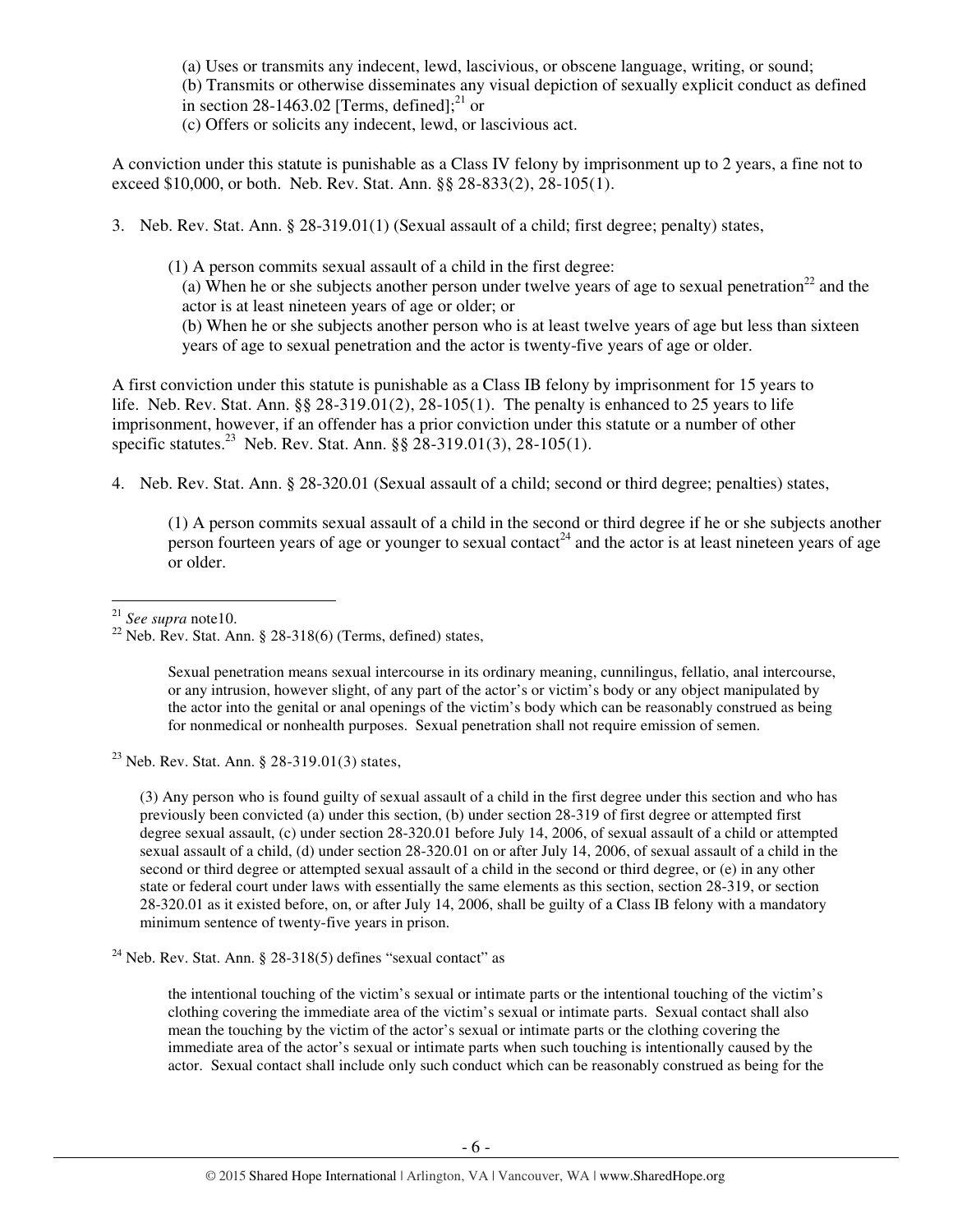(a) Uses or transmits any indecent, lewd, lascivious, or obscene language, writing, or sound;
(b) Transmits or otherwise disseminates any visual depiction of sexually explicit conduct as defined in section 28-1463.02 [Terms, defined];[21] or
(c) Offers or solicits any indecent, lewd, or lascivious act.

A conviction under this statute is punishable as a Class IV felony by imprisonment up to 2 years, a fine not to exceed $10,000, or both. Neb. Rev. Stat. Ann. §§ 28-833(2), 28-105(1).

3. Neb. Rev. Stat. Ann. § 28-319.01(1) (Sexual assault of a child; first degree; penalty) states,

(1) A person commits sexual assault of a child in the first degree:
(a) When he or she subjects another person under twelve years of age to sexual penetration[22] and the actor is at least nineteen years of age or older; or
(b) When he or she subjects another person who is at least twelve years of age but less than sixteen years of age to sexual penetration and the actor is twenty-five years of age or older.

A first conviction under this statute is punishable as a Class IB felony by imprisonment for 15 years to life. Neb. Rev. Stat. Ann. §§ 28-319.01(2), 28-105(1). The penalty is enhanced to 25 years to life imprisonment, however, if an offender has a prior conviction under this statute or a number of other specific statutes.[23] Neb. Rev. Stat. Ann. §§ 28-319.01(3), 28-105(1).

4. Neb. Rev. Stat. Ann. § 28-320.01 (Sexual assault of a child; second or third degree; penalties) states,

(1) A person commits sexual assault of a child in the second or third degree if he or she subjects another person fourteen years of age or younger to sexual contact[24] and the actor is at least nineteen years of age or older.

---

[21] *See supra* note10.

[22] Neb. Rev. Stat. Ann. § 28-318(6) (Terms, defined) states,

> Sexual penetration means sexual intercourse in its ordinary meaning, cunnilingus, fellatio, anal intercourse, or any intrusion, however slight, of any part of the actor's or victim's body or any object manipulated by the actor into the genital or anal openings of the victim's body which can be reasonably construed as being for nonmedical or nonhealth purposes. Sexual penetration shall not require emission of semen.

[23] Neb. Rev. Stat. Ann. § 28-319.01(3) states,

> (3) Any person who is found guilty of sexual assault of a child in the first degree under this section and who has previously been convicted (a) under this section, (b) under section 28-319 of first degree or attempted first degree sexual assault, (c) under section 28-320.01 before July 14, 2006, of sexual assault of a child or attempted sexual assault of a child, (d) under section 28-320.01 on or after July 14, 2006, of sexual assault of a child in the second or third degree or attempted sexual assault of a child in the second or third degree, or (e) in any other state or federal court under laws with essentially the same elements as this section, section 28-319, or section 28-320.01 as it existed before, on, or after July 14, 2006, shall be guilty of a Class IB felony with a mandatory minimum sentence of twenty-five years in prison.

[24] Neb. Rev. Stat. Ann. § 28-318(5) defines "sexual contact" as

> the intentional touching of the victim's sexual or intimate parts or the intentional touching of the victim's clothing covering the immediate area of the victim's sexual or intimate parts. Sexual contact shall also mean the touching by the victim of the actor's sexual or intimate parts or the clothing covering the immediate area of the actor's sexual or intimate parts when such touching is intentionally caused by the actor. Sexual contact shall include only such conduct which can be reasonably construed as being for the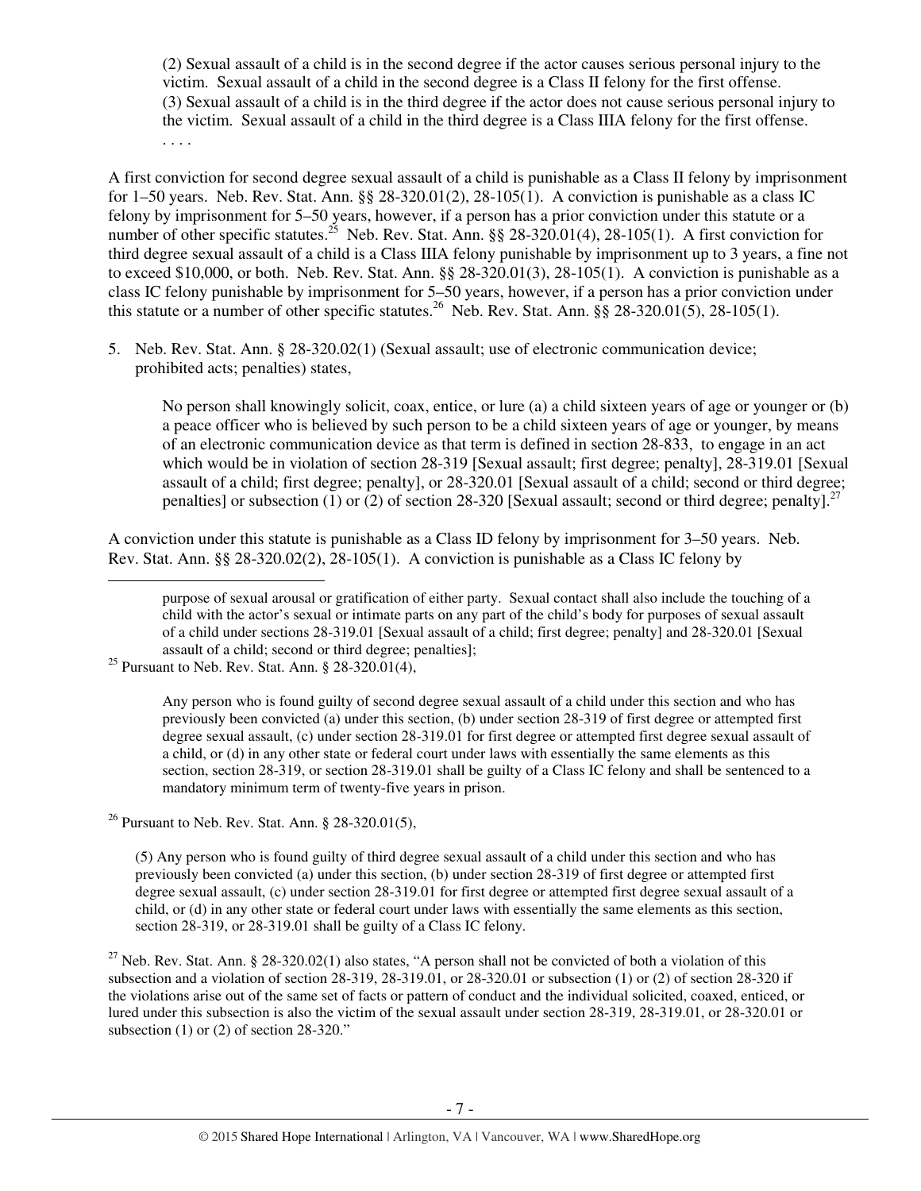> (2) Sexual assault of a child is in the second degree if the actor causes serious personal injury to the victim. Sexual assault of a child in the second degree is a Class II felony for the first offense.
> (3) Sexual assault of a child is in the third degree if the actor does not cause serious personal injury to the victim. Sexual assault of a child in the third degree is a Class IIIA felony for the first offense.
> . . . .

A first conviction for second degree sexual assault of a child is punishable as a Class II felony by imprisonment for 1–50 years. Neb. Rev. Stat. Ann. §§ 28-320.01(2), 28-105(1). A conviction is punishable as a class IC felony by imprisonment for 5–50 years, however, if a person has a prior conviction under this statute or a number of other specific statutes.[25] Neb. Rev. Stat. Ann. §§ 28-320.01(4), 28-105(1). A first conviction for third degree sexual assault of a child is a Class IIIA felony punishable by imprisonment up to 3 years, a fine not to exceed $10,000, or both. Neb. Rev. Stat. Ann. §§ 28-320.01(3), 28-105(1). A conviction is punishable as a class IC felony punishable by imprisonment for 5–50 years, however, if a person has a prior conviction under this statute or a number of other specific statutes.[26] Neb. Rev. Stat. Ann. §§ 28-320.01(5), 28-105(1).

5. Neb. Rev. Stat. Ann. § 28-320.02(1) (Sexual assault; use of electronic communication device; prohibited acts; penalties) states,

> No person shall knowingly solicit, coax, entice, or lure (a) a child sixteen years of age or younger or (b) a peace officer who is believed by such person to be a child sixteen years of age or younger, by means of an electronic communication device as that term is defined in section 28-833, to engage in an act which would be in violation of section 28-319 [Sexual assault; first degree; penalty], 28-319.01 [Sexual assault of a child; first degree; penalty], or 28-320.01 [Sexual assault of a child; second or third degree; penalties] or subsection (1) or (2) of section 28-320 [Sexual assault; second or third degree; penalty].[27]

A conviction under this statute is punishable as a Class ID felony by imprisonment for 3–50 years. Neb. Rev. Stat. Ann. §§ 28-320.02(2), 28-105(1). A conviction is punishable as a Class IC felony by

---

purpose of sexual arousal or gratification of either party. Sexual contact shall also include the touching of a child with the actor's sexual or intimate parts on any part of the child's body for purposes of sexual assault of a child under sections 28-319.01 [Sexual assault of a child; first degree; penalty] and 28-320.01 [Sexual assault of a child; second or third degree; penalties];

[25] Pursuant to Neb. Rev. Stat. Ann. § 28-320.01(4),

> Any person who is found guilty of second degree sexual assault of a child under this section and who has previously been convicted (a) under this section, (b) under section 28-319 of first degree or attempted first degree sexual assault, (c) under section 28-319.01 for first degree or attempted first degree sexual assault of a child, or (d) in any other state or federal court under laws with essentially the same elements as this section, section 28-319, or section 28-319.01 shall be guilty of a Class IC felony and shall be sentenced to a mandatory minimum term of twenty-five years in prison.

[26] Pursuant to Neb. Rev. Stat. Ann. § 28-320.01(5),

> (5) Any person who is found guilty of third degree sexual assault of a child under this section and who has previously been convicted (a) under this section, (b) under section 28-319 of first degree or attempted first degree sexual assault, (c) under section 28-319.01 for first degree or attempted first degree sexual assault of a child, or (d) in any other state or federal court under laws with essentially the same elements as this section, section 28-319, or 28-319.01 shall be guilty of a Class IC felony.

[27] Neb. Rev. Stat. Ann. § 28-320.02(1) also states, "A person shall not be convicted of both a violation of this subsection and a violation of section 28-319, 28-319.01, or 28-320.01 or subsection (1) or (2) of section 28-320 if the violations arise out of the same set of facts or pattern of conduct and the individual solicited, coaxed, enticed, or lured under this subsection is also the victim of the sexual assault under section 28-319, 28-319.01, or 28-320.01 or subsection (1) or (2) of section 28-320."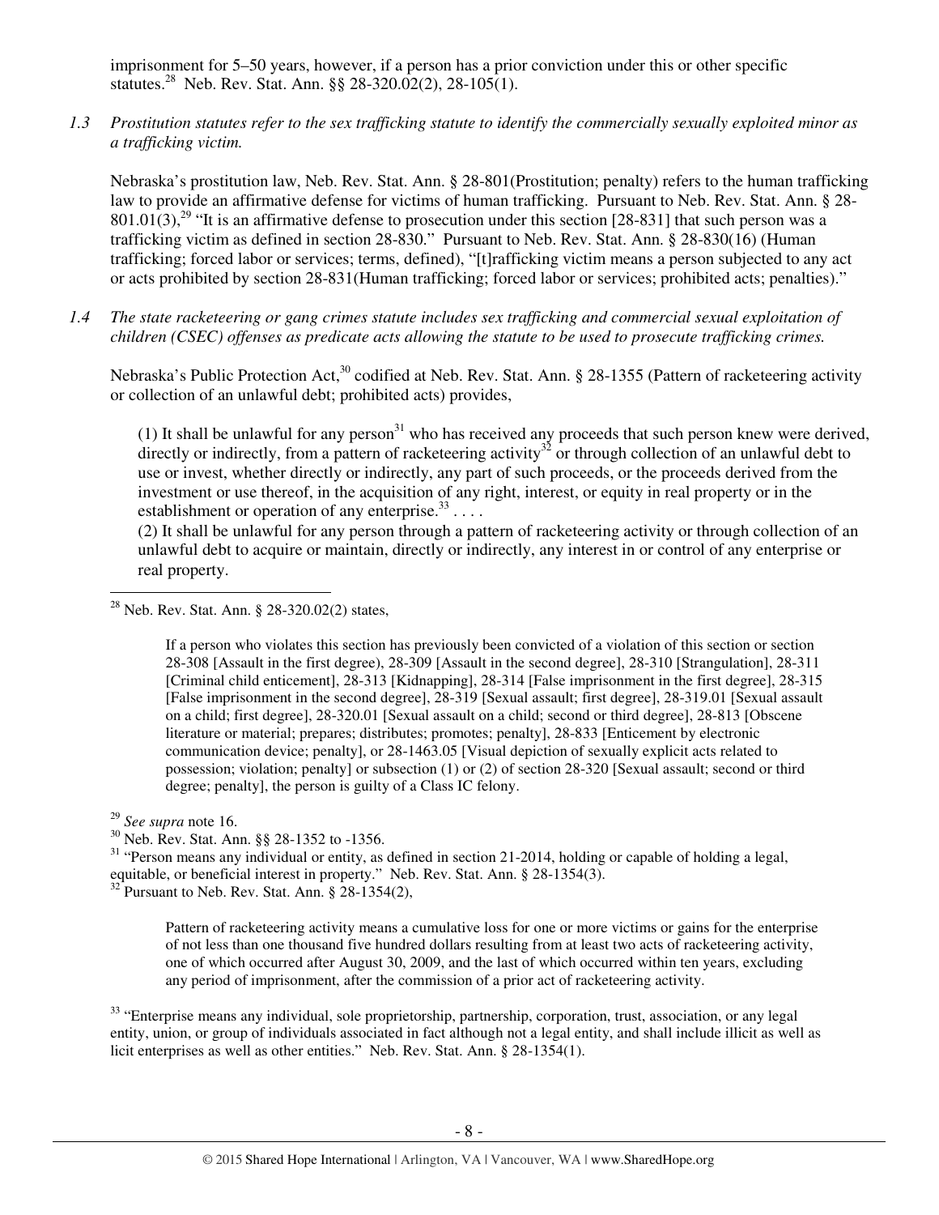imprisonment for 5–50 years, however, if a person has a prior conviction under this or other specific statutes.[28] Neb. Rev. Stat. Ann. §§ 28-320.02(2), 28-105(1).

*1.3 Prostitution statutes refer to the sex trafficking statute to identify the commercially sexually exploited minor as a trafficking victim.*

Nebraska's prostitution law, Neb. Rev. Stat. Ann. § 28-801(Prostitution; penalty) refers to the human trafficking law to provide an affirmative defense for victims of human trafficking. Pursuant to Neb. Rev. Stat. Ann. § 28-801.01(3),[29] "It is an affirmative defense to prosecution under this section [28-831] that such person was a trafficking victim as defined in section 28-830." Pursuant to Neb. Rev. Stat. Ann. § 28-830(16) (Human trafficking; forced labor or services; terms, defined), "[t]rafficking victim means a person subjected to any act or acts prohibited by section 28-831(Human trafficking; forced labor or services; prohibited acts; penalties)."

*1.4 The state racketeering or gang crimes statute includes sex trafficking and commercial sexual exploitation of children (CSEC) offenses as predicate acts allowing the statute to be used to prosecute trafficking crimes.*

Nebraska's Public Protection Act,[30] codified at Neb. Rev. Stat. Ann. § 28-1355 (Pattern of racketeering activity or collection of an unlawful debt; prohibited acts) provides,

> (1) It shall be unlawful for any person[31] who has received any proceeds that such person knew were derived, directly or indirectly, from a pattern of racketeering activity[32] or through collection of an unlawful debt to use or invest, whether directly or indirectly, any part of such proceeds, or the proceeds derived from the investment or use thereof, in the acquisition of any right, interest, or equity in real property or in the establishment or operation of any enterprise.[33] . . . .
>
> (2) It shall be unlawful for any person through a pattern of racketeering activity or through collection of an unlawful debt to acquire or maintain, directly or indirectly, any interest in or control of any enterprise or real property.

---

[28] Neb. Rev. Stat. Ann. § 28-320.02(2) states,

> If a person who violates this section has previously been convicted of a violation of this section or section 28-308 [Assault in the first degree], 28-309 [Assault in the second degree], 28-310 [Strangulation], 28-311 [Criminal child enticement], 28-313 [Kidnapping], 28-314 [False imprisonment in the first degree], 28-315 [False imprisonment in the second degree], 28-319 [Sexual assault; first degree], 28-319.01 [Sexual assault on a child; first degree], 28-320.01 [Sexual assault on a child; second or third degree], 28-813 [Obscene literature or material; prepares; distributes; promotes; penalty], 28-833 [Enticement by electronic communication device; penalty], or 28-1463.05 [Visual depiction of sexually explicit acts related to possession; violation; penalty] or subsection (1) or (2) of section 28-320 [Sexual assault; second or third degree; penalty], the person is guilty of a Class IC felony.

[29] *See supra* note 16.

[30] Neb. Rev. Stat. Ann. §§ 28-1352 to -1356.

[31] "Person means any individual or entity, as defined in section 21-2014, holding or capable of holding a legal, equitable, or beneficial interest in property." Neb. Rev. Stat. Ann. § 28-1354(3).

[32] Pursuant to Neb. Rev. Stat. Ann. § 28-1354(2),

> Pattern of racketeering activity means a cumulative loss for one or more victims or gains for the enterprise of not less than one thousand five hundred dollars resulting from at least two acts of racketeering activity, one of which occurred after August 30, 2009, and the last of which occurred within ten years, excluding any period of imprisonment, after the commission of a prior act of racketeering activity.

[33] "Enterprise means any individual, sole proprietorship, partnership, corporation, trust, association, or any legal entity, union, or group of individuals associated in fact although not a legal entity, and shall include illicit as well as licit enterprises as well as other entities." Neb. Rev. Stat. Ann. § 28-1354(1).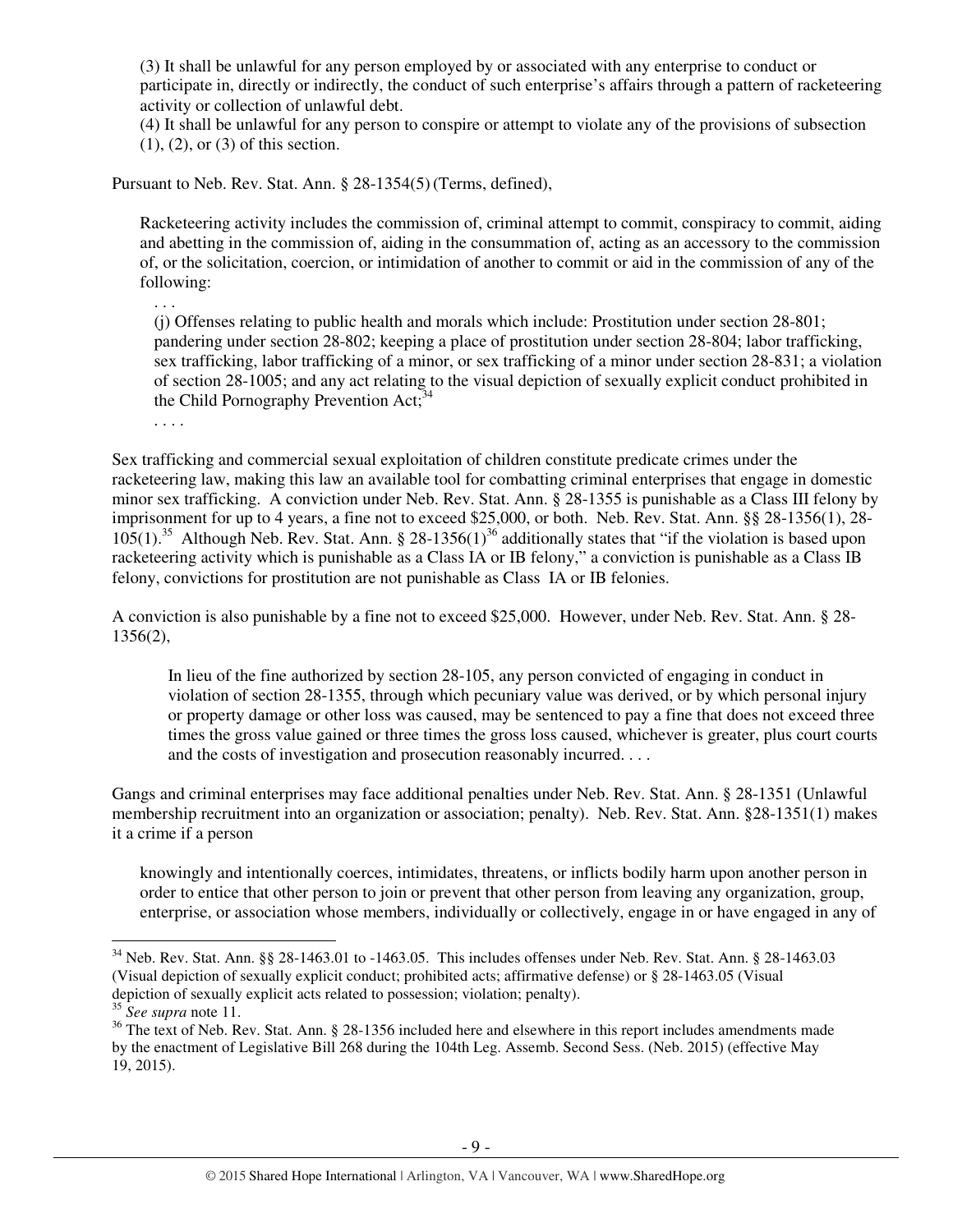> (3) It shall be unlawful for any person employed by or associated with any enterprise to conduct or participate in, directly or indirectly, the conduct of such enterprise's affairs through a pattern of racketeering activity or collection of unlawful debt.
> (4) It shall be unlawful for any person to conspire or attempt to violate any of the provisions of subsection (1), (2), or (3) of this section.

Pursuant to Neb. Rev. Stat. Ann. § 28-1354(5) (Terms, defined),

> Racketeering activity includes the commission of, criminal attempt to commit, conspiracy to commit, aiding and abetting in the commission of, aiding in the consummation of, acting as an accessory to the commission of, or the solicitation, coercion, or intimidation of another to commit or aid in the commission of any of the following:
>
> . . .
>
> (j) Offenses relating to public health and morals which include: Prostitution under section 28-801; pandering under section 28-802; keeping a place of prostitution under section 28-804; labor trafficking, sex trafficking, labor trafficking of a minor, or sex trafficking of a minor under section 28-831; a violation of section 28-1005; and any act relating to the visual depiction of sexually explicit conduct prohibited in the Child Pornography Prevention Act;[34]
>
> . . . .

Sex trafficking and commercial sexual exploitation of children constitute predicate crimes under the racketeering law, making this law an available tool for combatting criminal enterprises that engage in domestic minor sex trafficking. A conviction under Neb. Rev. Stat. Ann. § 28-1355 is punishable as a Class III felony by imprisonment for up to 4 years, a fine not to exceed $25,000, or both. Neb. Rev. Stat. Ann. §§ 28-1356(1), 28-105(1).[35] Although Neb. Rev. Stat. Ann. § 28-1356(1)[36] additionally states that "if the violation is based upon racketeering activity which is punishable as a Class IA or IB felony," a conviction is punishable as a Class IB felony, convictions for prostitution are not punishable as Class IA or IB felonies.

A conviction is also punishable by a fine not to exceed $25,000. However, under Neb. Rev. Stat. Ann. § 28-1356(2),

> In lieu of the fine authorized by section 28-105, any person convicted of engaging in conduct in violation of section 28-1355, through which pecuniary value was derived, or by which personal injury or property damage or other loss was caused, may be sentenced to pay a fine that does not exceed three times the gross value gained or three times the gross loss caused, whichever is greater, plus court courts and the costs of investigation and prosecution reasonably incurred. . . .

Gangs and criminal enterprises may face additional penalties under Neb. Rev. Stat. Ann. § 28-1351 (Unlawful membership recruitment into an organization or association; penalty). Neb. Rev. Stat. Ann. §28-1351(1) makes it a crime if a person

> knowingly and intentionally coerces, intimidates, threatens, or inflicts bodily harm upon another person in order to entice that other person to join or prevent that other person from leaving any organization, group, enterprise, or association whose members, individually or collectively, engage in or have engaged in any of

---

[34] Neb. Rev. Stat. Ann. §§ 28-1463.01 to -1463.05. This includes offenses under Neb. Rev. Stat. Ann. § 28-1463.03 (Visual depiction of sexually explicit conduct; prohibited acts; affirmative defense) or § 28-1463.05 (Visual depiction of sexually explicit acts related to possession; violation; penalty).

[35] *See supra* note 11.

[36] The text of Neb. Rev. Stat. Ann. § 28-1356 included here and elsewhere in this report includes amendments made by the enactment of Legislative Bill 268 during the 104th Leg. Assemb. Second Sess. (Neb. 2015) (effective May 19, 2015).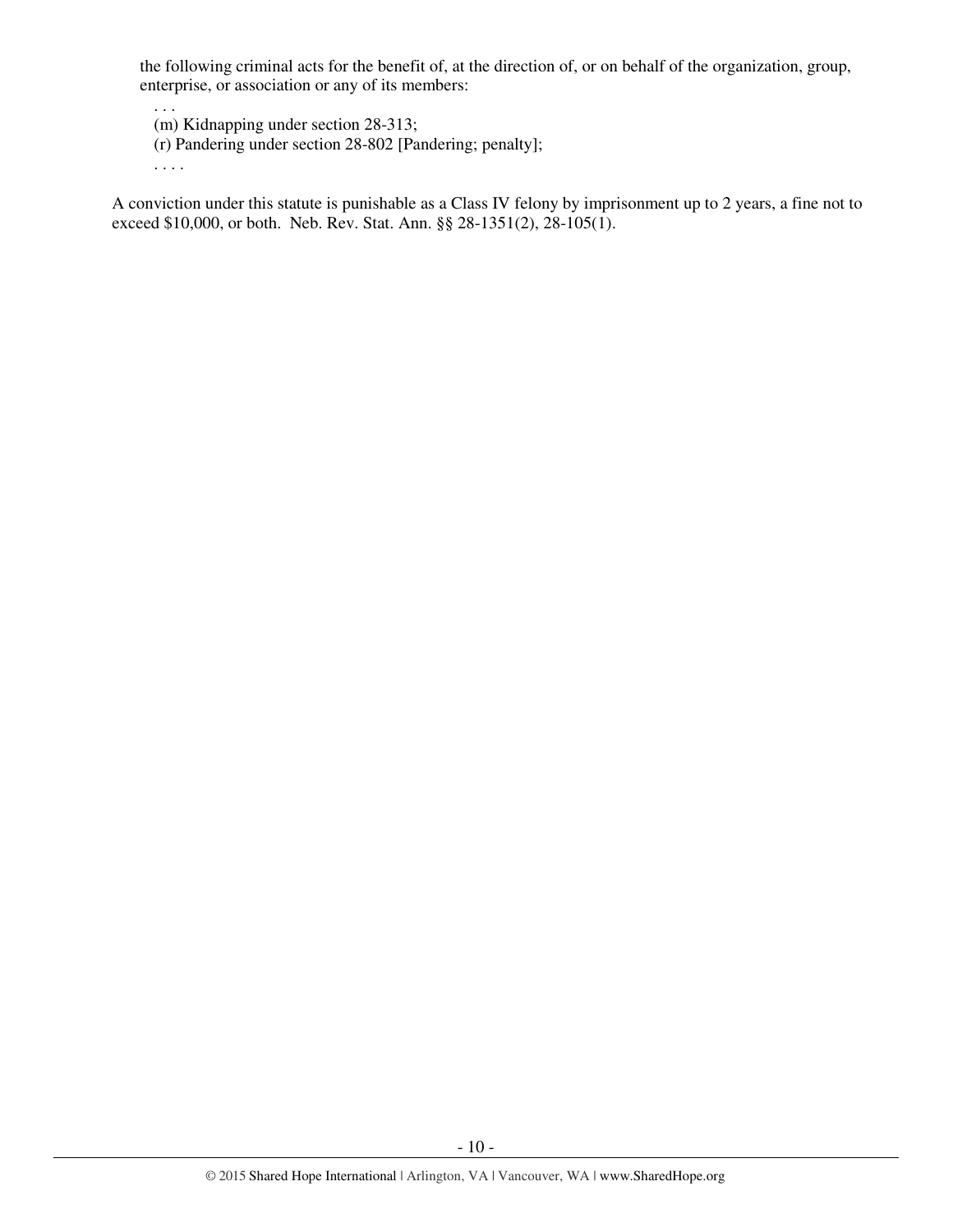the following criminal acts for the benefit of, at the direction of, or on behalf of the organization, group, enterprise, or association or any of its members:

. . .

(m) Kidnapping under section 28-313;

(r) Pandering under section 28-802 [Pandering; penalty];

. . . .

A conviction under this statute is punishable as a Class IV felony by imprisonment up to 2 years, a fine not to exceed $10,000, or both. Neb. Rev. Stat. Ann. §§ 28-1351(2), 28-105(1).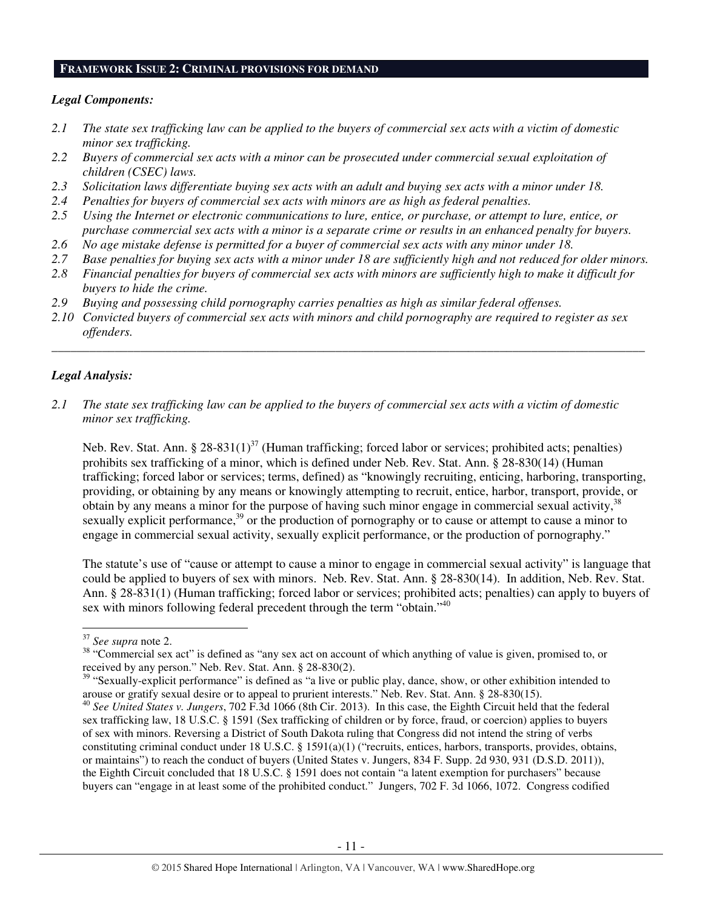## FRAMEWORK ISSUE 2: CRIMINAL PROVISIONS FOR DEMAND

### *Legal Components:*

*2.1 The state sex trafficking law can be applied to the buyers of commercial sex acts with a victim of domestic minor sex trafficking.*

*2.2 Buyers of commercial sex acts with a minor can be prosecuted under commercial sexual exploitation of children (CSEC) laws.*

*2.3 Solicitation laws differentiate buying sex acts with an adult and buying sex acts with a minor under 18.*

*2.4 Penalties for buyers of commercial sex acts with minors are as high as federal penalties.*

*2.5 Using the Internet or electronic communications to lure, entice, or purchase, or attempt to lure, entice, or purchase commercial sex acts with a minor is a separate crime or results in an enhanced penalty for buyers.*

*2.6 No age mistake defense is permitted for a buyer of commercial sex acts with any minor under 18.*

*2.7 Base penalties for buying sex acts with a minor under 18 are sufficiently high and not reduced for older minors.*

*2.8 Financial penalties for buyers of commercial sex acts with minors are sufficiently high to make it difficult for buyers to hide the crime.*

*2.9 Buying and possessing child pornography carries penalties as high as similar federal offenses.*

*2.10 Convicted buyers of commercial sex acts with minors and child pornography are required to register as sex offenders.*

---

### *Legal Analysis:*

*2.1 The state sex trafficking law can be applied to the buyers of commercial sex acts with a victim of domestic minor sex trafficking.*

Neb. Rev. Stat. Ann. § 28-831(1)[37] (Human trafficking; forced labor or services; prohibited acts; penalties) prohibits sex trafficking of a minor, which is defined under Neb. Rev. Stat. Ann. § 28-830(14) (Human trafficking; forced labor or services; terms, defined) as "knowingly recruiting, enticing, harboring, transporting, providing, or obtaining by any means or knowingly attempting to recruit, entice, harbor, transport, provide, or obtain by any means a minor for the purpose of having such minor engage in commercial sexual activity,[38] sexually explicit performance,[39] or the production of pornography or to cause or attempt to cause a minor to engage in commercial sexual activity, sexually explicit performance, or the production of pornography."

The statute's use of "cause or attempt to cause a minor to engage in commercial sexual activity" is language that could be applied to buyers of sex with minors. Neb. Rev. Stat. Ann. § 28-830(14). In addition, Neb. Rev. Stat. Ann. § 28-831(1) (Human trafficking; forced labor or services; prohibited acts; penalties) can apply to buyers of sex with minors following federal precedent through the term "obtain."[40]

---

[37] *See supra* note 2.

[38] "Commercial sex act" is defined as "any sex act on account of which anything of value is given, promised to, or received by any person." Neb. Rev. Stat. Ann. § 28-830(2).

[39] "Sexually-explicit performance" is defined as "a live or public play, dance, show, or other exhibition intended to arouse or gratify sexual desire or to appeal to prurient interests." Neb. Rev. Stat. Ann. § 28-830(15).

[40] *See United States v. Jungers*, 702 F.3d 1066 (8th Cir. 2013). In this case, the Eighth Circuit held that the federal sex trafficking law, 18 U.S.C. § 1591 (Sex trafficking of children or by force, fraud, or coercion) applies to buyers of sex with minors. Reversing a District of South Dakota ruling that Congress did not intend the string of verbs constituting criminal conduct under 18 U.S.C. § 1591(a)(1) ("recruits, entices, harbors, transports, provides, obtains, or maintains") to reach the conduct of buyers (United States v. Jungers, 834 F. Supp. 2d 930, 931 (D.S.D. 2011)), the Eighth Circuit concluded that 18 U.S.C. § 1591 does not contain "a latent exemption for purchasers" because buyers can "engage in at least some of the prohibited conduct." Jungers, 702 F. 3d 1066, 1072. Congress codified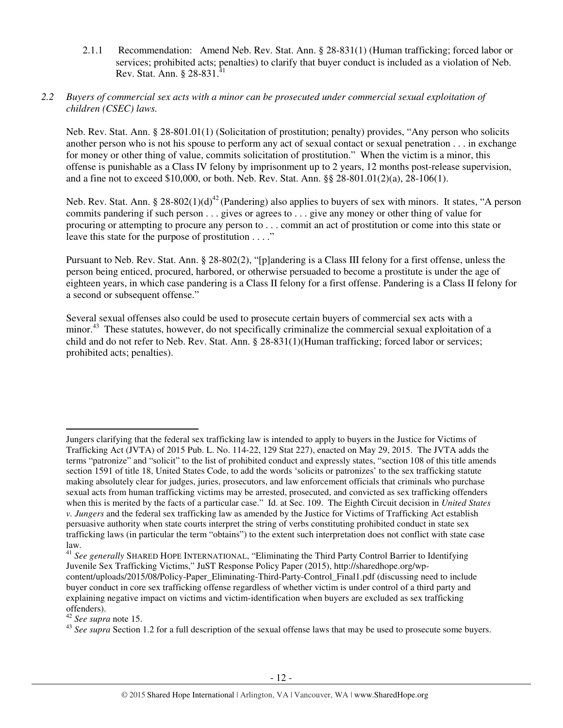2.1.1 Recommendation: Amend Neb. Rev. Stat. Ann. § 28-831(1) (Human trafficking; forced labor or services; prohibited acts; penalties) to clarify that buyer conduct is included as a violation of Neb. Rev. Stat. Ann. § 28-831.[41]

*2.2 Buyers of commercial sex acts with a minor can be prosecuted under commercial sexual exploitation of children (CSEC) laws.*

Neb. Rev. Stat. Ann. § 28-801.01(1) (Solicitation of prostitution; penalty) provides, "Any person who solicits another person who is not his spouse to perform any act of sexual contact or sexual penetration . . . in exchange for money or other thing of value, commits solicitation of prostitution." When the victim is a minor, this offense is punishable as a Class IV felony by imprisonment up to 2 years, 12 months post-release supervision, and a fine not to exceed $10,000, or both. Neb. Rev. Stat. Ann. §§ 28-801.01(2)(a), 28-106(1).

Neb. Rev. Stat. Ann. § 28-802(1)(d)[42] (Pandering) also applies to buyers of sex with minors. It states, "A person commits pandering if such person . . . gives or agrees to . . . give any money or other thing of value for procuring or attempting to procure any person to . . . commit an act of prostitution or come into this state or leave this state for the purpose of prostitution . . . ."

Pursuant to Neb. Rev. Stat. Ann. § 28-802(2), "[p]andering is a Class III felony for a first offense, unless the person being enticed, procured, harbored, or otherwise persuaded to become a prostitute is under the age of eighteen years, in which case pandering is a Class II felony for a first offense. Pandering is a Class II felony for a second or subsequent offense."

Several sexual offenses also could be used to prosecute certain buyers of commercial sex acts with a minor.[43] These statutes, however, do not specifically criminalize the commercial sexual exploitation of a child and do not refer to Neb. Rev. Stat. Ann. § 28-831(1)(Human trafficking; forced labor or services; prohibited acts; penalties).

---

Jungers clarifying that the federal sex trafficking law is intended to apply to buyers in the Justice for Victims of Trafficking Act (JVTA) of 2015 Pub. L. No. 114-22, 129 Stat 227), enacted on May 29, 2015. The JVTA adds the terms "patronize" and "solicit" to the list of prohibited conduct and expressly states, "section 108 of this title amends section 1591 of title 18, United States Code, to add the words 'solicits or patronizes' to the sex trafficking statute making absolutely clear for judges, juries, prosecutors, and law enforcement officials that criminals who purchase sexual acts from human trafficking victims may be arrested, prosecuted, and convicted as sex trafficking offenders when this is merited by the facts of a particular case." Id. at Sec. 109. The Eighth Circuit decision in *United States v. Jungers* and the federal sex trafficking law as amended by the Justice for Victims of Trafficking Act establish persuasive authority when state courts interpret the string of verbs constituting prohibited conduct in state sex trafficking laws (in particular the term "obtains") to the extent such interpretation does not conflict with state case law.

[41] *See generally* SHARED HOPE INTERNATIONAL, "Eliminating the Third Party Control Barrier to Identifying Juvenile Sex Trafficking Victims," JuST Response Policy Paper (2015), http://sharedhope.org/wp-content/uploads/2015/08/Policy-Paper_Eliminating-Third-Party-Control_Final1.pdf (discussing need to include buyer conduct in core sex trafficking offense regardless of whether victim is under control of a third party and explaining negative impact on victims and victim-identification when buyers are excluded as sex trafficking offenders).

[42] *See supra* note 15.

[43] *See supra* Section 1.2 for a full description of the sexual offense laws that may be used to prosecute some buyers.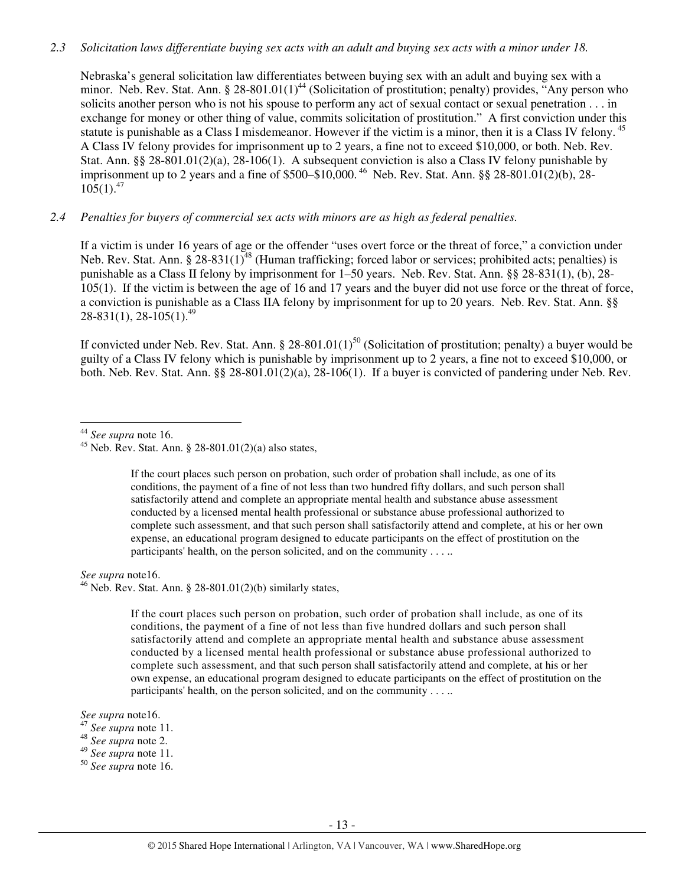*2.3 Solicitation laws differentiate buying sex acts with an adult and buying sex acts with a minor under 18.*

Nebraska's general solicitation law differentiates between buying sex with an adult and buying sex with a minor. Neb. Rev. Stat. Ann. § 28-801.01(1)[44] (Solicitation of prostitution; penalty) provides, "Any person who solicits another person who is not his spouse to perform any act of sexual contact or sexual penetration . . . in exchange for money or other thing of value, commits solicitation of prostitution." A first conviction under this statute is punishable as a Class I misdemeanor. However if the victim is a minor, then it is a Class IV felony.[45] A Class IV felony provides for imprisonment up to 2 years, a fine not to exceed $10,000, or both. Neb. Rev. Stat. Ann. §§ 28-801.01(2)(a), 28-106(1). A subsequent conviction is also a Class IV felony punishable by imprisonment up to 2 years and a fine of $500–$10,000.[46] Neb. Rev. Stat. Ann. §§ 28-801.01(2)(b), 28-105(1).[47]

*2.4 Penalties for buyers of commercial sex acts with minors are as high as federal penalties.*

If a victim is under 16 years of age or the offender "uses overt force or the threat of force," a conviction under Neb. Rev. Stat. Ann. § 28-831(1)[48] (Human trafficking; forced labor or services; prohibited acts; penalties) is punishable as a Class II felony by imprisonment for 1–50 years. Neb. Rev. Stat. Ann. §§ 28-831(1), (b), 28-105(1). If the victim is between the age of 16 and 17 years and the buyer did not use force or the threat of force, a conviction is punishable as a Class IIA felony by imprisonment for up to 20 years. Neb. Rev. Stat. Ann. §§ 28-831(1), 28-105(1).[49]

If convicted under Neb. Rev. Stat. Ann. § 28-801.01(1)[50] (Solicitation of prostitution; penalty) a buyer would be guilty of a Class IV felony which is punishable by imprisonment up to 2 years, a fine not to exceed $10,000, or both. Neb. Rev. Stat. Ann. §§ 28-801.01(2)(a), 28-106(1). If a buyer is convicted of pandering under Neb. Rev.

---

[44] *See supra* note 16.

[45] Neb. Rev. Stat. Ann. § 28-801.01(2)(a) also states,

> If the court places such person on probation, such order of probation shall include, as one of its conditions, the payment of a fine of not less than two hundred fifty dollars, and such person shall satisfactorily attend and complete an appropriate mental health and substance abuse assessment conducted by a licensed mental health professional or substance abuse professional authorized to complete such assessment, and that such person shall satisfactorily attend and complete, at his or her own expense, an educational program designed to educate participants on the effect of prostitution on the participants' health, on the person solicited, and on the community . . . ..

*See supra* note16.

[46] Neb. Rev. Stat. Ann. § 28-801.01(2)(b) similarly states,

> If the court places such person on probation, such order of probation shall include, as one of its conditions, the payment of a fine of not less than five hundred dollars and such person shall satisfactorily attend and complete an appropriate mental health and substance abuse assessment conducted by a licensed mental health professional or substance abuse professional authorized to complete such assessment, and that such person shall satisfactorily attend and complete, at his or her own expense, an educational program designed to educate participants on the effect of prostitution on the participants' health, on the person solicited, and on the community . . . ..

*See supra* note16.

[47] *See supra* note 11.

[48] *See supra* note 2.

[49] *See supra* note 11.

[50] *See supra* note 16.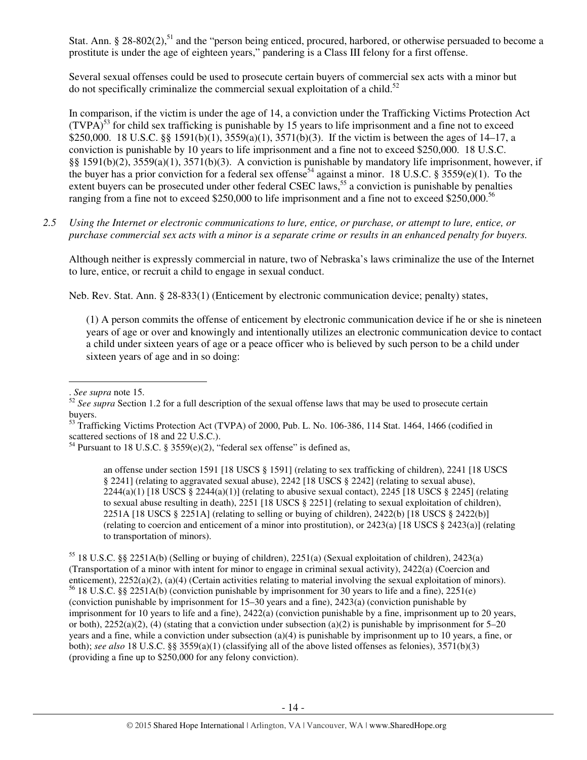Stat. Ann. § 28-802(2),[51] and the "person being enticed, procured, harbored, or otherwise persuaded to become a prostitute is under the age of eighteen years," pandering is a Class III felony for a first offense.

Several sexual offenses could be used to prosecute certain buyers of commercial sex acts with a minor but do not specifically criminalize the commercial sexual exploitation of a child.[52]

In comparison, if the victim is under the age of 14, a conviction under the Trafficking Victims Protection Act (TVPA)[53] for child sex trafficking is punishable by 15 years to life imprisonment and a fine not to exceed $250,000. 18 U.S.C. §§ 1591(b)(1), 3559(a)(1), 3571(b)(3). If the victim is between the ages of 14–17, a conviction is punishable by 10 years to life imprisonment and a fine not to exceed $250,000. 18 U.S.C. §§ 1591(b)(2), 3559(a)(1), 3571(b)(3). A conviction is punishable by mandatory life imprisonment, however, if the buyer has a prior conviction for a federal sex offense[54] against a minor. 18 U.S.C. § 3559(e)(1). To the extent buyers can be prosecuted under other federal CSEC laws,[55] a conviction is punishable by penalties ranging from a fine not to exceed $250,000 to life imprisonment and a fine not to exceed $250,000.[56]

*2.5 Using the Internet or electronic communications to lure, entice, or purchase, or attempt to lure, entice, or purchase commercial sex acts with a minor is a separate crime or results in an enhanced penalty for buyers.*

Although neither is expressly commercial in nature, two of Nebraska's laws criminalize the use of the Internet to lure, entice, or recruit a child to engage in sexual conduct.

Neb. Rev. Stat. Ann. § 28-833(1) (Enticement by electronic communication device; penalty) states,

> (1) A person commits the offense of enticement by electronic communication device if he or she is nineteen years of age or over and knowingly and intentionally utilizes an electronic communication device to contact a child under sixteen years of age or a peace officer who is believed by such person to be a child under sixteen years of age and in so doing:

---

. *See supra* note 15.

[52] *See supra* Section 1.2 for a full description of the sexual offense laws that may be used to prosecute certain buyers.

[53] Trafficking Victims Protection Act (TVPA) of 2000, Pub. L. No. 106-386, 114 Stat. 1464, 1466 (codified in scattered sections of 18 and 22 U.S.C.).

[54] Pursuant to 18 U.S.C. § 3559(e)(2), "federal sex offense" is defined as,

> an offense under section 1591 [18 USCS § 1591] (relating to sex trafficking of children), 2241 [18 USCS § 2241] (relating to aggravated sexual abuse), 2242 [18 USCS § 2242] (relating to sexual abuse), 2244(a)(1) [18 USCS § 2244(a)(1)] (relating to abusive sexual contact), 2245 [18 USCS § 2245] (relating to sexual abuse resulting in death), 2251 [18 USCS § 2251] (relating to sexual exploitation of children), 2251A [18 USCS § 2251A] (relating to selling or buying of children), 2422(b) [18 USCS § 2422(b)] (relating to coercion and enticement of a minor into prostitution), or 2423(a) [18 USCS § 2423(a)] (relating to transportation of minors).

[55] 18 U.S.C. §§ 2251A(b) (Selling or buying of children), 2251(a) (Sexual exploitation of children), 2423(a) (Transportation of a minor with intent for minor to engage in criminal sexual activity), 2422(a) (Coercion and enticement), 2252(a)(2), (a)(4) (Certain activities relating to material involving the sexual exploitation of minors).

[56] 18 U.S.C. §§ 2251A(b) (conviction punishable by imprisonment for 30 years to life and a fine), 2251(e) (conviction punishable by imprisonment for 15–30 years and a fine), 2423(a) (conviction punishable by imprisonment for 10 years to life and a fine), 2422(a) (conviction punishable by a fine, imprisonment up to 20 years, or both), 2252(a)(2), (4) (stating that a conviction under subsection (a)(2) is punishable by imprisonment for 5–20 years and a fine, while a conviction under subsection (a)(4) is punishable by imprisonment up to 10 years, a fine, or both); *see also* 18 U.S.C. §§ 3559(a)(1) (classifying all of the above listed offenses as felonies), 3571(b)(3) (providing a fine up to $250,000 for any felony conviction).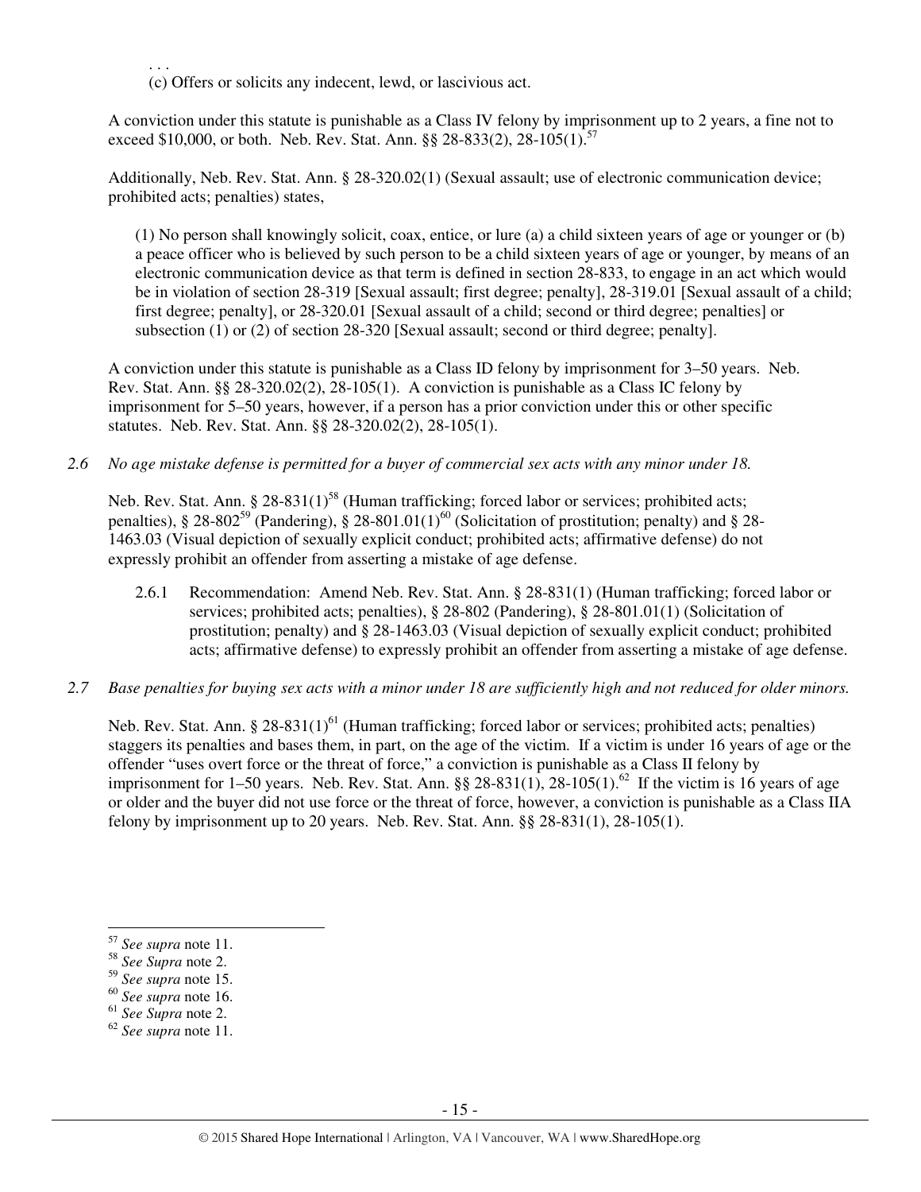. . .

(c) Offers or solicits any indecent, lewd, or lascivious act.

A conviction under this statute is punishable as a Class IV felony by imprisonment up to 2 years, a fine not to exceed $10,000, or both. Neb. Rev. Stat. Ann. §§ 28-833(2), 28-105(1).[57]

Additionally, Neb. Rev. Stat. Ann. § 28-320.02(1) (Sexual assault; use of electronic communication device; prohibited acts; penalties) states,

> (1) No person shall knowingly solicit, coax, entice, or lure (a) a child sixteen years of age or younger or (b) a peace officer who is believed by such person to be a child sixteen years of age or younger, by means of an electronic communication device as that term is defined in section 28-833, to engage in an act which would be in violation of section 28-319 [Sexual assault; first degree; penalty], 28-319.01 [Sexual assault of a child; first degree; penalty], or 28-320.01 [Sexual assault of a child; second or third degree; penalties] or subsection (1) or (2) of section 28-320 [Sexual assault; second or third degree; penalty].

A conviction under this statute is punishable as a Class ID felony by imprisonment for 3–50 years. Neb. Rev. Stat. Ann. §§ 28-320.02(2), 28-105(1). A conviction is punishable as a Class IC felony by imprisonment for 5–50 years, however, if a person has a prior conviction under this or other specific statutes. Neb. Rev. Stat. Ann. §§ 28-320.02(2), 28-105(1).

*2.6 No age mistake defense is permitted for a buyer of commercial sex acts with any minor under 18.*

Neb. Rev. Stat. Ann. § 28-831(1)[58] (Human trafficking; forced labor or services; prohibited acts; penalties), § 28-802[59] (Pandering), § 28-801.01(1)[60] (Solicitation of prostitution; penalty) and § 28-1463.03 (Visual depiction of sexually explicit conduct; prohibited acts; affirmative defense) do not expressly prohibit an offender from asserting a mistake of age defense.

2.6.1 Recommendation: Amend Neb. Rev. Stat. Ann. § 28-831(1) (Human trafficking; forced labor or services; prohibited acts; penalties), § 28-802 (Pandering), § 28-801.01(1) (Solicitation of prostitution; penalty) and § 28-1463.03 (Visual depiction of sexually explicit conduct; prohibited acts; affirmative defense) to expressly prohibit an offender from asserting a mistake of age defense.

*2.7 Base penalties for buying sex acts with a minor under 18 are sufficiently high and not reduced for older minors.*

Neb. Rev. Stat. Ann. § 28-831(1)[61] (Human trafficking; forced labor or services; prohibited acts; penalties) staggers its penalties and bases them, in part, on the age of the victim. If a victim is under 16 years of age or the offender "uses overt force or the threat of force," a conviction is punishable as a Class II felony by imprisonment for 1–50 years. Neb. Rev. Stat. Ann. §§ 28-831(1), 28-105(1).[62] If the victim is 16 years of age or older and the buyer did not use force or the threat of force, however, a conviction is punishable as a Class IIA felony by imprisonment up to 20 years. Neb. Rev. Stat. Ann. §§ 28-831(1), 28-105(1).

---

[57] *See supra* note 11.

[58] *See Supra* note 2.

[59] *See supra* note 15.

[60] *See supra* note 16.

[61] *See Supra* note 2.

[62] *See supra* note 11.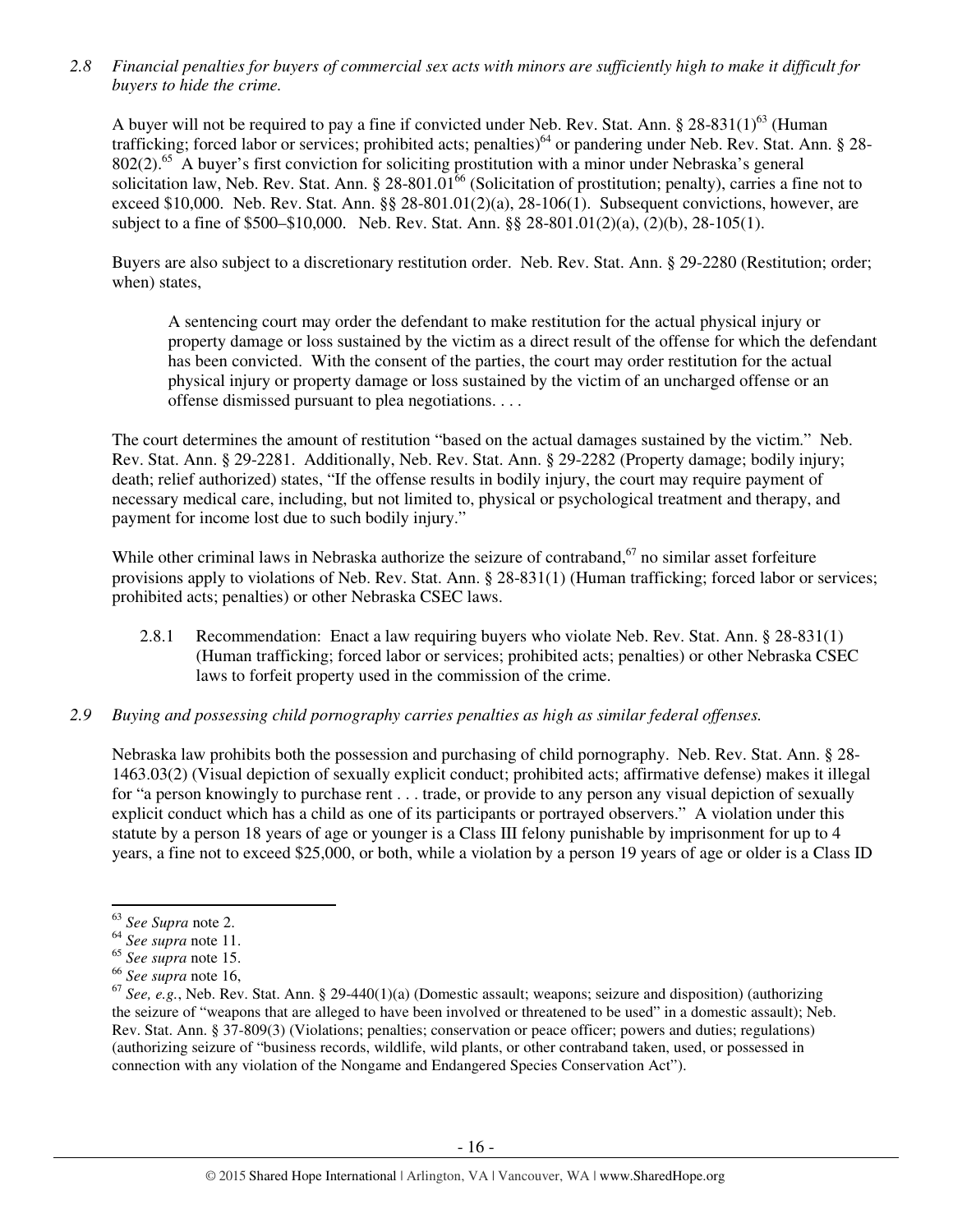*2.8 Financial penalties for buyers of commercial sex acts with minors are sufficiently high to make it difficult for buyers to hide the crime.*

A buyer will not be required to pay a fine if convicted under Neb. Rev. Stat. Ann. § 28-831(1)[63] (Human trafficking; forced labor or services; prohibited acts; penalties)[64] or pandering under Neb. Rev. Stat. Ann. § 28-802(2).[65] A buyer's first conviction for soliciting prostitution with a minor under Nebraska's general solicitation law, Neb. Rev. Stat. Ann. § 28-801.01[66] (Solicitation of prostitution; penalty), carries a fine not to exceed $10,000. Neb. Rev. Stat. Ann. §§ 28-801.01(2)(a), 28-106(1). Subsequent convictions, however, are subject to a fine of $500–$10,000. Neb. Rev. Stat. Ann. §§ 28-801.01(2)(a), (2)(b), 28-105(1).

Buyers are also subject to a discretionary restitution order. Neb. Rev. Stat. Ann. § 29-2280 (Restitution; order; when) states,

> A sentencing court may order the defendant to make restitution for the actual physical injury or property damage or loss sustained by the victim as a direct result of the offense for which the defendant has been convicted. With the consent of the parties, the court may order restitution for the actual physical injury or property damage or loss sustained by the victim of an uncharged offense or an offense dismissed pursuant to plea negotiations. . . .

The court determines the amount of restitution "based on the actual damages sustained by the victim." Neb. Rev. Stat. Ann. § 29-2281. Additionally, Neb. Rev. Stat. Ann. § 29-2282 (Property damage; bodily injury; death; relief authorized) states, "If the offense results in bodily injury, the court may require payment of necessary medical care, including, but not limited to, physical or psychological treatment and therapy, and payment for income lost due to such bodily injury."

While other criminal laws in Nebraska authorize the seizure of contraband,[67] no similar asset forfeiture provisions apply to violations of Neb. Rev. Stat. Ann. § 28-831(1) (Human trafficking; forced labor or services; prohibited acts; penalties) or other Nebraska CSEC laws.

2.8.1 Recommendation: Enact a law requiring buyers who violate Neb. Rev. Stat. Ann. § 28-831(1) (Human trafficking; forced labor or services; prohibited acts; penalties) or other Nebraska CSEC laws to forfeit property used in the commission of the crime.

*2.9 Buying and possessing child pornography carries penalties as high as similar federal offenses.*

Nebraska law prohibits both the possession and purchasing of child pornography. Neb. Rev. Stat. Ann. § 28-1463.03(2) (Visual depiction of sexually explicit conduct; prohibited acts; affirmative defense) makes it illegal for "a person knowingly to purchase rent . . . trade, or provide to any person any visual depiction of sexually explicit conduct which has a child as one of its participants or portrayed observers." A violation under this statute by a person 18 years of age or younger is a Class III felony punishable by imprisonment for up to 4 years, a fine not to exceed $25,000, or both, while a violation by a person 19 years of age or older is a Class ID

---

[63] *See Supra* note 2.

[64] *See supra* note 11.

[65] *See supra* note 15.

[66] *See supra* note 16,

[67] *See, e.g.*, Neb. Rev. Stat. Ann. § 29-440(1)(a) (Domestic assault; weapons; seizure and disposition) (authorizing the seizure of "weapons that are alleged to have been involved or threatened to be used" in a domestic assault); Neb. Rev. Stat. Ann. § 37-809(3) (Violations; penalties; conservation or peace officer; powers and duties; regulations) (authorizing seizure of "business records, wildlife, wild plants, or other contraband taken, used, or possessed in connection with any violation of the Nongame and Endangered Species Conservation Act").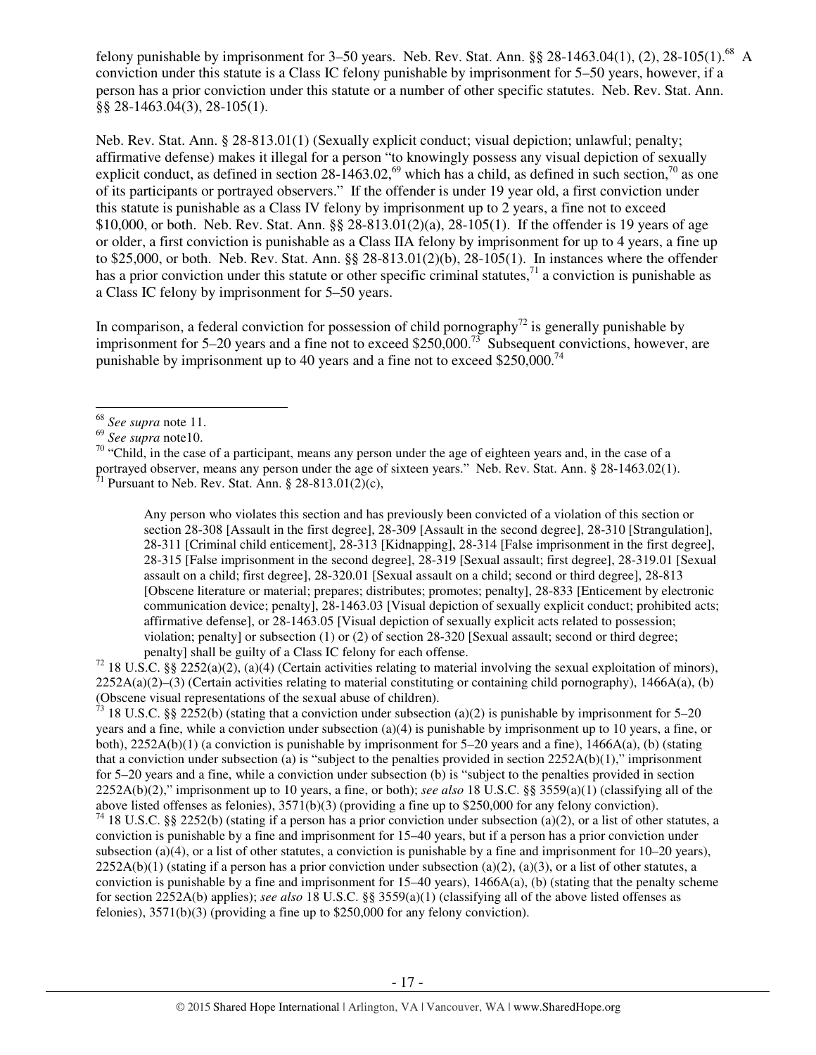felony punishable by imprisonment for 3–50 years. Neb. Rev. Stat. Ann. §§ 28-1463.04(1), (2), 28-105(1).[68] A conviction under this statute is a Class IC felony punishable by imprisonment for 5–50 years, however, if a person has a prior conviction under this statute or a number of other specific statutes. Neb. Rev. Stat. Ann. §§ 28-1463.04(3), 28-105(1).

Neb. Rev. Stat. Ann. § 28-813.01(1) (Sexually explicit conduct; visual depiction; unlawful; penalty; affirmative defense) makes it illegal for a person "to knowingly possess any visual depiction of sexually explicit conduct, as defined in section 28-1463.02,[69] which has a child, as defined in such section,[70] as one of its participants or portrayed observers." If the offender is under 19 year old, a first conviction under this statute is punishable as a Class IV felony by imprisonment up to 2 years, a fine not to exceed $10,000, or both. Neb. Rev. Stat. Ann. §§ 28-813.01(2)(a), 28-105(1). If the offender is 19 years of age or older, a first conviction is punishable as a Class IIA felony by imprisonment for up to 4 years, a fine up to $25,000, or both. Neb. Rev. Stat. Ann. §§ 28-813.01(2)(b), 28-105(1). In instances where the offender has a prior conviction under this statute or other specific criminal statutes,[71] a conviction is punishable as a Class IC felony by imprisonment for 5–50 years.

In comparison, a federal conviction for possession of child pornography[72] is generally punishable by imprisonment for 5–20 years and a fine not to exceed $250,000.[73] Subsequent convictions, however, are punishable by imprisonment up to 40 years and a fine not to exceed $250,000.[74]

---

[68] *See supra* note 11.

[69] *See supra* note10.

[70] "Child, in the case of a participant, means any person under the age of eighteen years and, in the case of a portrayed observer, means any person under the age of sixteen years." Neb. Rev. Stat. Ann. § 28-1463.02(1).

[71] Pursuant to Neb. Rev. Stat. Ann. § 28-813.01(2)(c),

> Any person who violates this section and has previously been convicted of a violation of this section or section 28-308 [Assault in the first degree], 28-309 [Assault in the second degree], 28-310 [Strangulation], 28-311 [Criminal child enticement], 28-313 [Kidnapping], 28-314 [False imprisonment in the first degree], 28-315 [False imprisonment in the second degree], 28-319 [Sexual assault; first degree], 28-319.01 [Sexual assault on a child; first degree], 28-320.01 [Sexual assault on a child; second or third degree], 28-813 [Obscene literature or material; prepares; distributes; promotes; penalty], 28-833 [Enticement by electronic communication device; penalty], 28-1463.03 [Visual depiction of sexually explicit conduct; prohibited acts; affirmative defense], or 28-1463.05 [Visual depiction of sexually explicit acts related to possession; violation; penalty] or subsection (1) or (2) of section 28-320 [Sexual assault; second or third degree; penalty] shall be guilty of a Class IC felony for each offense.

[72] 18 U.S.C. §§ 2252(a)(2), (a)(4) (Certain activities relating to material involving the sexual exploitation of minors), 2252A(a)(2)–(3) (Certain activities relating to material constituting or containing child pornography), 1466A(a), (b) (Obscene visual representations of the sexual abuse of children).

[73] 18 U.S.C. §§ 2252(b) (stating that a conviction under subsection (a)(2) is punishable by imprisonment for 5–20 years and a fine, while a conviction under subsection (a)(4) is punishable by imprisonment up to 10 years, a fine, or both), 2252A(b)(1) (a conviction is punishable by imprisonment for 5–20 years and a fine), 1466A(a), (b) (stating that a conviction under subsection (a) is "subject to the penalties provided in section 2252A(b)(1)," imprisonment for 5–20 years and a fine, while a conviction under subsection (b) is "subject to the penalties provided in section 2252A(b)(2)," imprisonment up to 10 years, a fine, or both); *see also* 18 U.S.C. §§ 3559(a)(1) (classifying all of the above listed offenses as felonies), 3571(b)(3) (providing a fine up to $250,000 for any felony conviction).

[74] 18 U.S.C. §§ 2252(b) (stating if a person has a prior conviction under subsection (a)(2), or a list of other statutes, a conviction is punishable by a fine and imprisonment for 15–40 years, but if a person has a prior conviction under subsection (a)(4), or a list of other statutes, a conviction is punishable by a fine and imprisonment for 10–20 years), 2252A(b)(1) (stating if a person has a prior conviction under subsection (a)(2), (a)(3), or a list of other statutes, a conviction is punishable by a fine and imprisonment for 15–40 years), 1466A(a), (b) (stating that the penalty scheme for section 2252A(b) applies); *see also* 18 U.S.C. §§ 3559(a)(1) (classifying all of the above listed offenses as felonies), 3571(b)(3) (providing a fine up to $250,000 for any felony conviction).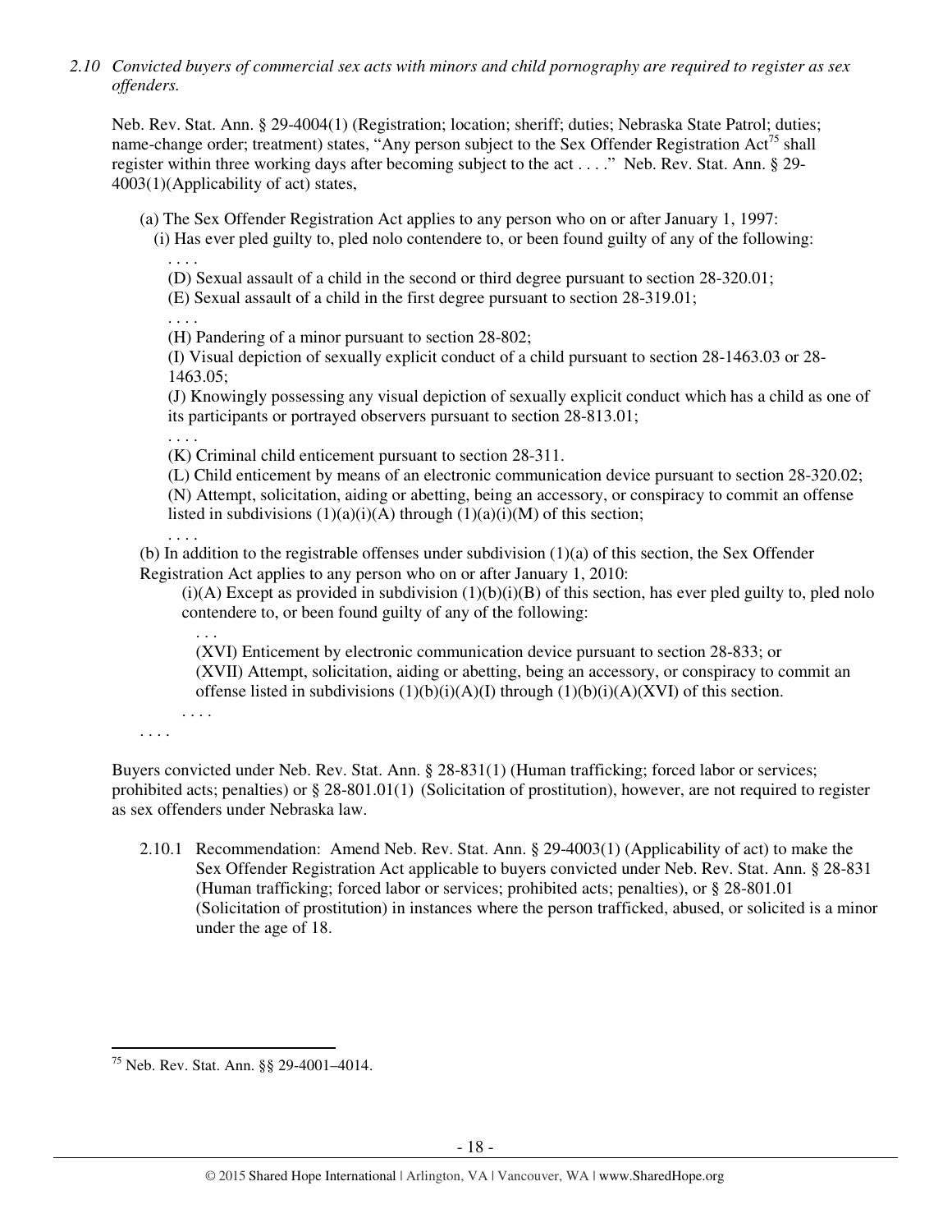*2.10 Convicted buyers of commercial sex acts with minors and child pornography are required to register as sex offenders.*

Neb. Rev. Stat. Ann. § 29-4004(1) (Registration; location; sheriff; duties; Nebraska State Patrol; duties; name-change order; treatment) states, "Any person subject to the Sex Offender Registration Act[75] shall register within three working days after becoming subject to the act . . . ." Neb. Rev. Stat. Ann. § 29-4003(1)(Applicability of act) states,

> (a) The Sex Offender Registration Act applies to any person who on or after January 1, 1997:
>
> (i) Has ever pled guilty to, pled nolo contendere to, or been found guilty of any of the following:
>
> . . . .
>
> (D) Sexual assault of a child in the second or third degree pursuant to section 28-320.01;
>
> (E) Sexual assault of a child in the first degree pursuant to section 28-319.01;
>
> . . . .
>
> (H) Pandering of a minor pursuant to section 28-802;
>
> (I) Visual depiction of sexually explicit conduct of a child pursuant to section 28-1463.03 or 28-1463.05;
>
> (J) Knowingly possessing any visual depiction of sexually explicit conduct which has a child as one of its participants or portrayed observers pursuant to section 28-813.01;
>
> . . . .
>
> (K) Criminal child enticement pursuant to section 28-311.
>
> (L) Child enticement by means of an electronic communication device pursuant to section 28-320.02;
>
> (N) Attempt, solicitation, aiding or abetting, being an accessory, or conspiracy to commit an offense listed in subdivisions (1)(a)(i)(A) through (1)(a)(i)(M) of this section;
>
> . . . .
>
> (b) In addition to the registrable offenses under subdivision (1)(a) of this section, the Sex Offender Registration Act applies to any person who on or after January 1, 2010:
>
> (i)(A) Except as provided in subdivision (1)(b)(i)(B) of this section, has ever pled guilty to, pled nolo contendere to, or been found guilty of any of the following:
>
> . . .
>
> (XVI) Enticement by electronic communication device pursuant to section 28-833; or
>
> (XVII) Attempt, solicitation, aiding or abetting, being an accessory, or conspiracy to commit an offense listed in subdivisions (1)(b)(i)(A)(I) through (1)(b)(i)(A)(XVI) of this section.
>
> . . . .
>
> . . . .

Buyers convicted under Neb. Rev. Stat. Ann. § 28-831(1) (Human trafficking; forced labor or services; prohibited acts; penalties) or § 28-801.01(1) (Solicitation of prostitution), however, are not required to register as sex offenders under Nebraska law.

2.10.1 Recommendation: Amend Neb. Rev. Stat. Ann. § 29-4003(1) (Applicability of act) to make the Sex Offender Registration Act applicable to buyers convicted under Neb. Rev. Stat. Ann. § 28-831 (Human trafficking; forced labor or services; prohibited acts; penalties), or § 28-801.01 (Solicitation of prostitution) in instances where the person trafficked, abused, or solicited is a minor under the age of 18.

---

[75] Neb. Rev. Stat. Ann. §§ 29-4001–4014.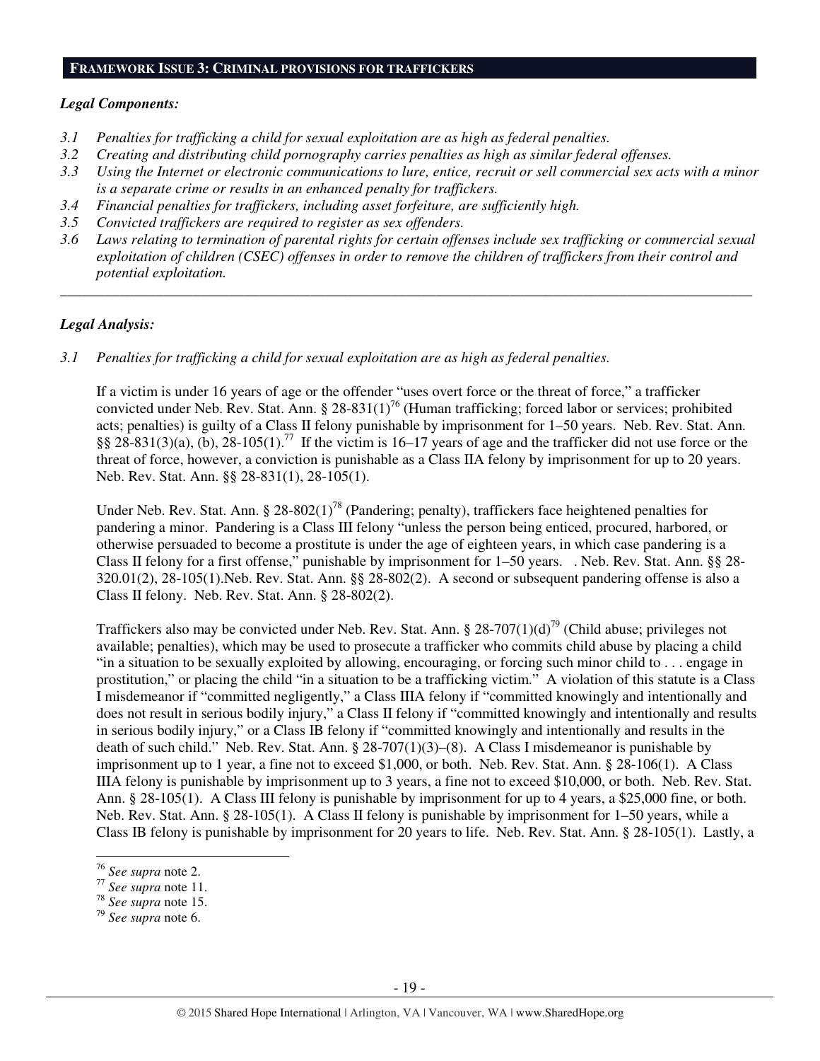## FRAMEWORK ISSUE 3: CRIMINAL PROVISIONS FOR TRAFFICKERS

### *Legal Components:*

*3.1 Penalties for trafficking a child for sexual exploitation are as high as federal penalties.*
*3.2 Creating and distributing child pornography carries penalties as high as similar federal offenses.*
*3.3 Using the Internet or electronic communications to lure, entice, recruit or sell commercial sex acts with a minor is a separate crime or results in an enhanced penalty for traffickers.*
*3.4 Financial penalties for traffickers, including asset forfeiture, are sufficiently high.*
*3.5 Convicted traffickers are required to register as sex offenders.*
*3.6 Laws relating to termination of parental rights for certain offenses include sex trafficking or commercial sexual exploitation of children (CSEC) offenses in order to remove the children of traffickers from their control and potential exploitation.*

---

### *Legal Analysis:*

*3.1 Penalties for trafficking a child for sexual exploitation are as high as federal penalties.*

If a victim is under 16 years of age or the offender "uses overt force or the threat of force," a trafficker convicted under Neb. Rev. Stat. Ann. § 28-831(1)[76] (Human trafficking; forced labor or services; prohibited acts; penalties) is guilty of a Class II felony punishable by imprisonment for 1–50 years. Neb. Rev. Stat. Ann. §§ 28-831(3)(a), (b), 28-105(1).[77] If the victim is 16–17 years of age and the trafficker did not use force or the threat of force, however, a conviction is punishable as a Class IIA felony by imprisonment for up to 20 years. Neb. Rev. Stat. Ann. §§ 28-831(1), 28-105(1).

Under Neb. Rev. Stat. Ann. § 28-802(1)[78] (Pandering; penalty), traffickers face heightened penalties for pandering a minor. Pandering is a Class III felony "unless the person being enticed, procured, harbored, or otherwise persuaded to become a prostitute is under the age of eighteen years, in which case pandering is a Class II felony for a first offense," punishable by imprisonment for 1–50 years. . Neb. Rev. Stat. Ann. §§ 28-320.01(2), 28-105(1).Neb. Rev. Stat. Ann. §§ 28-802(2). A second or subsequent pandering offense is also a Class II felony. Neb. Rev. Stat. Ann. § 28-802(2).

Traffickers also may be convicted under Neb. Rev. Stat. Ann. § 28-707(1)(d)[79] (Child abuse; privileges not available; penalties), which may be used to prosecute a trafficker who commits child abuse by placing a child "in a situation to be sexually exploited by allowing, encouraging, or forcing such minor child to . . . engage in prostitution," or placing the child "in a situation to be a trafficking victim." A violation of this statute is a Class I misdemeanor if "committed negligently," a Class IIIA felony if "committed knowingly and intentionally and does not result in serious bodily injury," a Class II felony if "committed knowingly and intentionally and results in serious bodily injury," or a Class IB felony if "committed knowingly and intentionally and results in the death of such child." Neb. Rev. Stat. Ann. § 28-707(1)(3)–(8). A Class I misdemeanor is punishable by imprisonment up to 1 year, a fine not to exceed $1,000, or both. Neb. Rev. Stat. Ann. § 28-106(1). A Class IIIA felony is punishable by imprisonment up to 3 years, a fine not to exceed $10,000, or both. Neb. Rev. Stat. Ann. § 28-105(1). A Class III felony is punishable by imprisonment for up to 4 years, a $25,000 fine, or both. Neb. Rev. Stat. Ann. § 28-105(1). A Class II felony is punishable by imprisonment for 1–50 years, while a Class IB felony is punishable by imprisonment for 20 years to life. Neb. Rev. Stat. Ann. § 28-105(1). Lastly, a

---

[76] *See supra* note 2.
[77] *See supra* note 11.
[78] *See supra* note 15.
[79] *See supra* note 6.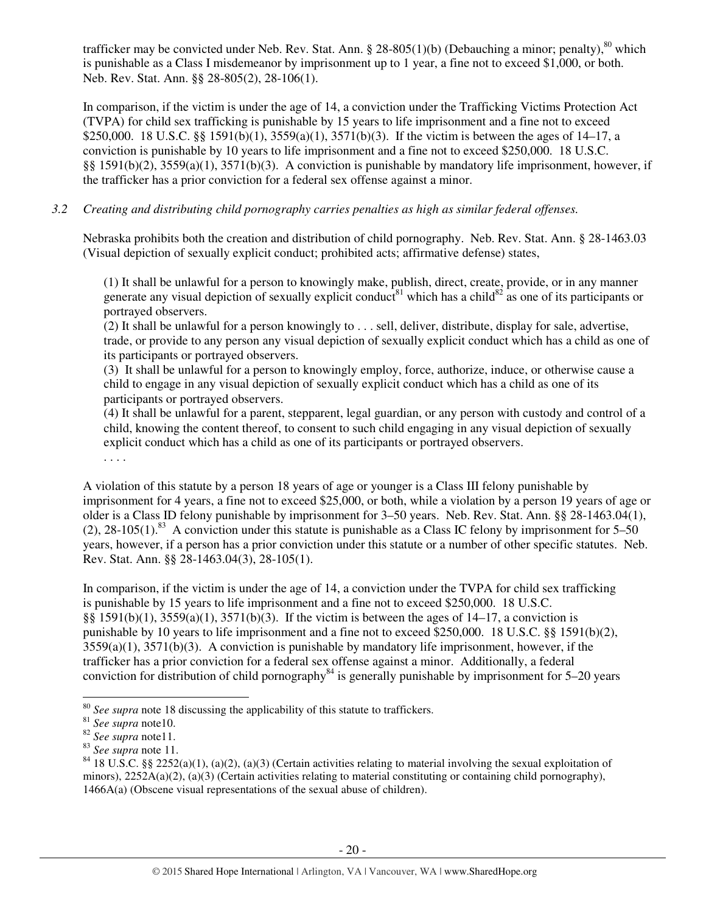trafficker may be convicted under Neb. Rev. Stat. Ann. § 28-805(1)(b) (Debauching a minor; penalty),[80] which is punishable as a Class I misdemeanor by imprisonment up to 1 year, a fine not to exceed $1,000, or both. Neb. Rev. Stat. Ann. §§ 28-805(2), 28-106(1).

In comparison, if the victim is under the age of 14, a conviction under the Trafficking Victims Protection Act (TVPA) for child sex trafficking is punishable by 15 years to life imprisonment and a fine not to exceed $250,000. 18 U.S.C. §§ 1591(b)(1), 3559(a)(1), 3571(b)(3). If the victim is between the ages of 14–17, a conviction is punishable by 10 years to life imprisonment and a fine not to exceed $250,000. 18 U.S.C. §§ 1591(b)(2), 3559(a)(1), 3571(b)(3). A conviction is punishable by mandatory life imprisonment, however, if the trafficker has a prior conviction for a federal sex offense against a minor.

*3.2 Creating and distributing child pornography carries penalties as high as similar federal offenses.*

Nebraska prohibits both the creation and distribution of child pornography. Neb. Rev. Stat. Ann. § 28-1463.03 (Visual depiction of sexually explicit conduct; prohibited acts; affirmative defense) states,

> (1) It shall be unlawful for a person to knowingly make, publish, direct, create, provide, or in any manner generate any visual depiction of sexually explicit conduct[81] which has a child[82] as one of its participants or portrayed observers.
> (2) It shall be unlawful for a person knowingly to . . . sell, deliver, distribute, display for sale, advertise, trade, or provide to any person any visual depiction of sexually explicit conduct which has a child as one of its participants or portrayed observers.
> (3) It shall be unlawful for a person to knowingly employ, force, authorize, induce, or otherwise cause a child to engage in any visual depiction of sexually explicit conduct which has a child as one of its participants or portrayed observers.
> (4) It shall be unlawful for a parent, stepparent, legal guardian, or any person with custody and control of a child, knowing the content thereof, to consent to such child engaging in any visual depiction of sexually explicit conduct which has a child as one of its participants or portrayed observers.
> . . . .

A violation of this statute by a person 18 years of age or younger is a Class III felony punishable by imprisonment for 4 years, a fine not to exceed $25,000, or both, while a violation by a person 19 years of age or older is a Class ID felony punishable by imprisonment for 3–50 years. Neb. Rev. Stat. Ann. §§ 28-1463.04(1), (2), 28-105(1).[83] A conviction under this statute is punishable as a Class IC felony by imprisonment for 5–50 years, however, if a person has a prior conviction under this statute or a number of other specific statutes. Neb. Rev. Stat. Ann. §§ 28-1463.04(3), 28-105(1).

In comparison, if the victim is under the age of 14, a conviction under the TVPA for child sex trafficking is punishable by 15 years to life imprisonment and a fine not to exceed $250,000. 18 U.S.C. §§ 1591(b)(1), 3559(a)(1), 3571(b)(3). If the victim is between the ages of 14–17, a conviction is punishable by 10 years to life imprisonment and a fine not to exceed $250,000. 18 U.S.C. §§ 1591(b)(2), 3559(a)(1), 3571(b)(3). A conviction is punishable by mandatory life imprisonment, however, if the trafficker has a prior conviction for a federal sex offense against a minor. Additionally, a federal conviction for distribution of child pornography[84] is generally punishable by imprisonment for 5–20 years

---

[80] *See supra* note 18 discussing the applicability of this statute to traffickers.
[81] *See supra* note10.
[82] *See supra* note11.
[83] *See supra* note 11.
[84] 18 U.S.C. §§ 2252(a)(1), (a)(2), (a)(3) (Certain activities relating to material involving the sexual exploitation of minors), 2252A(a)(2), (a)(3) (Certain activities relating to material constituting or containing child pornography), 1466A(a) (Obscene visual representations of the sexual abuse of children).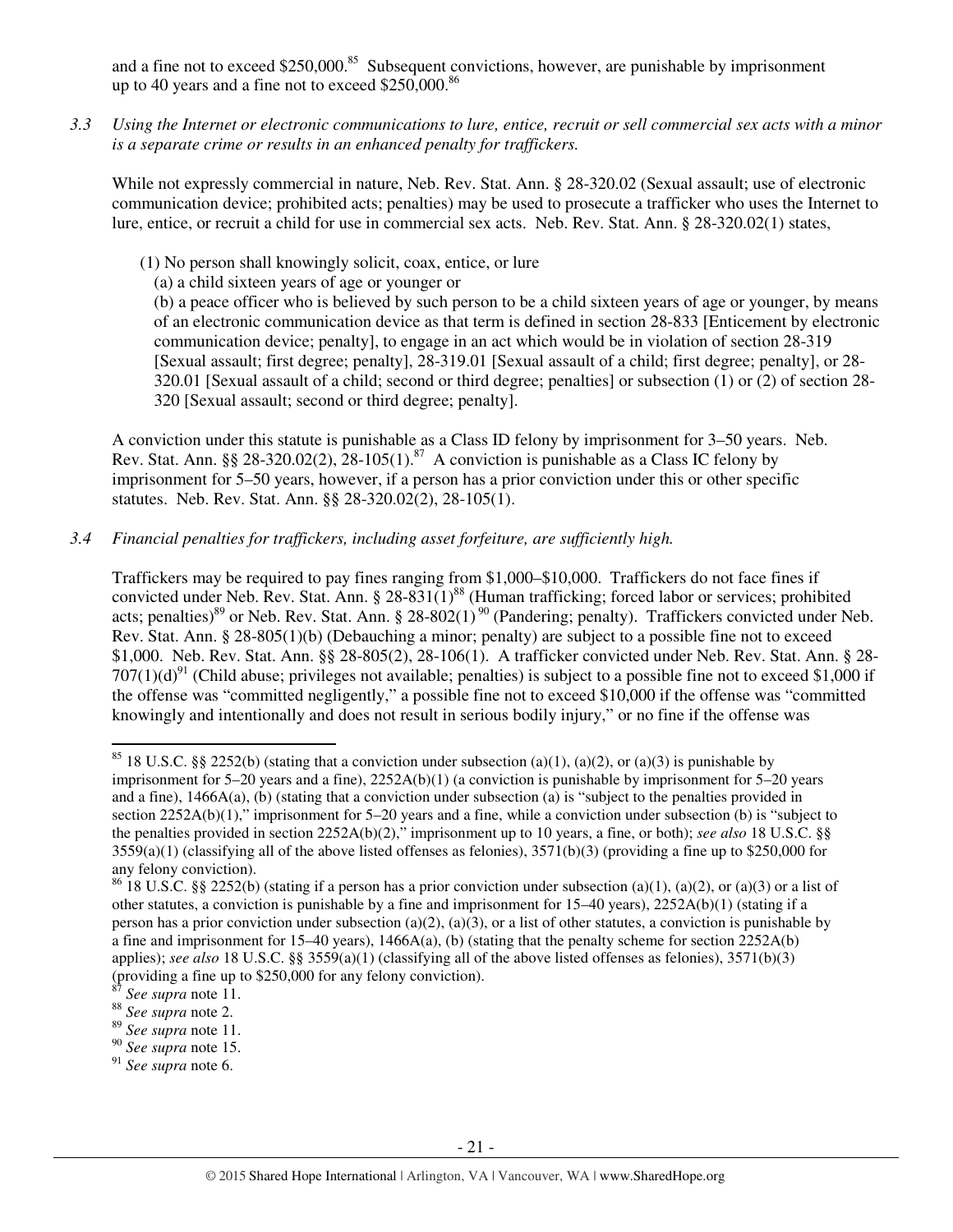and a fine not to exceed $250,000.[85] Subsequent convictions, however, are punishable by imprisonment up to 40 years and a fine not to exceed $250,000.[86]

*3.3 Using the Internet or electronic communications to lure, entice, recruit or sell commercial sex acts with a minor is a separate crime or results in an enhanced penalty for traffickers.*

While not expressly commercial in nature, Neb. Rev. Stat. Ann. § 28-320.02 (Sexual assault; use of electronic communication device; prohibited acts; penalties) may be used to prosecute a trafficker who uses the Internet to lure, entice, or recruit a child for use in commercial sex acts. Neb. Rev. Stat. Ann. § 28-320.02(1) states,

> (1) No person shall knowingly solicit, coax, entice, or lure
> (a) a child sixteen years of age or younger or
> (b) a peace officer who is believed by such person to be a child sixteen years of age or younger, by means of an electronic communication device as that term is defined in section 28-833 [Enticement by electronic communication device; penalty], to engage in an act which would be in violation of section 28-319 [Sexual assault; first degree; penalty], 28-319.01 [Sexual assault of a child; first degree; penalty], or 28-320.01 [Sexual assault of a child; second or third degree; penalties] or subsection (1) or (2) of section 28-320 [Sexual assault; second or third degree; penalty].

A conviction under this statute is punishable as a Class ID felony by imprisonment for 3–50 years. Neb. Rev. Stat. Ann. §§ 28-320.02(2), 28-105(1).[87] A conviction is punishable as a Class IC felony by imprisonment for 5–50 years, however, if a person has a prior conviction under this or other specific statutes. Neb. Rev. Stat. Ann. §§ 28-320.02(2), 28-105(1).

*3.4 Financial penalties for traffickers, including asset forfeiture, are sufficiently high.*

Traffickers may be required to pay fines ranging from $1,000–$10,000. Traffickers do not face fines if convicted under Neb. Rev. Stat. Ann. § 28-831(1)[88] (Human trafficking; forced labor or services; prohibited acts; penalties)[89] or Neb. Rev. Stat. Ann. § 28-802(1)[90] (Pandering; penalty). Traffickers convicted under Neb. Rev. Stat. Ann. § 28-805(1)(b) (Debauching a minor; penalty) are subject to a possible fine not to exceed $1,000. Neb. Rev. Stat. Ann. §§ 28-805(2), 28-106(1). A trafficker convicted under Neb. Rev. Stat. Ann. § 28-707(1)(d)[91] (Child abuse; privileges not available; penalties) is subject to a possible fine not to exceed $1,000 if the offense was "committed negligently," a possible fine not to exceed $10,000 if the offense was "committed knowingly and intentionally and does not result in serious bodily injury," or no fine if the offense was

---

[85] 18 U.S.C. §§ 2252(b) (stating that a conviction under subsection (a)(1), (a)(2), or (a)(3) is punishable by imprisonment for 5–20 years and a fine), 2252A(b)(1) (a conviction is punishable by imprisonment for 5–20 years and a fine), 1466A(a), (b) (stating that a conviction under subsection (a) is "subject to the penalties provided in section 2252A(b)(1)," imprisonment for 5–20 years and a fine, while a conviction under subsection (b) is "subject to the penalties provided in section 2252A(b)(2)," imprisonment up to 10 years, a fine, or both); *see also* 18 U.S.C. §§ 3559(a)(1) (classifying all of the above listed offenses as felonies), 3571(b)(3) (providing a fine up to $250,000 for any felony conviction).

[86] 18 U.S.C. §§ 2252(b) (stating if a person has a prior conviction under subsection (a)(1), (a)(2), or (a)(3) or a list of other statutes, a conviction is punishable by a fine and imprisonment for 15–40 years), 2252A(b)(1) (stating if a person has a prior conviction under subsection (a)(2), (a)(3), or a list of other statutes, a conviction is punishable by a fine and imprisonment for 15–40 years), 1466A(a), (b) (stating that the penalty scheme for section 2252A(b) applies); *see also* 18 U.S.C. §§ 3559(a)(1) (classifying all of the above listed offenses as felonies), 3571(b)(3) (providing a fine up to $250,000 for any felony conviction).

[87] *See supra* note 11.

[88] *See supra* note 2.

[89] *See supra* note 11.

[90] *See supra* note 15.

[91] *See supra* note 6.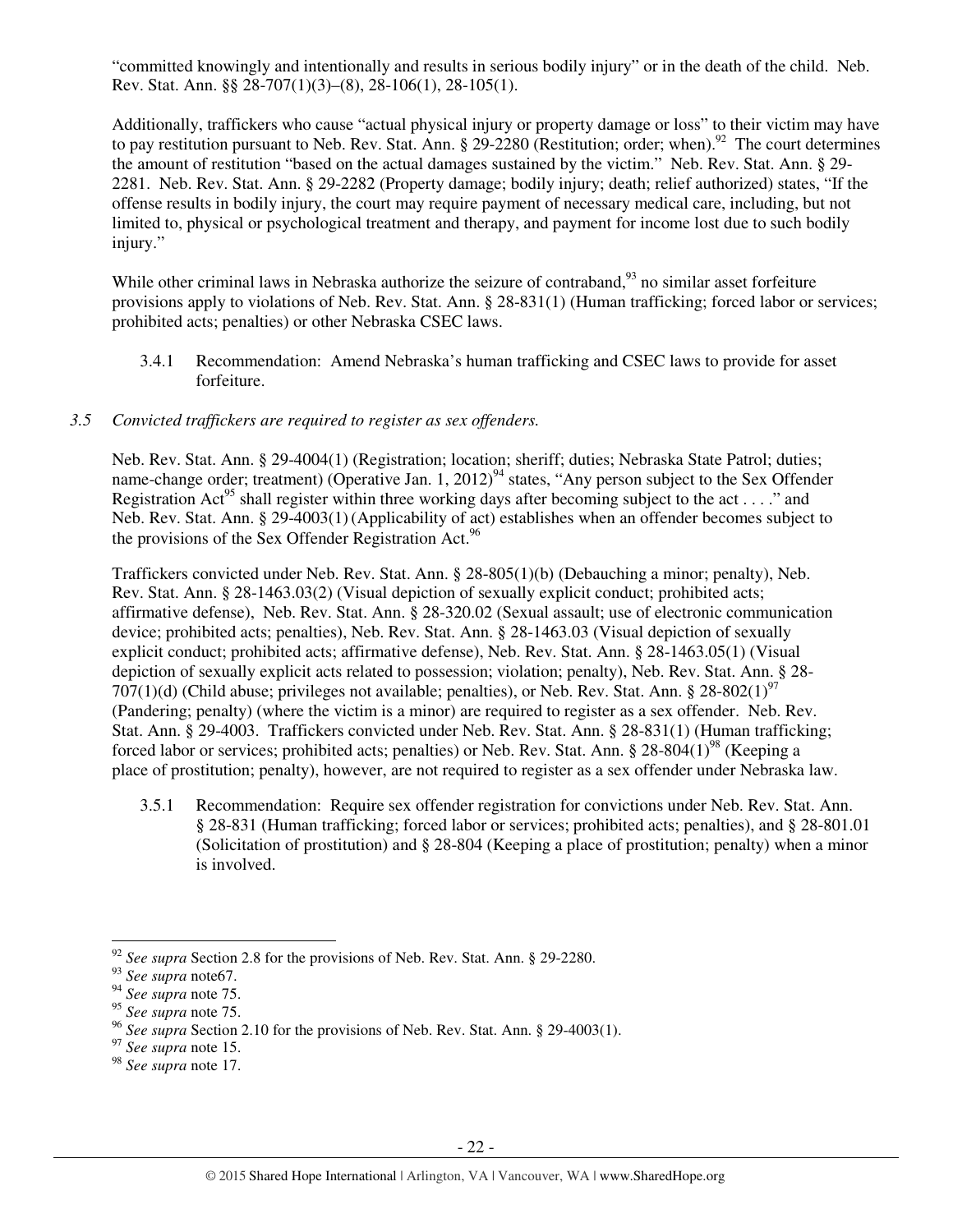"committed knowingly and intentionally and results in serious bodily injury" or in the death of the child. Neb. Rev. Stat. Ann. §§ 28-707(1)(3)–(8), 28-106(1), 28-105(1).

Additionally, traffickers who cause "actual physical injury or property damage or loss" to their victim may have to pay restitution pursuant to Neb. Rev. Stat. Ann. § 29-2280 (Restitution; order; when).[92] The court determines the amount of restitution "based on the actual damages sustained by the victim." Neb. Rev. Stat. Ann. § 29-2281. Neb. Rev. Stat. Ann. § 29-2282 (Property damage; bodily injury; death; relief authorized) states, "If the offense results in bodily injury, the court may require payment of necessary medical care, including, but not limited to, physical or psychological treatment and therapy, and payment for income lost due to such bodily injury."

While other criminal laws in Nebraska authorize the seizure of contraband,[93] no similar asset forfeiture provisions apply to violations of Neb. Rev. Stat. Ann. § 28-831(1) (Human trafficking; forced labor or services; prohibited acts; penalties) or other Nebraska CSEC laws.

3.4.1 Recommendation: Amend Nebraska's human trafficking and CSEC laws to provide for asset forfeiture.

*3.5 Convicted traffickers are required to register as sex offenders.*

Neb. Rev. Stat. Ann. § 29-4004(1) (Registration; location; sheriff; duties; Nebraska State Patrol; duties; name-change order; treatment) (Operative Jan. 1, 2012)[94] states, "Any person subject to the Sex Offender Registration Act[95] shall register within three working days after becoming subject to the act . . . ." and Neb. Rev. Stat. Ann. § 29-4003(1) (Applicability of act) establishes when an offender becomes subject to the provisions of the Sex Offender Registration Act.[96]

Traffickers convicted under Neb. Rev. Stat. Ann. § 28-805(1)(b) (Debauching a minor; penalty), Neb. Rev. Stat. Ann. § 28-1463.03(2) (Visual depiction of sexually explicit conduct; prohibited acts; affirmative defense), Neb. Rev. Stat. Ann. § 28-320.02 (Sexual assault; use of electronic communication device; prohibited acts; penalties), Neb. Rev. Stat. Ann. § 28-1463.03 (Visual depiction of sexually explicit conduct; prohibited acts; affirmative defense), Neb. Rev. Stat. Ann. § 28-1463.05(1) (Visual depiction of sexually explicit acts related to possession; violation; penalty), Neb. Rev. Stat. Ann. § 28-707(1)(d) (Child abuse; privileges not available; penalties), or Neb. Rev. Stat. Ann. § 28-802(1)[97] (Pandering; penalty) (where the victim is a minor) are required to register as a sex offender. Neb. Rev. Stat. Ann. § 29-4003. Traffickers convicted under Neb. Rev. Stat. Ann. § 28-831(1) (Human trafficking; forced labor or services; prohibited acts; penalties) or Neb. Rev. Stat. Ann. § 28-804(1)[98] (Keeping a place of prostitution; penalty), however, are not required to register as a sex offender under Nebraska law.

3.5.1 Recommendation: Require sex offender registration for convictions under Neb. Rev. Stat. Ann. § 28-831 (Human trafficking; forced labor or services; prohibited acts; penalties), and § 28-801.01 (Solicitation of prostitution) and § 28-804 (Keeping a place of prostitution; penalty) when a minor is involved.

---

[92] *See supra* Section 2.8 for the provisions of Neb. Rev. Stat. Ann. § 29-2280.
[93] *See supra* note67.
[94] *See supra* note 75.
[95] *See supra* note 75.
[96] *See supra* Section 2.10 for the provisions of Neb. Rev. Stat. Ann. § 29-4003(1).
[97] *See supra* note 15.
[98] *See supra* note 17.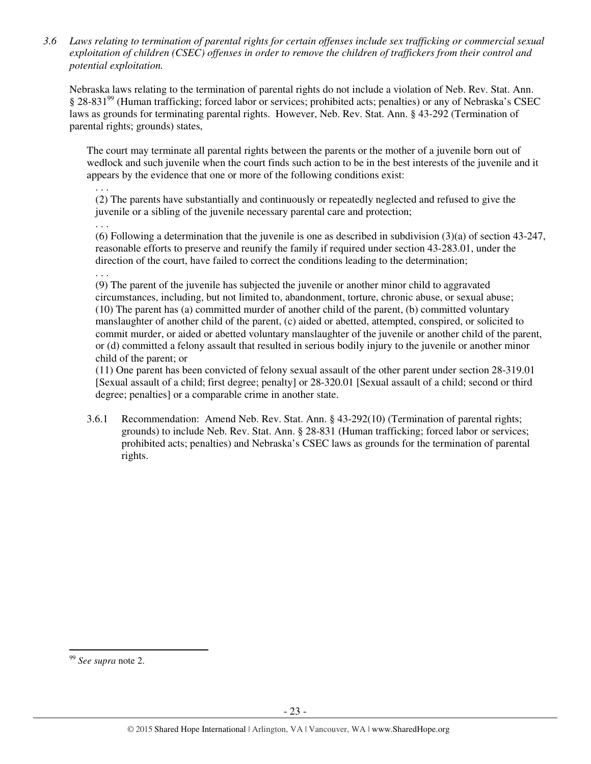*3.6 Laws relating to termination of parental rights for certain offenses include sex trafficking or commercial sexual exploitation of children (CSEC) offenses in order to remove the children of traffickers from their control and potential exploitation.*

Nebraska laws relating to the termination of parental rights do not include a violation of Neb. Rev. Stat. Ann. § 28-831[99] (Human trafficking; forced labor or services; prohibited acts; penalties) or any of Nebraska's CSEC laws as grounds for terminating parental rights. However, Neb. Rev. Stat. Ann. § 43-292 (Termination of parental rights; grounds) states,

> The court may terminate all parental rights between the parents or the mother of a juvenile born out of wedlock and such juvenile when the court finds such action to be in the best interests of the juvenile and it appears by the evidence that one or more of the following conditions exist:
>
> . . .
>
> (2) The parents have substantially and continuously or repeatedly neglected and refused to give the juvenile or a sibling of the juvenile necessary parental care and protection;
>
> . . .
>
> (6) Following a determination that the juvenile is one as described in subdivision (3)(a) of section 43-247, reasonable efforts to preserve and reunify the family if required under section 43-283.01, under the direction of the court, have failed to correct the conditions leading to the determination;
>
> . . .
>
> (9) The parent of the juvenile has subjected the juvenile or another minor child to aggravated circumstances, including, but not limited to, abandonment, torture, chronic abuse, or sexual abuse;
>
> (10) The parent has (a) committed murder of another child of the parent, (b) committed voluntary manslaughter of another child of the parent, (c) aided or abetted, attempted, conspired, or solicited to commit murder, or aided or abetted voluntary manslaughter of the juvenile or another child of the parent, or (d) committed a felony assault that resulted in serious bodily injury to the juvenile or another minor child of the parent; or
>
> (11) One parent has been convicted of felony sexual assault of the other parent under section 28-319.01 [Sexual assault of a child; first degree; penalty] or 28-320.01 [Sexual assault of a child; second or third degree; penalties] or a comparable crime in another state.

3.6.1 Recommendation: Amend Neb. Rev. Stat. Ann. § 43-292(10) (Termination of parental rights; grounds) to include Neb. Rev. Stat. Ann. § 28-831 (Human trafficking; forced labor or services; prohibited acts; penalties) and Nebraska's CSEC laws as grounds for the termination of parental rights.

---

[99] *See supra* note 2.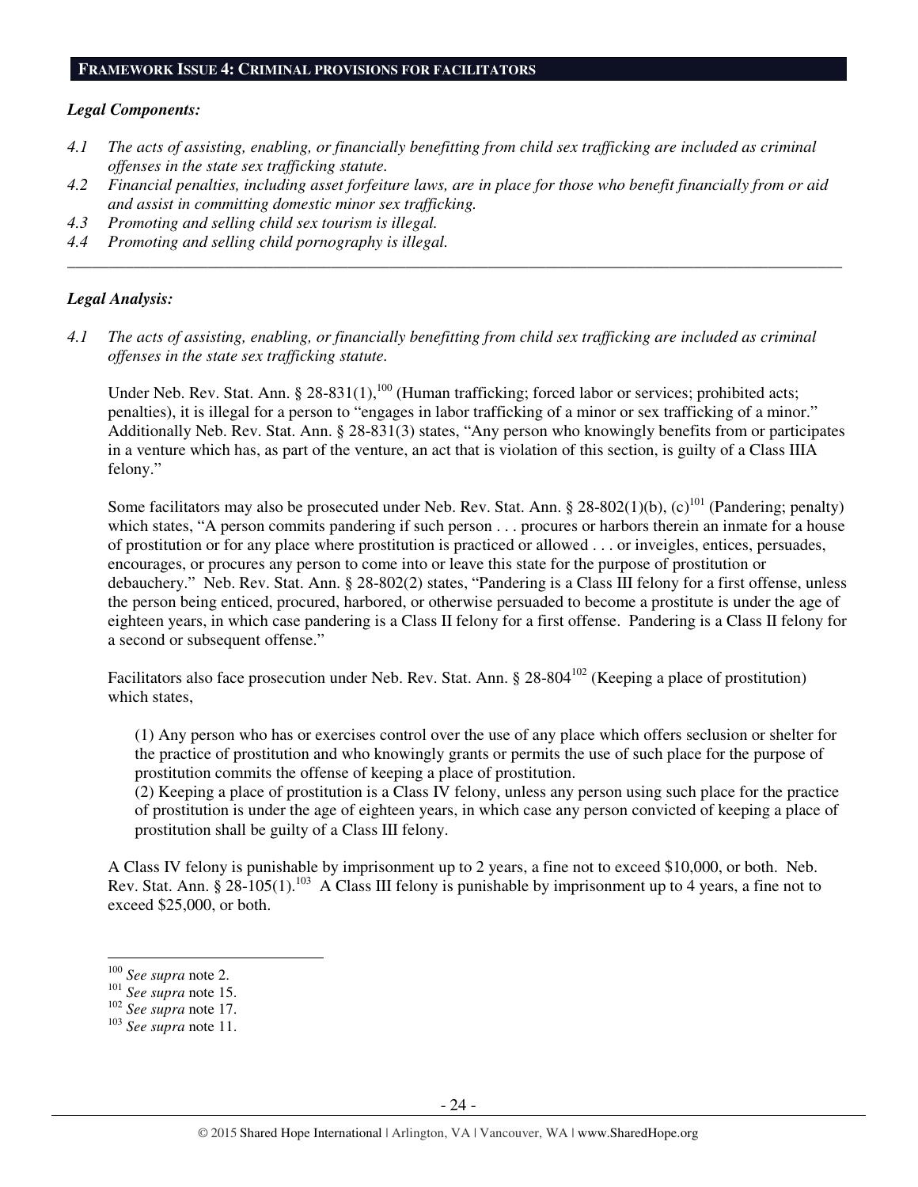## FRAMEWORK ISSUE 4: CRIMINAL PROVISIONS FOR FACILITATORS

***Legal Components:***

*4.1 The acts of assisting, enabling, or financially benefitting from child sex trafficking are included as criminal offenses in the state sex trafficking statute.*

*4.2 Financial penalties, including asset forfeiture laws, are in place for those who benefit financially from or aid and assist in committing domestic minor sex trafficking.*

*4.3 Promoting and selling child sex tourism is illegal.*

*4.4 Promoting and selling child pornography is illegal.*

---

***Legal Analysis:***

*4.1 The acts of assisting, enabling, or financially benefitting from child sex trafficking are included as criminal offenses in the state sex trafficking statute.*

Under Neb. Rev. Stat. Ann. § 28-831(1),[100] (Human trafficking; forced labor or services; prohibited acts; penalties), it is illegal for a person to "engages in labor trafficking of a minor or sex trafficking of a minor." Additionally Neb. Rev. Stat. Ann. § 28-831(3) states, "Any person who knowingly benefits from or participates in a venture which has, as part of the venture, an act that is violation of this section, is guilty of a Class IIIA felony."

Some facilitators may also be prosecuted under Neb. Rev. Stat. Ann. § 28-802(1)(b), (c)[101] (Pandering; penalty) which states, "A person commits pandering if such person . . . procures or harbors therein an inmate for a house of prostitution or for any place where prostitution is practiced or allowed . . . or inveigles, entices, persuades, encourages, or procures any person to come into or leave this state for the purpose of prostitution or debauchery." Neb. Rev. Stat. Ann. § 28-802(2) states, "Pandering is a Class III felony for a first offense, unless the person being enticed, procured, harbored, or otherwise persuaded to become a prostitute is under the age of eighteen years, in which case pandering is a Class II felony for a first offense. Pandering is a Class II felony for a second or subsequent offense."

Facilitators also face prosecution under Neb. Rev. Stat. Ann. § 28-804[102] (Keeping a place of prostitution) which states,

> (1) Any person who has or exercises control over the use of any place which offers seclusion or shelter for the practice of prostitution and who knowingly grants or permits the use of such place for the purpose of prostitution commits the offense of keeping a place of prostitution.
>
> (2) Keeping a place of prostitution is a Class IV felony, unless any person using such place for the practice of prostitution is under the age of eighteen years, in which case any person convicted of keeping a place of prostitution shall be guilty of a Class III felony.

A Class IV felony is punishable by imprisonment up to 2 years, a fine not to exceed $10,000, or both. Neb. Rev. Stat. Ann. § 28-105(1).[103] A Class III felony is punishable by imprisonment up to 4 years, a fine not to exceed $25,000, or both.

---

[100] *See supra* note 2.

[101] *See supra* note 15.

[102] *See supra* note 17.

[103] *See supra* note 11.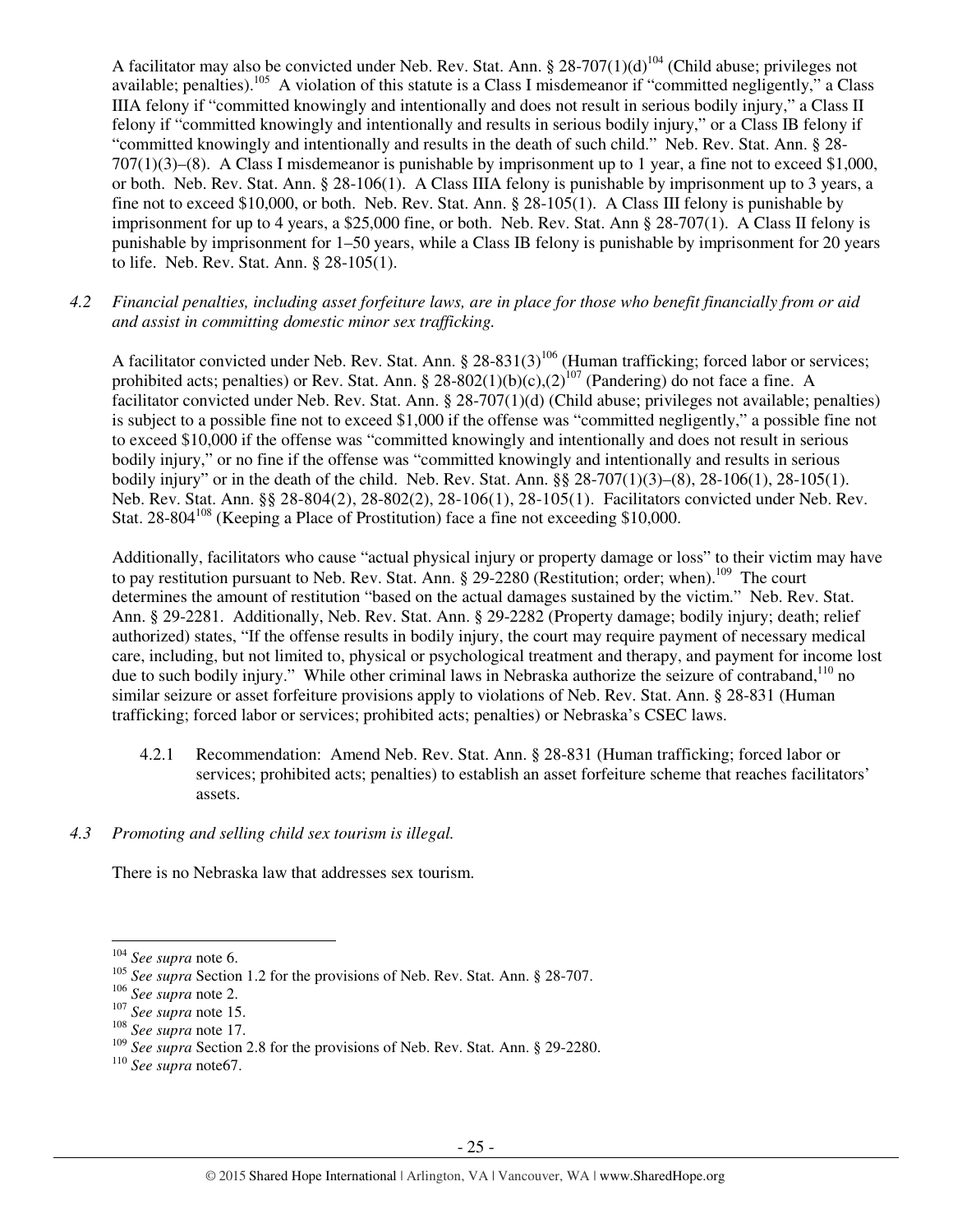A facilitator may also be convicted under Neb. Rev. Stat. Ann. § 28-707(1)(d)[104] (Child abuse; privileges not available; penalties).[105] A violation of this statute is a Class I misdemeanor if "committed negligently," a Class IIIA felony if "committed knowingly and intentionally and does not result in serious bodily injury," a Class II felony if "committed knowingly and intentionally and results in serious bodily injury," or a Class IB felony if "committed knowingly and intentionally and results in the death of such child." Neb. Rev. Stat. Ann. § 28-707(1)(3)–(8). A Class I misdemeanor is punishable by imprisonment up to 1 year, a fine not to exceed $1,000, or both. Neb. Rev. Stat. Ann. § 28-106(1). A Class IIIA felony is punishable by imprisonment up to 3 years, a fine not to exceed $10,000, or both. Neb. Rev. Stat. Ann. § 28-105(1). A Class III felony is punishable by imprisonment for up to 4 years, a $25,000 fine, or both. Neb. Rev. Stat. Ann § 28-707(1). A Class II felony is punishable by imprisonment for 1–50 years, while a Class IB felony is punishable by imprisonment for 20 years to life. Neb. Rev. Stat. Ann. § 28-105(1).

*4.2 Financial penalties, including asset forfeiture laws, are in place for those who benefit financially from or aid and assist in committing domestic minor sex trafficking.*

A facilitator convicted under Neb. Rev. Stat. Ann. § 28-831(3)[106] (Human trafficking; forced labor or services; prohibited acts; penalties) or Rev. Stat. Ann. § 28-802(1)(b)(c),(2)[107] (Pandering) do not face a fine. A facilitator convicted under Neb. Rev. Stat. Ann. § 28-707(1)(d) (Child abuse; privileges not available; penalties) is subject to a possible fine not to exceed $1,000 if the offense was "committed negligently," a possible fine not to exceed $10,000 if the offense was "committed knowingly and intentionally and does not result in serious bodily injury," or no fine if the offense was "committed knowingly and intentionally and results in serious bodily injury" or in the death of the child. Neb. Rev. Stat. Ann. §§ 28-707(1)(3)–(8), 28-106(1), 28-105(1). Neb. Rev. Stat. Ann. §§ 28-804(2), 28-802(2), 28-106(1), 28-105(1). Facilitators convicted under Neb. Rev. Stat. 28-804[108] (Keeping a Place of Prostitution) face a fine not exceeding $10,000.

Additionally, facilitators who cause "actual physical injury or property damage or loss" to their victim may have to pay restitution pursuant to Neb. Rev. Stat. Ann. § 29-2280 (Restitution; order; when).[109] The court determines the amount of restitution "based on the actual damages sustained by the victim." Neb. Rev. Stat. Ann. § 29-2281. Additionally, Neb. Rev. Stat. Ann. § 29-2282 (Property damage; bodily injury; death; relief authorized) states, "If the offense results in bodily injury, the court may require payment of necessary medical care, including, but not limited to, physical or psychological treatment and therapy, and payment for income lost due to such bodily injury." While other criminal laws in Nebraska authorize the seizure of contraband,[110] no similar seizure or asset forfeiture provisions apply to violations of Neb. Rev. Stat. Ann. § 28-831 (Human trafficking; forced labor or services; prohibited acts; penalties) or Nebraska's CSEC laws.

4.2.1 Recommendation: Amend Neb. Rev. Stat. Ann. § 28-831 (Human trafficking; forced labor or services; prohibited acts; penalties) to establish an asset forfeiture scheme that reaches facilitators' assets.

*4.3 Promoting and selling child sex tourism is illegal.*

There is no Nebraska law that addresses sex tourism.

---

[104] *See supra* note 6.
[105] *See supra* Section 1.2 for the provisions of Neb. Rev. Stat. Ann. § 28-707.
[106] *See supra* note 2.
[107] *See supra* note 15.
[108] *See supra* note 17.
[109] *See supra* Section 2.8 for the provisions of Neb. Rev. Stat. Ann. § 29-2280.
[110] *See supra* note67.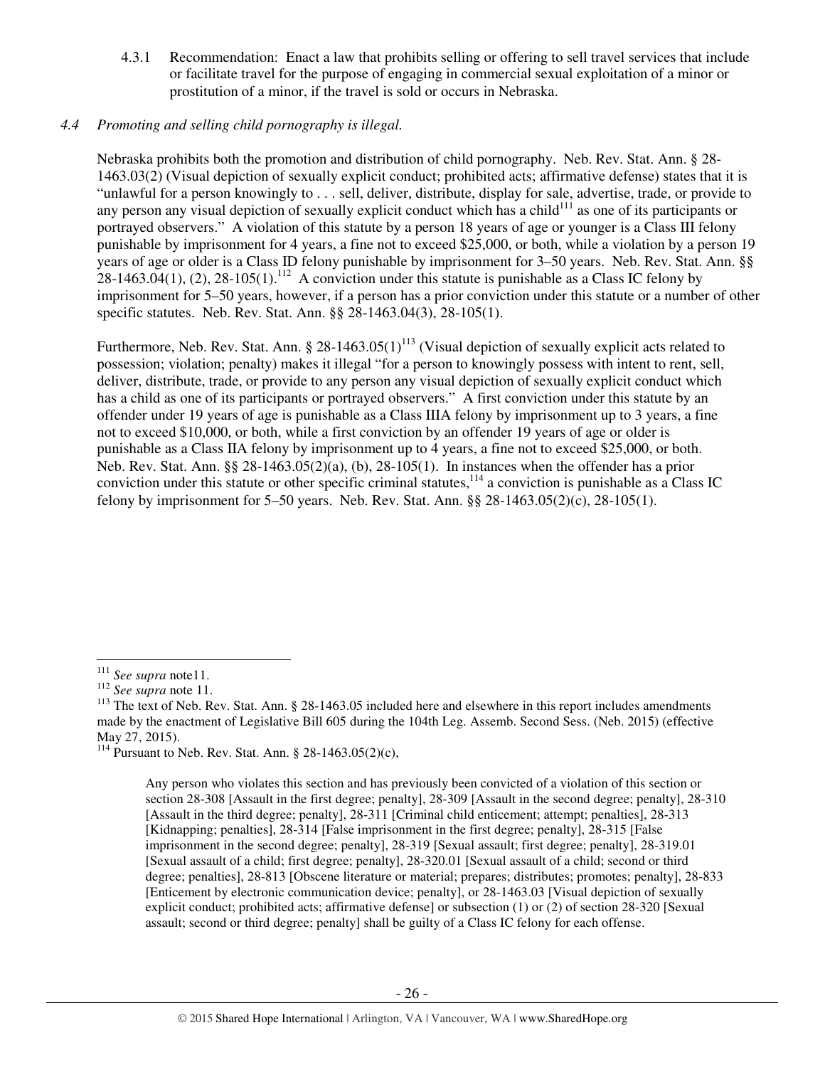4.3.1 Recommendation: Enact a law that prohibits selling or offering to sell travel services that include or facilitate travel for the purpose of engaging in commercial sexual exploitation of a minor or prostitution of a minor, if the travel is sold or occurs in Nebraska.

*4.4 Promoting and selling child pornography is illegal.*

Nebraska prohibits both the promotion and distribution of child pornography. Neb. Rev. Stat. Ann. § 28-1463.03(2) (Visual depiction of sexually explicit conduct; prohibited acts; affirmative defense) states that it is "unlawful for a person knowingly to . . . sell, deliver, distribute, display for sale, advertise, trade, or provide to any person any visual depiction of sexually explicit conduct which has a child[111] as one of its participants or portrayed observers." A violation of this statute by a person 18 years of age or younger is a Class III felony punishable by imprisonment for 4 years, a fine not to exceed $25,000, or both, while a violation by a person 19 years of age or older is a Class ID felony punishable by imprisonment for 3–50 years. Neb. Rev. Stat. Ann. §§ 28-1463.04(1), (2), 28-105(1).[112] A conviction under this statute is punishable as a Class IC felony by imprisonment for 5–50 years, however, if a person has a prior conviction under this statute or a number of other specific statutes. Neb. Rev. Stat. Ann. §§ 28-1463.04(3), 28-105(1).

Furthermore, Neb. Rev. Stat. Ann. § 28-1463.05(1)[113] (Visual depiction of sexually explicit acts related to possession; violation; penalty) makes it illegal "for a person to knowingly possess with intent to rent, sell, deliver, distribute, trade, or provide to any person any visual depiction of sexually explicit conduct which has a child as one of its participants or portrayed observers." A first conviction under this statute by an offender under 19 years of age is punishable as a Class IIIA felony by imprisonment up to 3 years, a fine not to exceed $10,000, or both, while a first conviction by an offender 19 years of age or older is punishable as a Class IIA felony by imprisonment up to 4 years, a fine not to exceed $25,000, or both. Neb. Rev. Stat. Ann. §§ 28-1463.05(2)(a), (b), 28-105(1). In instances when the offender has a prior conviction under this statute or other specific criminal statutes,[114] a conviction is punishable as a Class IC felony by imprisonment for 5–50 years. Neb. Rev. Stat. Ann. §§ 28-1463.05(2)(c), 28-105(1).

---

[111] *See supra* note11.

[112] *See supra* note 11.

[113] The text of Neb. Rev. Stat. Ann. § 28-1463.05 included here and elsewhere in this report includes amendments made by the enactment of Legislative Bill 605 during the 104th Leg. Assemb. Second Sess. (Neb. 2015) (effective May 27, 2015).

[114] Pursuant to Neb. Rev. Stat. Ann. § 28-1463.05(2)(c),

> Any person who violates this section and has previously been convicted of a violation of this section or section 28-308 [Assault in the first degree; penalty], 28-309 [Assault in the second degree; penalty], 28-310 [Assault in the third degree; penalty], 28-311 [Criminal child enticement; attempt; penalties], 28-313 [Kidnapping; penalties], 28-314 [False imprisonment in the first degree; penalty], 28-315 [False imprisonment in the second degree; penalty], 28-319 [Sexual assault; first degree; penalty], 28-319.01 [Sexual assault of a child; first degree; penalty], 28-320.01 [Sexual assault of a child; second or third degree; penalties], 28-813 [Obscene literature or material; prepares; distributes; promotes; penalty], 28-833 [Enticement by electronic communication device; penalty], or 28-1463.03 [Visual depiction of sexually explicit conduct; prohibited acts; affirmative defense] or subsection (1) or (2) of section 28-320 [Sexual assault; second or third degree; penalty] shall be guilty of a Class IC felony for each offense.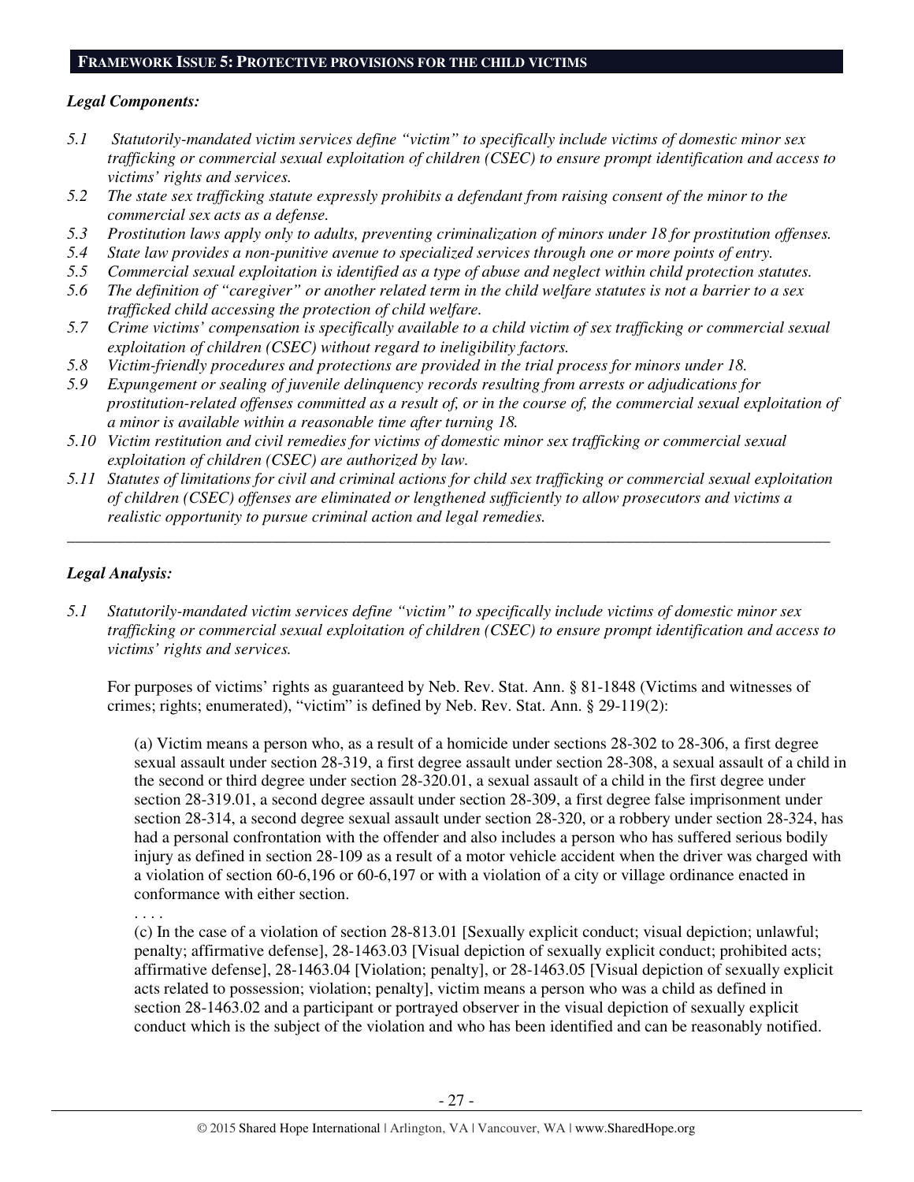## FRAMEWORK ISSUE 5: PROTECTIVE PROVISIONS FOR THE CHILD VICTIMS

***Legal Components:***

*5.1 Statutorily-mandated victim services define "victim" to specifically include victims of domestic minor sex trafficking or commercial sexual exploitation of children (CSEC) to ensure prompt identification and access to victims' rights and services.*
*5.2 The state sex trafficking statute expressly prohibits a defendant from raising consent of the minor to the commercial sex acts as a defense.*
*5.3 Prostitution laws apply only to adults, preventing criminalization of minors under 18 for prostitution offenses.*
*5.4 State law provides a non-punitive avenue to specialized services through one or more points of entry.*
*5.5 Commercial sexual exploitation is identified as a type of abuse and neglect within child protection statutes.*
*5.6 The definition of "caregiver" or another related term in the child welfare statutes is not a barrier to a sex trafficked child accessing the protection of child welfare.*
*5.7 Crime victims' compensation is specifically available to a child victim of sex trafficking or commercial sexual exploitation of children (CSEC) without regard to ineligibility factors.*
*5.8 Victim-friendly procedures and protections are provided in the trial process for minors under 18.*
*5.9 Expungement or sealing of juvenile delinquency records resulting from arrests or adjudications for prostitution-related offenses committed as a result of, or in the course of, the commercial sexual exploitation of a minor is available within a reasonable time after turning 18.*
*5.10 Victim restitution and civil remedies for victims of domestic minor sex trafficking or commercial sexual exploitation of children (CSEC) are authorized by law.*
*5.11 Statutes of limitations for civil and criminal actions for child sex trafficking or commercial sexual exploitation of children (CSEC) offenses are eliminated or lengthened sufficiently to allow prosecutors and victims a realistic opportunity to pursue criminal action and legal remedies.*

---

***Legal Analysis:***

*5.1 Statutorily-mandated victim services define "victim" to specifically include victims of domestic minor sex trafficking or commercial sexual exploitation of children (CSEC) to ensure prompt identification and access to victims' rights and services.*

For purposes of victims' rights as guaranteed by Neb. Rev. Stat. Ann. § 81-1848 (Victims and witnesses of crimes; rights; enumerated), "victim" is defined by Neb. Rev. Stat. Ann. § 29-119(2):

> (a) Victim means a person who, as a result of a homicide under sections 28-302 to 28-306, a first degree sexual assault under section 28-319, a first degree assault under section 28-308, a sexual assault of a child in the second or third degree under section 28-320.01, a sexual assault of a child in the first degree under section 28-319.01, a second degree assault under section 28-309, a first degree false imprisonment under section 28-314, a second degree sexual assault under section 28-320, or a robbery under section 28-324, has had a personal confrontation with the offender and also includes a person who has suffered serious bodily injury as defined in section 28-109 as a result of a motor vehicle accident when the driver was charged with a violation of section 60-6,196 or 60-6,197 or with a violation of a city or village ordinance enacted in conformance with either section.
>
> . . . .
>
> (c) In the case of a violation of section 28-813.01 [Sexually explicit conduct; visual depiction; unlawful; penalty; affirmative defense], 28-1463.03 [Visual depiction of sexually explicit conduct; prohibited acts; affirmative defense], 28-1463.04 [Violation; penalty], or 28-1463.05 [Visual depiction of sexually explicit acts related to possession; violation; penalty], victim means a person who was a child as defined in section 28-1463.02 and a participant or portrayed observer in the visual depiction of sexually explicit conduct which is the subject of the violation and who has been identified and can be reasonably notified.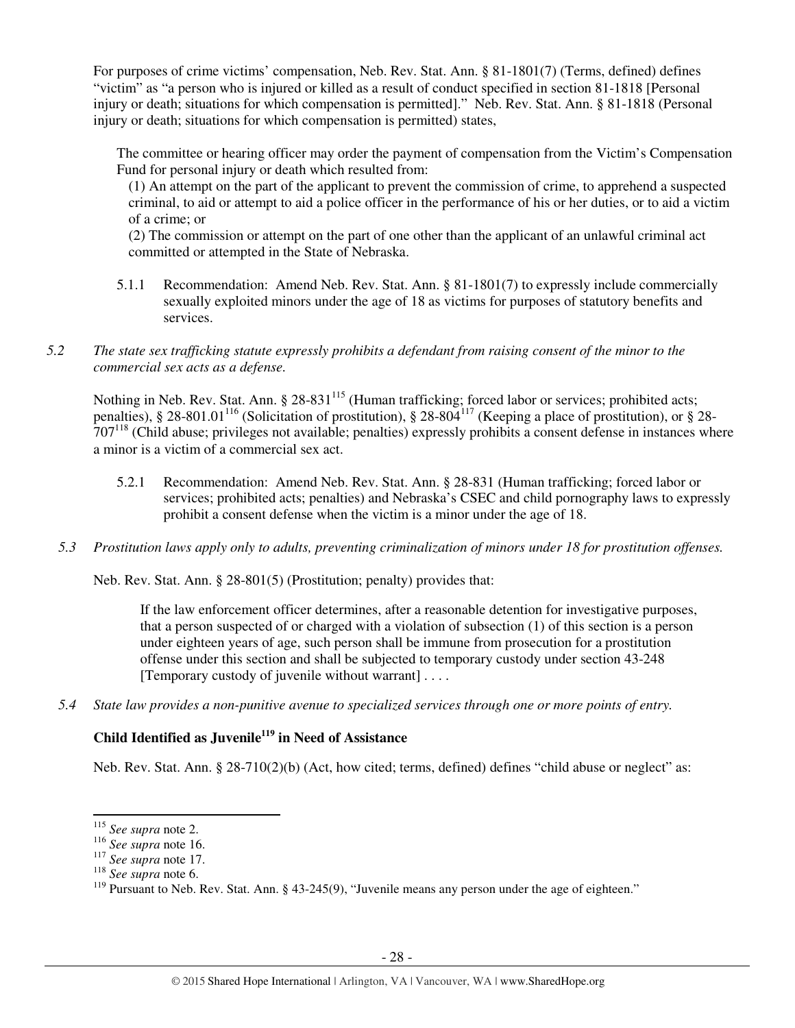For purposes of crime victims' compensation, Neb. Rev. Stat. Ann. § 81-1801(7) (Terms, defined) defines "victim" as "a person who is injured or killed as a result of conduct specified in section 81-1818 [Personal injury or death; situations for which compensation is permitted]." Neb. Rev. Stat. Ann. § 81-1818 (Personal injury or death; situations for which compensation is permitted) states,

> The committee or hearing officer may order the payment of compensation from the Victim's Compensation Fund for personal injury or death which resulted from:
>
> (1) An attempt on the part of the applicant to prevent the commission of crime, to apprehend a suspected criminal, to aid or attempt to aid a police officer in the performance of his or her duties, or to aid a victim of a crime; or
>
> (2) The commission or attempt on the part of one other than the applicant of an unlawful criminal act committed or attempted in the State of Nebraska.

5.1.1 Recommendation: Amend Neb. Rev. Stat. Ann. § 81-1801(7) to expressly include commercially sexually exploited minors under the age of 18 as victims for purposes of statutory benefits and services.

*5.2 The state sex trafficking statute expressly prohibits a defendant from raising consent of the minor to the commercial sex acts as a defense.*

Nothing in Neb. Rev. Stat. Ann. § 28-831[115] (Human trafficking; forced labor or services; prohibited acts; penalties), § 28-801.01[116] (Solicitation of prostitution), § 28-804[117] (Keeping a place of prostitution), or § 28-707[118] (Child abuse; privileges not available; penalties) expressly prohibits a consent defense in instances where a minor is a victim of a commercial sex act.

5.2.1 Recommendation: Amend Neb. Rev. Stat. Ann. § 28-831 (Human trafficking; forced labor or services; prohibited acts; penalties) and Nebraska's CSEC and child pornography laws to expressly prohibit a consent defense when the victim is a minor under the age of 18.

*5.3 Prostitution laws apply only to adults, preventing criminalization of minors under 18 for prostitution offenses.*

Neb. Rev. Stat. Ann. § 28-801(5) (Prostitution; penalty) provides that:

> If the law enforcement officer determines, after a reasonable detention for investigative purposes, that a person suspected of or charged with a violation of subsection (1) of this section is a person under eighteen years of age, such person shall be immune from prosecution for a prostitution offense under this section and shall be subjected to temporary custody under section 43-248 [Temporary custody of juvenile without warrant] . . . .

*5.4 State law provides a non-punitive avenue to specialized services through one or more points of entry.*

**Child Identified as Juvenile[119] in Need of Assistance**

Neb. Rev. Stat. Ann. § 28-710(2)(b) (Act, how cited; terms, defined) defines "child abuse or neglect" as:

---

[115] *See supra* note 2.

[116] *See supra* note 16.

[117] *See supra* note 17.

[118] *See supra* note 6.

[119] Pursuant to Neb. Rev. Stat. Ann. § 43-245(9), "Juvenile means any person under the age of eighteen."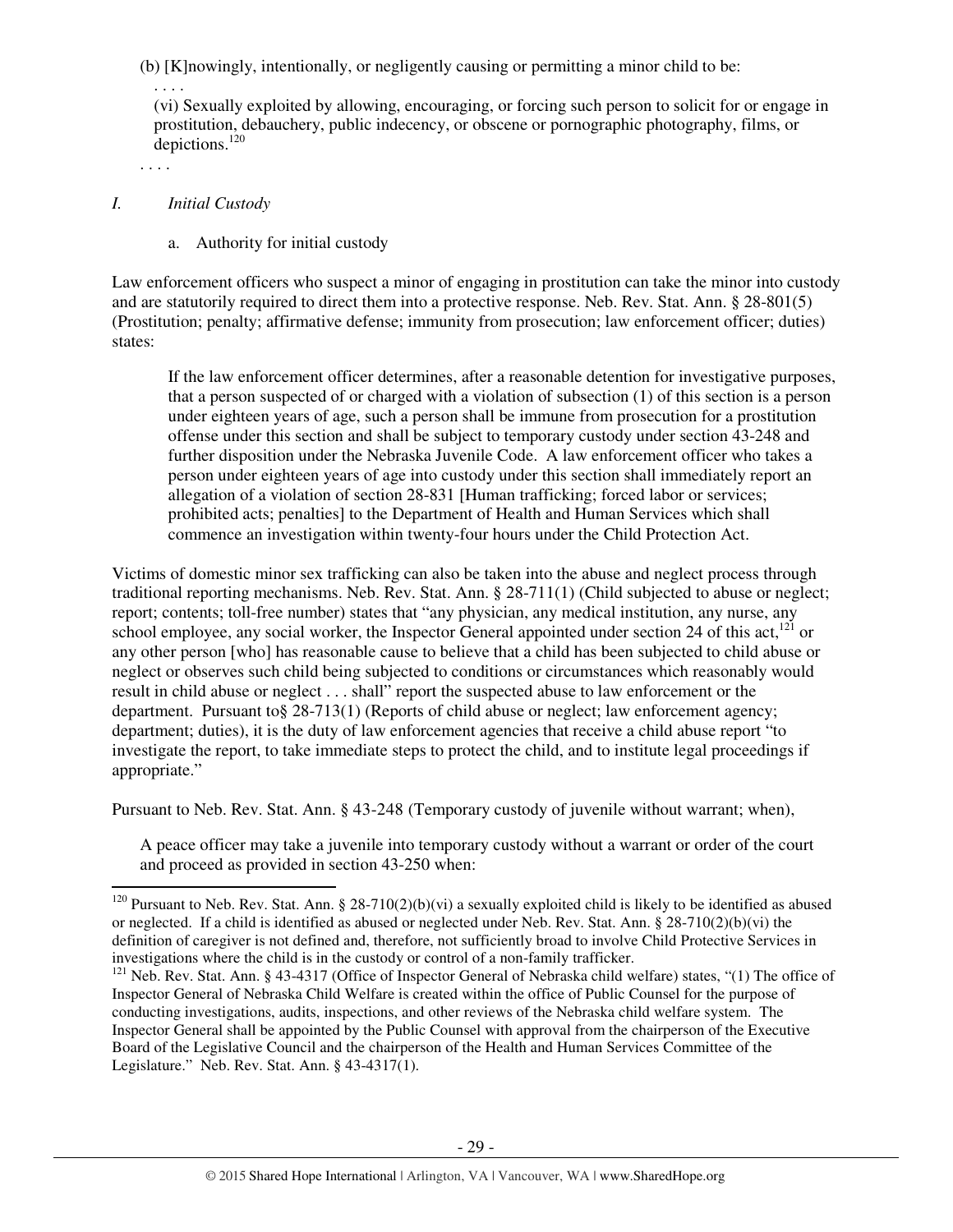(b) [K]nowingly, intentionally, or negligently causing or permitting a minor child to be:

. . . .

(vi) Sexually exploited by allowing, encouraging, or forcing such person to solicit for or engage in prostitution, debauchery, public indecency, or obscene or pornographic photography, films, or depictions.[120]

. . . .

## *I. Initial Custody*

a. Authority for initial custody

Law enforcement officers who suspect a minor of engaging in prostitution can take the minor into custody and are statutorily required to direct them into a protective response. Neb. Rev. Stat. Ann. § 28-801(5) (Prostitution; penalty; affirmative defense; immunity from prosecution; law enforcement officer; duties) states:

> If the law enforcement officer determines, after a reasonable detention for investigative purposes, that a person suspected of or charged with a violation of subsection (1) of this section is a person under eighteen years of age, such a person shall be immune from prosecution for a prostitution offense under this section and shall be subject to temporary custody under section 43-248 and further disposition under the Nebraska Juvenile Code. A law enforcement officer who takes a person under eighteen years of age into custody under this section shall immediately report an allegation of a violation of section 28-831 [Human trafficking; forced labor or services; prohibited acts; penalties] to the Department of Health and Human Services which shall commence an investigation within twenty-four hours under the Child Protection Act.

Victims of domestic minor sex trafficking can also be taken into the abuse and neglect process through traditional reporting mechanisms. Neb. Rev. Stat. Ann. § 28-711(1) (Child subjected to abuse or neglect; report; contents; toll-free number) states that "any physician, any medical institution, any nurse, any school employee, any social worker, the Inspector General appointed under section 24 of this act,[121] or any other person [who] has reasonable cause to believe that a child has been subjected to child abuse or neglect or observes such child being subjected to conditions or circumstances which reasonably would result in child abuse or neglect . . . shall" report the suspected abuse to law enforcement or the department. Pursuant to§ 28-713(1) (Reports of child abuse or neglect; law enforcement agency; department; duties), it is the duty of law enforcement agencies that receive a child abuse report "to investigate the report, to take immediate steps to protect the child, and to institute legal proceedings if appropriate."

Pursuant to Neb. Rev. Stat. Ann. § 43-248 (Temporary custody of juvenile without warrant; when),

> A peace officer may take a juvenile into temporary custody without a warrant or order of the court and proceed as provided in section 43-250 when:

---

[120] Pursuant to Neb. Rev. Stat. Ann. § 28-710(2)(b)(vi) a sexually exploited child is likely to be identified as abused or neglected. If a child is identified as abused or neglected under Neb. Rev. Stat. Ann. § 28-710(2)(b)(vi) the definition of caregiver is not defined and, therefore, not sufficiently broad to involve Child Protective Services in investigations where the child is in the custody or control of a non-family trafficker.

[121] Neb. Rev. Stat. Ann. § 43-4317 (Office of Inspector General of Nebraska child welfare) states, "(1) The office of Inspector General of Nebraska Child Welfare is created within the office of Public Counsel for the purpose of conducting investigations, audits, inspections, and other reviews of the Nebraska child welfare system. The Inspector General shall be appointed by the Public Counsel with approval from the chairperson of the Executive Board of the Legislative Council and the chairperson of the Health and Human Services Committee of the Legislature." Neb. Rev. Stat. Ann. § 43-4317(1).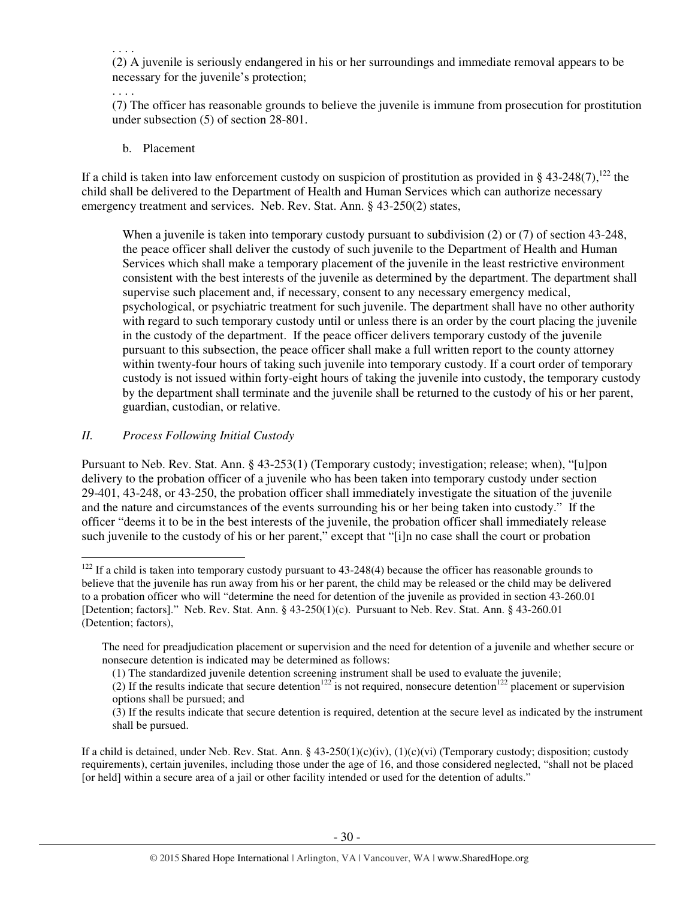. . . .

(2) A juvenile is seriously endangered in his or her surroundings and immediate removal appears to be necessary for the juvenile's protection;

. . . .

(7) The officer has reasonable grounds to believe the juvenile is immune from prosecution for prostitution under subsection (5) of section 28-801.

b. Placement

If a child is taken into law enforcement custody on suspicion of prostitution as provided in § 43-248(7),[122] the child shall be delivered to the Department of Health and Human Services which can authorize necessary emergency treatment and services. Neb. Rev. Stat. Ann. § 43-250(2) states,

> When a juvenile is taken into temporary custody pursuant to subdivision (2) or (7) of section 43-248, the peace officer shall deliver the custody of such juvenile to the Department of Health and Human Services which shall make a temporary placement of the juvenile in the least restrictive environment consistent with the best interests of the juvenile as determined by the department. The department shall supervise such placement and, if necessary, consent to any necessary emergency medical, psychological, or psychiatric treatment for such juvenile. The department shall have no other authority with regard to such temporary custody until or unless there is an order by the court placing the juvenile in the custody of the department. If the peace officer delivers temporary custody of the juvenile pursuant to this subsection, the peace officer shall make a full written report to the county attorney within twenty-four hours of taking such juvenile into temporary custody. If a court order of temporary custody is not issued within forty-eight hours of taking the juvenile into custody, the temporary custody by the department shall terminate and the juvenile shall be returned to the custody of his or her parent, guardian, custodian, or relative.

### *II. Process Following Initial Custody*

Pursuant to Neb. Rev. Stat. Ann. § 43-253(1) (Temporary custody; investigation; release; when), "[u]pon delivery to the probation officer of a juvenile who has been taken into temporary custody under section 29-401, 43-248, or 43-250, the probation officer shall immediately investigate the situation of the juvenile and the nature and circumstances of the events surrounding his or her being taken into custody." If the officer "deems it to be in the best interests of the juvenile, the probation officer shall immediately release such juvenile to the custody of his or her parent," except that "[i]n no case shall the court or probation

---

[122] If a child is taken into temporary custody pursuant to 43-248(4) because the officer has reasonable grounds to believe that the juvenile has run away from his or her parent, the child may be released or the child may be delivered to a probation officer who will "determine the need for detention of the juvenile as provided in section 43-260.01 [Detention; factors]." Neb. Rev. Stat. Ann. § 43-250(1)(c). Pursuant to Neb. Rev. Stat. Ann. § 43-260.01 (Detention; factors),

> The need for preadjudication placement or supervision and the need for detention of a juvenile and whether secure or nonsecure detention is indicated may be determined as follows:
>
> (1) The standardized juvenile detention screening instrument shall be used to evaluate the juvenile;
>
> (2) If the results indicate that secure detention[122] is not required, nonsecure detention[122] placement or supervision options shall be pursued; and
>
> (3) If the results indicate that secure detention is required, detention at the secure level as indicated by the instrument shall be pursued.

If a child is detained, under Neb. Rev. Stat. Ann. § 43-250(1)(c)(iv), (1)(c)(vi) (Temporary custody; disposition; custody requirements), certain juveniles, including those under the age of 16, and those considered neglected, "shall not be placed [or held] within a secure area of a jail or other facility intended or used for the detention of adults."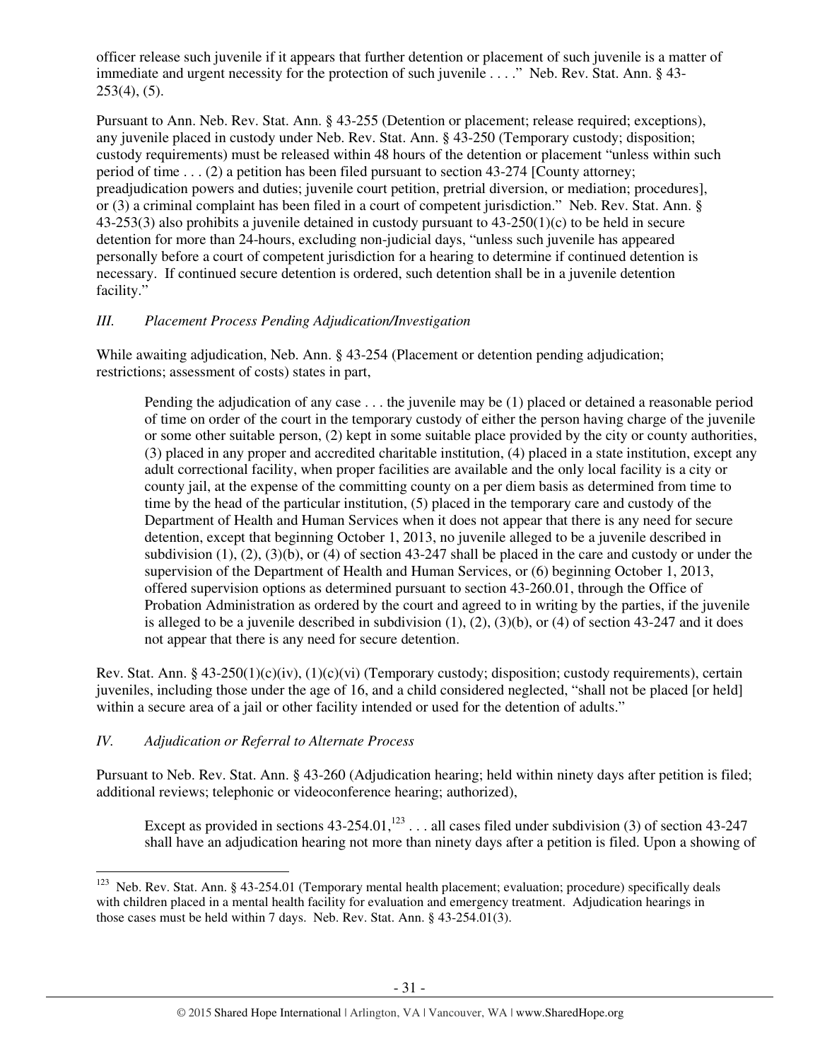officer release such juvenile if it appears that further detention or placement of such juvenile is a matter of immediate and urgent necessity for the protection of such juvenile . . . ." Neb. Rev. Stat. Ann. § 43-253(4), (5).

Pursuant to Ann. Neb. Rev. Stat. Ann. § 43-255 (Detention or placement; release required; exceptions), any juvenile placed in custody under Neb. Rev. Stat. Ann. § 43-250 (Temporary custody; disposition; custody requirements) must be released within 48 hours of the detention or placement "unless within such period of time . . . (2) a petition has been filed pursuant to section 43-274 [County attorney; preadjudication powers and duties; juvenile court petition, pretrial diversion, or mediation; procedures], or (3) a criminal complaint has been filed in a court of competent jurisdiction." Neb. Rev. Stat. Ann. § 43-253(3) also prohibits a juvenile detained in custody pursuant to 43-250(1)(c) to be held in secure detention for more than 24-hours, excluding non-judicial days, "unless such juvenile has appeared personally before a court of competent jurisdiction for a hearing to determine if continued detention is necessary. If continued secure detention is ordered, such detention shall be in a juvenile detention facility."

*III. Placement Process Pending Adjudication/Investigation*

While awaiting adjudication, Neb. Ann. § 43-254 (Placement or detention pending adjudication; restrictions; assessment of costs) states in part,

> Pending the adjudication of any case . . . the juvenile may be (1) placed or detained a reasonable period of time on order of the court in the temporary custody of either the person having charge of the juvenile or some other suitable person, (2) kept in some suitable place provided by the city or county authorities, (3) placed in any proper and accredited charitable institution, (4) placed in a state institution, except any adult correctional facility, when proper facilities are available and the only local facility is a city or county jail, at the expense of the committing county on a per diem basis as determined from time to time by the head of the particular institution, (5) placed in the temporary care and custody of the Department of Health and Human Services when it does not appear that there is any need for secure detention, except that beginning October 1, 2013, no juvenile alleged to be a juvenile described in subdivision (1), (2), (3)(b), or (4) of section 43-247 shall be placed in the care and custody or under the supervision of the Department of Health and Human Services, or (6) beginning October 1, 2013, offered supervision options as determined pursuant to section 43-260.01, through the Office of Probation Administration as ordered by the court and agreed to in writing by the parties, if the juvenile is alleged to be a juvenile described in subdivision (1), (2), (3)(b), or (4) of section 43-247 and it does not appear that there is any need for secure detention.

Rev. Stat. Ann. § 43-250(1)(c)(iv), (1)(c)(vi) (Temporary custody; disposition; custody requirements), certain juveniles, including those under the age of 16, and a child considered neglected, "shall not be placed [or held] within a secure area of a jail or other facility intended or used for the detention of adults."

*IV. Adjudication or Referral to Alternate Process*

Pursuant to Neb. Rev. Stat. Ann. § 43-260 (Adjudication hearing; held within ninety days after petition is filed; additional reviews; telephonic or videoconference hearing; authorized),

> Except as provided in sections 43-254.01,[123] . . . all cases filed under subdivision (3) of section 43-247 shall have an adjudication hearing not more than ninety days after a petition is filed. Upon a showing of

---

[123] Neb. Rev. Stat. Ann. § 43-254.01 (Temporary mental health placement; evaluation; procedure) specifically deals with children placed in a mental health facility for evaluation and emergency treatment. Adjudication hearings in those cases must be held within 7 days. Neb. Rev. Stat. Ann. § 43-254.01(3).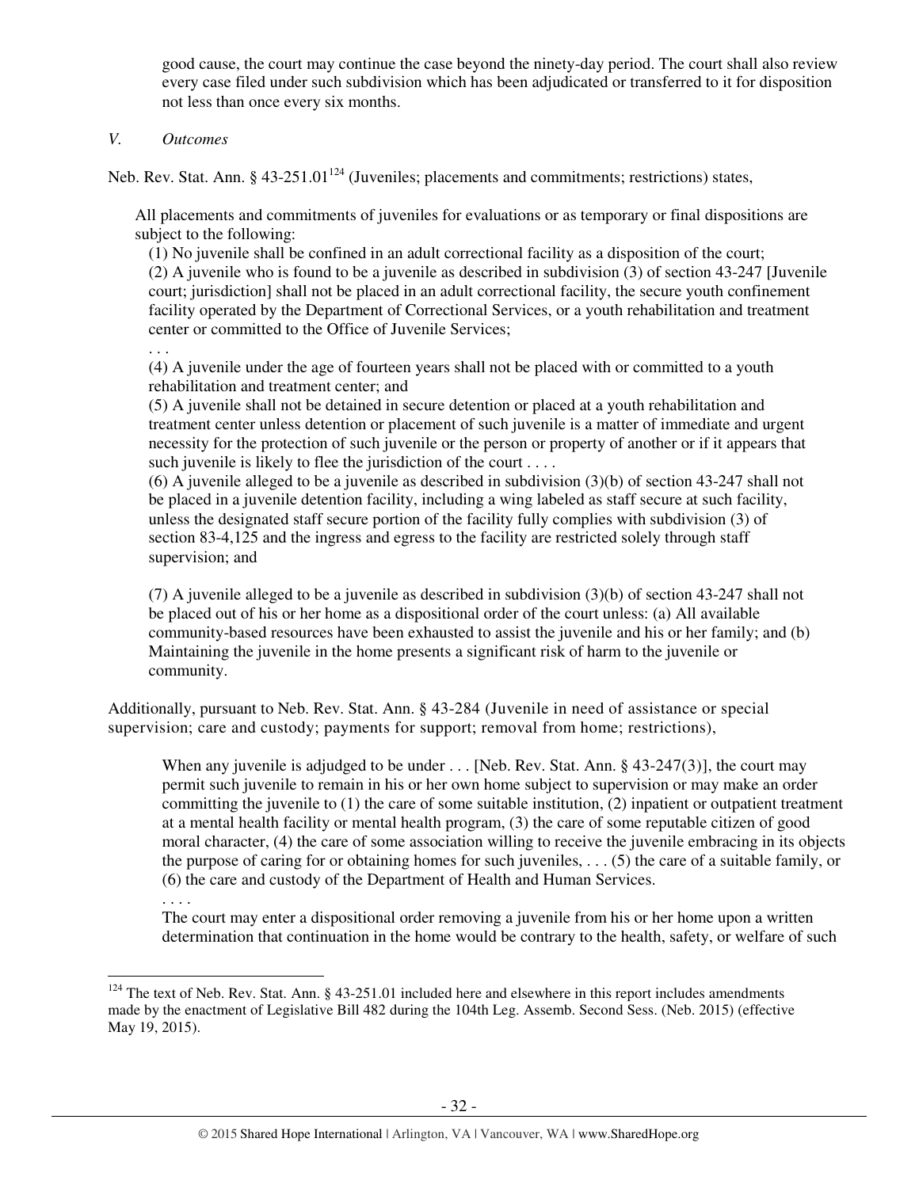good cause, the court may continue the case beyond the ninety-day period. The court shall also review every case filed under such subdivision which has been adjudicated or transferred to it for disposition not less than once every six months.

*V. Outcomes*

Neb. Rev. Stat. Ann. § 43-251.01[124] (Juveniles; placements and commitments; restrictions) states,

> All placements and commitments of juveniles for evaluations or as temporary or final dispositions are subject to the following:
>
> (1) No juvenile shall be confined in an adult correctional facility as a disposition of the court;
>
> (2) A juvenile who is found to be a juvenile as described in subdivision (3) of section 43-247 [Juvenile court; jurisdiction] shall not be placed in an adult correctional facility, the secure youth confinement facility operated by the Department of Correctional Services, or a youth rehabilitation and treatment center or committed to the Office of Juvenile Services;
>
> . . .
>
> (4) A juvenile under the age of fourteen years shall not be placed with or committed to a youth rehabilitation and treatment center; and
>
> (5) A juvenile shall not be detained in secure detention or placed at a youth rehabilitation and treatment center unless detention or placement of such juvenile is a matter of immediate and urgent necessity for the protection of such juvenile or the person or property of another or if it appears that such juvenile is likely to flee the jurisdiction of the court . . . .
>
> (6) A juvenile alleged to be a juvenile as described in subdivision (3)(b) of section 43-247 shall not be placed in a juvenile detention facility, including a wing labeled as staff secure at such facility, unless the designated staff secure portion of the facility fully complies with subdivision (3) of section 83-4,125 and the ingress and egress to the facility are restricted solely through staff supervision; and
>
> (7) A juvenile alleged to be a juvenile as described in subdivision (3)(b) of section 43-247 shall not be placed out of his or her home as a dispositional order of the court unless: (a) All available community-based resources have been exhausted to assist the juvenile and his or her family; and (b) Maintaining the juvenile in the home presents a significant risk of harm to the juvenile or community.

Additionally, pursuant to Neb. Rev. Stat. Ann. § 43-284 (Juvenile in need of assistance or special supervision; care and custody; payments for support; removal from home; restrictions),

> When any juvenile is adjudged to be under . . . [Neb. Rev. Stat. Ann. § 43-247(3)], the court may permit such juvenile to remain in his or her own home subject to supervision or may make an order committing the juvenile to (1) the care of some suitable institution, (2) inpatient or outpatient treatment at a mental health facility or mental health program, (3) the care of some reputable citizen of good moral character, (4) the care of some association willing to receive the juvenile embracing in its objects the purpose of caring for or obtaining homes for such juveniles, . . . (5) the care of a suitable family, or (6) the care and custody of the Department of Health and Human Services.
>
> . . . .
>
> The court may enter a dispositional order removing a juvenile from his or her home upon a written determination that continuation in the home would be contrary to the health, safety, or welfare of such

[124] The text of Neb. Rev. Stat. Ann. § 43-251.01 included here and elsewhere in this report includes amendments made by the enactment of Legislative Bill 482 during the 104th Leg. Assemb. Second Sess. (Neb. 2015) (effective May 19, 2015).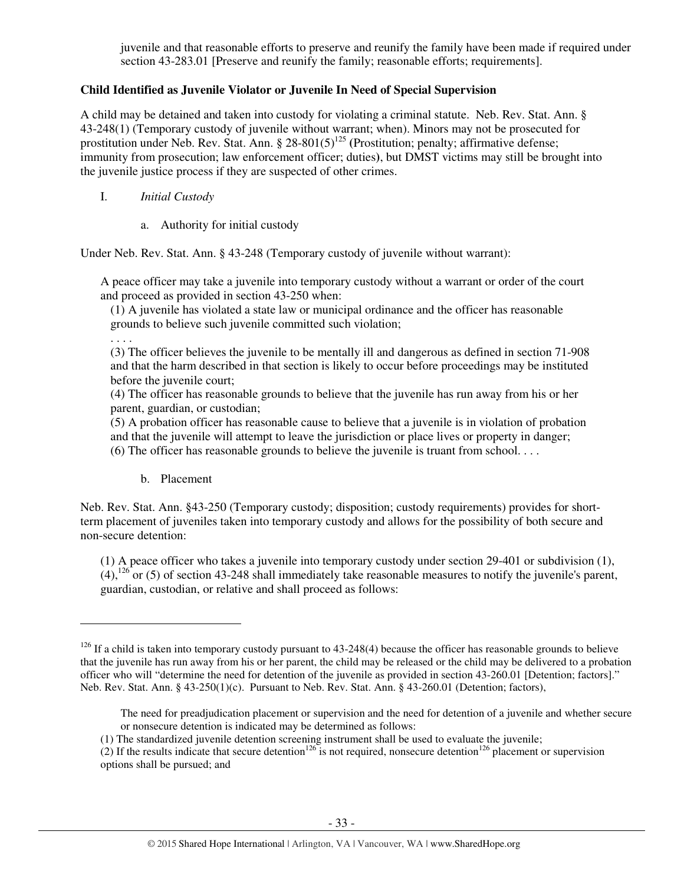juvenile and that reasonable efforts to preserve and reunify the family have been made if required under section 43-283.01 [Preserve and reunify the family; reasonable efforts; requirements].

**Child Identified as Juvenile Violator or Juvenile In Need of Special Supervision**

A child may be detained and taken into custody for violating a criminal statute. Neb. Rev. Stat. Ann. § 43-248(1) (Temporary custody of juvenile without warrant; when). Minors may not be prosecuted for prostitution under Neb. Rev. Stat. Ann. § 28-801(5)[125] (Prostitution; penalty; affirmative defense; immunity from prosecution; law enforcement officer; duties), but DMST victims may still be brought into the juvenile justice process if they are suspected of other crimes.

I. *Initial Custody*

a. Authority for initial custody

Under Neb. Rev. Stat. Ann. § 43-248 (Temporary custody of juvenile without warrant):

> A peace officer may take a juvenile into temporary custody without a warrant or order of the court and proceed as provided in section 43-250 when:
> (1) A juvenile has violated a state law or municipal ordinance and the officer has reasonable grounds to believe such juvenile committed such violation;
> . . . .
> (3) The officer believes the juvenile to be mentally ill and dangerous as defined in section 71-908 and that the harm described in that section is likely to occur before proceedings may be instituted before the juvenile court;
> (4) The officer has reasonable grounds to believe that the juvenile has run away from his or her parent, guardian, or custodian;
> (5) A probation officer has reasonable cause to believe that a juvenile is in violation of probation and that the juvenile will attempt to leave the jurisdiction or place lives or property in danger;
> (6) The officer has reasonable grounds to believe the juvenile is truant from school. . . .

b. Placement

Neb. Rev. Stat. Ann. §43-250 (Temporary custody; disposition; custody requirements) provides for short-term placement of juveniles taken into temporary custody and allows for the possibility of both secure and non-secure detention:

> (1) A peace officer who takes a juvenile into temporary custody under section 29-401 or subdivision (1), (4),[126] or (5) of section 43-248 shall immediately take reasonable measures to notify the juvenile's parent, guardian, custodian, or relative and shall proceed as follows:

---

[126] If a child is taken into temporary custody pursuant to 43-248(4) because the officer has reasonable grounds to believe that the juvenile has run away from his or her parent, the child may be released or the child may be delivered to a probation officer who will "determine the need for detention of the juvenile as provided in section 43-260.01 [Detention; factors]." Neb. Rev. Stat. Ann. § 43-250(1)(c). Pursuant to Neb. Rev. Stat. Ann. § 43-260.01 (Detention; factors),

> The need for preadjudication placement or supervision and the need for detention of a juvenile and whether secure or nonsecure detention is indicated may be determined as follows:
> (1) The standardized juvenile detention screening instrument shall be used to evaluate the juvenile;
> (2) If the results indicate that secure detention[126] is not required, nonsecure detention[126] placement or supervision options shall be pursued; and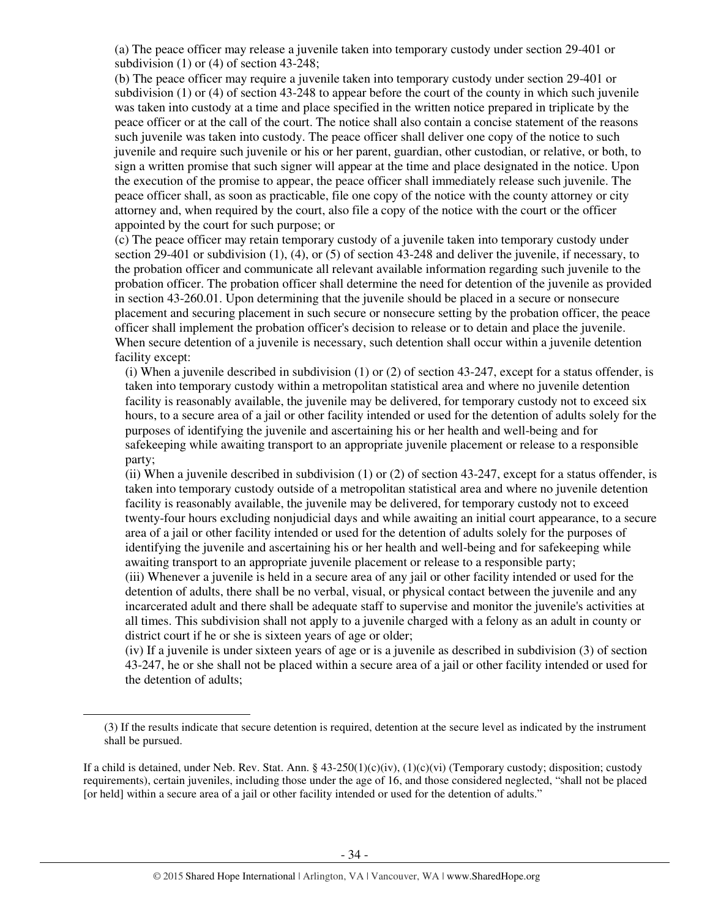(a) The peace officer may release a juvenile taken into temporary custody under section 29-401 or subdivision (1) or (4) of section 43-248;

(b) The peace officer may require a juvenile taken into temporary custody under section 29-401 or subdivision (1) or (4) of section 43-248 to appear before the court of the county in which such juvenile was taken into custody at a time and place specified in the written notice prepared in triplicate by the peace officer or at the call of the court. The notice shall also contain a concise statement of the reasons such juvenile was taken into custody. The peace officer shall deliver one copy of the notice to such juvenile and require such juvenile or his or her parent, guardian, other custodian, or relative, or both, to sign a written promise that such signer will appear at the time and place designated in the notice. Upon the execution of the promise to appear, the peace officer shall immediately release such juvenile. The peace officer shall, as soon as practicable, file one copy of the notice with the county attorney or city attorney and, when required by the court, also file a copy of the notice with the court or the officer appointed by the court for such purpose; or

(c) The peace officer may retain temporary custody of a juvenile taken into temporary custody under section 29-401 or subdivision (1), (4), or (5) of section 43-248 and deliver the juvenile, if necessary, to the probation officer and communicate all relevant available information regarding such juvenile to the probation officer. The probation officer shall determine the need for detention of the juvenile as provided in section 43-260.01. Upon determining that the juvenile should be placed in a secure or nonsecure placement and securing placement in such secure or nonsecure setting by the probation officer, the peace officer shall implement the probation officer's decision to release or to detain and place the juvenile. When secure detention of a juvenile is necessary, such detention shall occur within a juvenile detention facility except:

(i) When a juvenile described in subdivision (1) or (2) of section 43-247, except for a status offender, is taken into temporary custody within a metropolitan statistical area and where no juvenile detention facility is reasonably available, the juvenile may be delivered, for temporary custody not to exceed six hours, to a secure area of a jail or other facility intended or used for the detention of adults solely for the purposes of identifying the juvenile and ascertaining his or her health and well-being and for safekeeping while awaiting transport to an appropriate juvenile placement or release to a responsible party;

(ii) When a juvenile described in subdivision (1) or (2) of section 43-247, except for a status offender, is taken into temporary custody outside of a metropolitan statistical area and where no juvenile detention facility is reasonably available, the juvenile may be delivered, for temporary custody not to exceed twenty-four hours excluding nonjudicial days and while awaiting an initial court appearance, to a secure area of a jail or other facility intended or used for the detention of adults solely for the purposes of identifying the juvenile and ascertaining his or her health and well-being and for safekeeping while awaiting transport to an appropriate juvenile placement or release to a responsible party;

(iii) Whenever a juvenile is held in a secure area of any jail or other facility intended or used for the detention of adults, there shall be no verbal, visual, or physical contact between the juvenile and any incarcerated adult and there shall be adequate staff to supervise and monitor the juvenile's activities at all times. This subdivision shall not apply to a juvenile charged with a felony as an adult in county or district court if he or she is sixteen years of age or older;

(iv) If a juvenile is under sixteen years of age or is a juvenile as described in subdivision (3) of section 43-247, he or she shall not be placed within a secure area of a jail or other facility intended or used for the detention of adults;

---

(3) If the results indicate that secure detention is required, detention at the secure level as indicated by the instrument shall be pursued.

If a child is detained, under Neb. Rev. Stat. Ann. § 43-250(1)(c)(iv), (1)(c)(vi) (Temporary custody; disposition; custody requirements), certain juveniles, including those under the age of 16, and those considered neglected, "shall not be placed [or held] within a secure area of a jail or other facility intended or used for the detention of adults."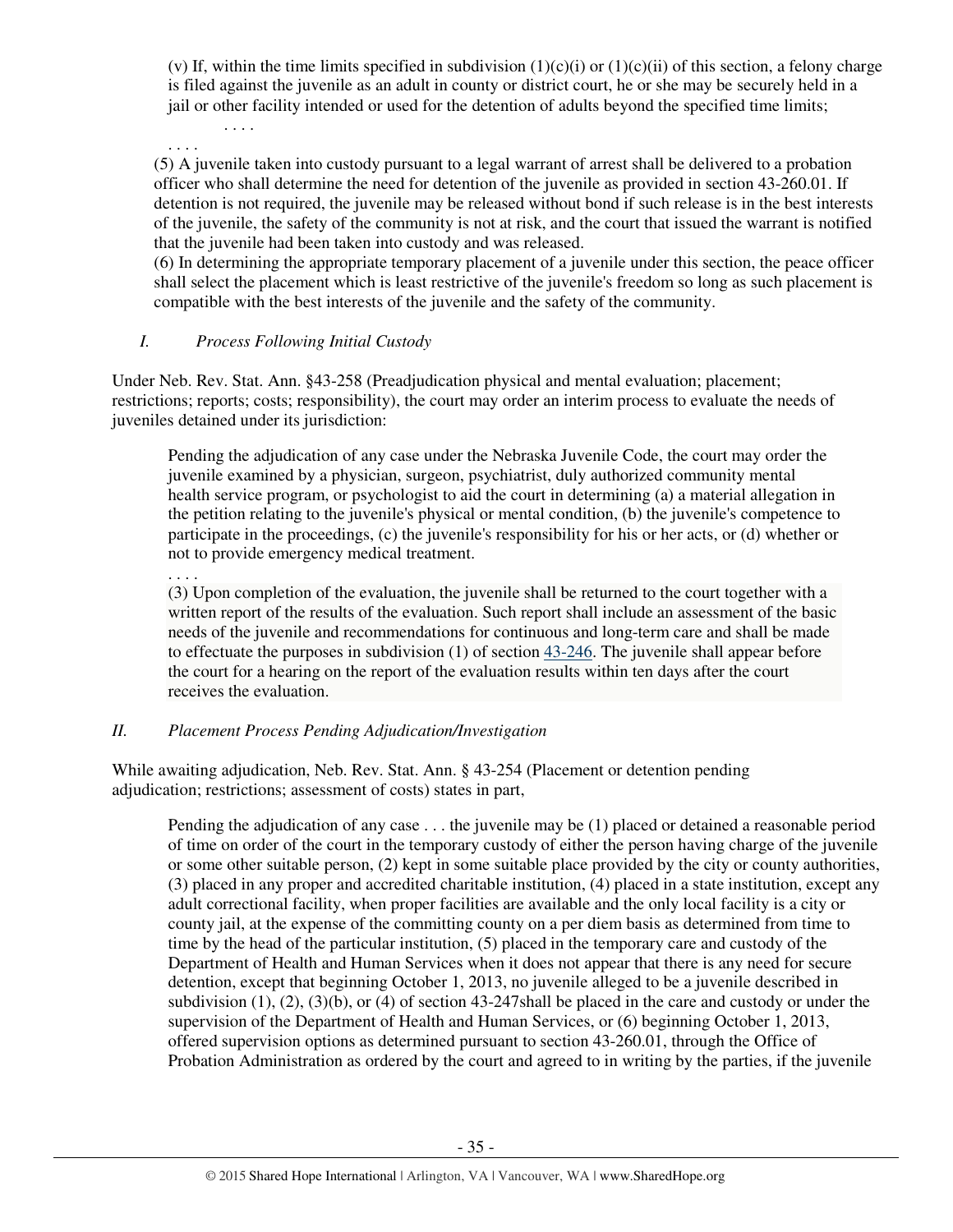(v) If, within the time limits specified in subdivision (1)(c)(i) or (1)(c)(ii) of this section, a felony charge is filed against the juvenile as an adult in county or district court, he or she may be securely held in a jail or other facility intended or used for the detention of adults beyond the specified time limits;

. . . .

. . . .

(5) A juvenile taken into custody pursuant to a legal warrant of arrest shall be delivered to a probation officer who shall determine the need for detention of the juvenile as provided in section 43-260.01. If detention is not required, the juvenile may be released without bond if such release is in the best interests of the juvenile, the safety of the community is not at risk, and the court that issued the warrant is notified that the juvenile had been taken into custody and was released.

(6) In determining the appropriate temporary placement of a juvenile under this section, the peace officer shall select the placement which is least restrictive of the juvenile's freedom so long as such placement is compatible with the best interests of the juvenile and the safety of the community.

*I. Process Following Initial Custody*

Under Neb. Rev. Stat. Ann. §43-258 (Preadjudication physical and mental evaluation; placement; restrictions; reports; costs; responsibility), the court may order an interim process to evaluate the needs of juveniles detained under its jurisdiction:

> Pending the adjudication of any case under the Nebraska Juvenile Code, the court may order the juvenile examined by a physician, surgeon, psychiatrist, duly authorized community mental health service program, or psychologist to aid the court in determining (a) a material allegation in the petition relating to the juvenile's physical or mental condition, (b) the juvenile's competence to participate in the proceedings, (c) the juvenile's responsibility for his or her acts, or (d) whether or not to provide emergency medical treatment.
>
> . . . .
>
> (3) Upon completion of the evaluation, the juvenile shall be returned to the court together with a written report of the results of the evaluation. Such report shall include an assessment of the basic needs of the juvenile and recommendations for continuous and long-term care and shall be made to effectuate the purposes in subdivision (1) of section 43-246. The juvenile shall appear before the court for a hearing on the report of the evaluation results within ten days after the court receives the evaluation.

*II. Placement Process Pending Adjudication/Investigation*

While awaiting adjudication, Neb. Rev. Stat. Ann. § 43-254 (Placement or detention pending adjudication; restrictions; assessment of costs) states in part,

> Pending the adjudication of any case . . . the juvenile may be (1) placed or detained a reasonable period of time on order of the court in the temporary custody of either the person having charge of the juvenile or some other suitable person, (2) kept in some suitable place provided by the city or county authorities, (3) placed in any proper and accredited charitable institution, (4) placed in a state institution, except any adult correctional facility, when proper facilities are available and the only local facility is a city or county jail, at the expense of the committing county on a per diem basis as determined from time to time by the head of the particular institution, (5) placed in the temporary care and custody of the Department of Health and Human Services when it does not appear that there is any need for secure detention, except that beginning October 1, 2013, no juvenile alleged to be a juvenile described in subdivision (1), (2), (3)(b), or (4) of section 43-247shall be placed in the care and custody or under the supervision of the Department of Health and Human Services, or (6) beginning October 1, 2013, offered supervision options as determined pursuant to section 43-260.01, through the Office of Probation Administration as ordered by the court and agreed to in writing by the parties, if the juvenile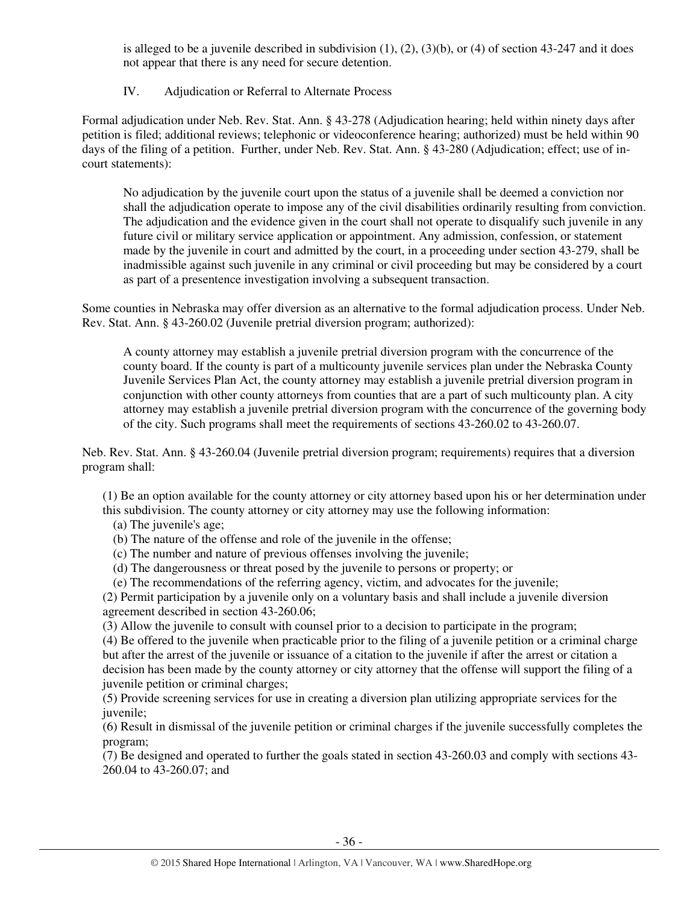is alleged to be a juvenile described in subdivision (1), (2), (3)(b), or (4) of section 43-247 and it does not appear that there is any need for secure detention.

IV. Adjudication or Referral to Alternate Process

Formal adjudication under Neb. Rev. Stat. Ann. § 43-278 (Adjudication hearing; held within ninety days after petition is filed; additional reviews; telephonic or videoconference hearing; authorized) must be held within 90 days of the filing of a petition. Further, under Neb. Rev. Stat. Ann. § 43-280 (Adjudication; effect; use of in-court statements):

> No adjudication by the juvenile court upon the status of a juvenile shall be deemed a conviction nor shall the adjudication operate to impose any of the civil disabilities ordinarily resulting from conviction. The adjudication and the evidence given in the court shall not operate to disqualify such juvenile in any future civil or military service application or appointment. Any admission, confession, or statement made by the juvenile in court and admitted by the court, in a proceeding under section 43-279, shall be inadmissible against such juvenile in any criminal or civil proceeding but may be considered by a court as part of a presentence investigation involving a subsequent transaction.

Some counties in Nebraska may offer diversion as an alternative to the formal adjudication process. Under Neb. Rev. Stat. Ann. § 43-260.02 (Juvenile pretrial diversion program; authorized):

> A county attorney may establish a juvenile pretrial diversion program with the concurrence of the county board. If the county is part of a multicounty juvenile services plan under the Nebraska County Juvenile Services Plan Act, the county attorney may establish a juvenile pretrial diversion program in conjunction with other county attorneys from counties that are a part of such multicounty plan. A city attorney may establish a juvenile pretrial diversion program with the concurrence of the governing body of the city. Such programs shall meet the requirements of sections 43-260.02 to 43-260.07.

Neb. Rev. Stat. Ann. § 43-260.04 (Juvenile pretrial diversion program; requirements) requires that a diversion program shall:

> (1) Be an option available for the county attorney or city attorney based upon his or her determination under this subdivision. The county attorney or city attorney may use the following information:
> (a) The juvenile's age;
> (b) The nature of the offense and role of the juvenile in the offense;
> (c) The number and nature of previous offenses involving the juvenile;
> (d) The dangerousness or threat posed by the juvenile to persons or property; or
> (e) The recommendations of the referring agency, victim, and advocates for the juvenile;
> (2) Permit participation by a juvenile only on a voluntary basis and shall include a juvenile diversion agreement described in section 43-260.06;
> (3) Allow the juvenile to consult with counsel prior to a decision to participate in the program;
> (4) Be offered to the juvenile when practicable prior to the filing of a juvenile petition or a criminal charge but after the arrest of the juvenile or issuance of a citation to the juvenile if after the arrest or citation a decision has been made by the county attorney or city attorney that the offense will support the filing of a juvenile petition or criminal charges;
> (5) Provide screening services for use in creating a diversion plan utilizing appropriate services for the juvenile;
> (6) Result in dismissal of the juvenile petition or criminal charges if the juvenile successfully completes the program;
> (7) Be designed and operated to further the goals stated in section 43-260.03 and comply with sections 43-260.04 to 43-260.07; and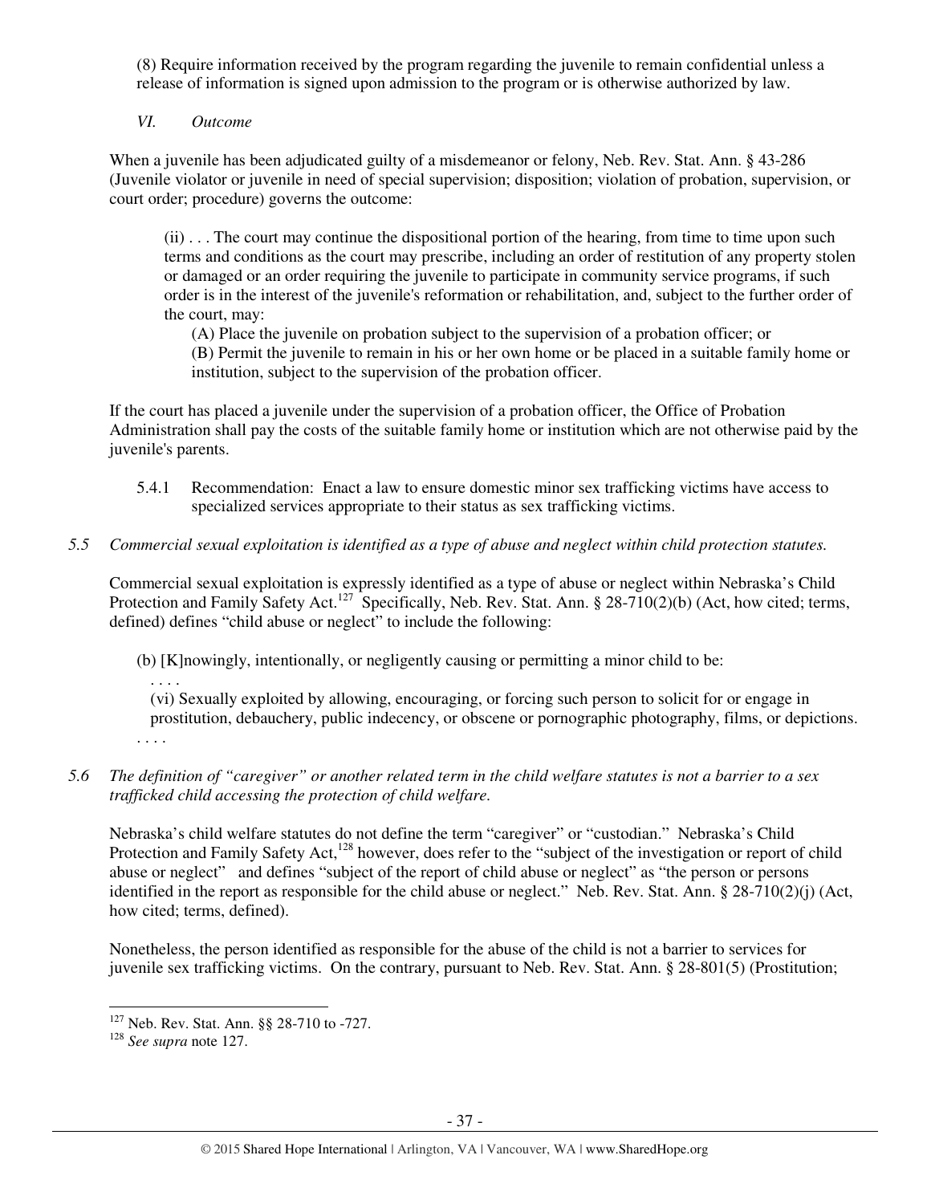(8) Require information received by the program regarding the juvenile to remain confidential unless a release of information is signed upon admission to the program or is otherwise authorized by law.

*VI. Outcome*

When a juvenile has been adjudicated guilty of a misdemeanor or felony, Neb. Rev. Stat. Ann. § 43-286 (Juvenile violator or juvenile in need of special supervision; disposition; violation of probation, supervision, or court order; procedure) governs the outcome:

> (ii) . . . The court may continue the dispositional portion of the hearing, from time to time upon such terms and conditions as the court may prescribe, including an order of restitution of any property stolen or damaged or an order requiring the juvenile to participate in community service programs, if such order is in the interest of the juvenile's reformation or rehabilitation, and, subject to the further order of the court, may:
>
> (A) Place the juvenile on probation subject to the supervision of a probation officer; or
>
> (B) Permit the juvenile to remain in his or her own home or be placed in a suitable family home or institution, subject to the supervision of the probation officer.

If the court has placed a juvenile under the supervision of a probation officer, the Office of Probation Administration shall pay the costs of the suitable family home or institution which are not otherwise paid by the juvenile's parents.

5.4.1 Recommendation: Enact a law to ensure domestic minor sex trafficking victims have access to specialized services appropriate to their status as sex trafficking victims.

*5.5 Commercial sexual exploitation is identified as a type of abuse and neglect within child protection statutes.*

Commercial sexual exploitation is expressly identified as a type of abuse or neglect within Nebraska's Child Protection and Family Safety Act.[127] Specifically, Neb. Rev. Stat. Ann. § 28-710(2)(b) (Act, how cited; terms, defined) defines "child abuse or neglect" to include the following:

> (b) [K]nowingly, intentionally, or negligently causing or permitting a minor child to be:
>
> . . . .
>
> (vi) Sexually exploited by allowing, encouraging, or forcing such person to solicit for or engage in prostitution, debauchery, public indecency, or obscene or pornographic photography, films, or depictions.
>
> . . . .

*5.6 The definition of "caregiver" or another related term in the child welfare statutes is not a barrier to a sex trafficked child accessing the protection of child welfare.*

Nebraska's child welfare statutes do not define the term "caregiver" or "custodian." Nebraska's Child Protection and Family Safety Act,[128] however, does refer to the "subject of the investigation or report of child abuse or neglect" and defines "subject of the report of child abuse or neglect" as "the person or persons identified in the report as responsible for the child abuse or neglect." Neb. Rev. Stat. Ann. § 28-710(2)(j) (Act, how cited; terms, defined).

Nonetheless, the person identified as responsible for the abuse of the child is not a barrier to services for juvenile sex trafficking victims. On the contrary, pursuant to Neb. Rev. Stat. Ann. § 28-801(5) (Prostitution;

---

[127] Neb. Rev. Stat. Ann. §§ 28-710 to -727.

[128] *See supra* note 127.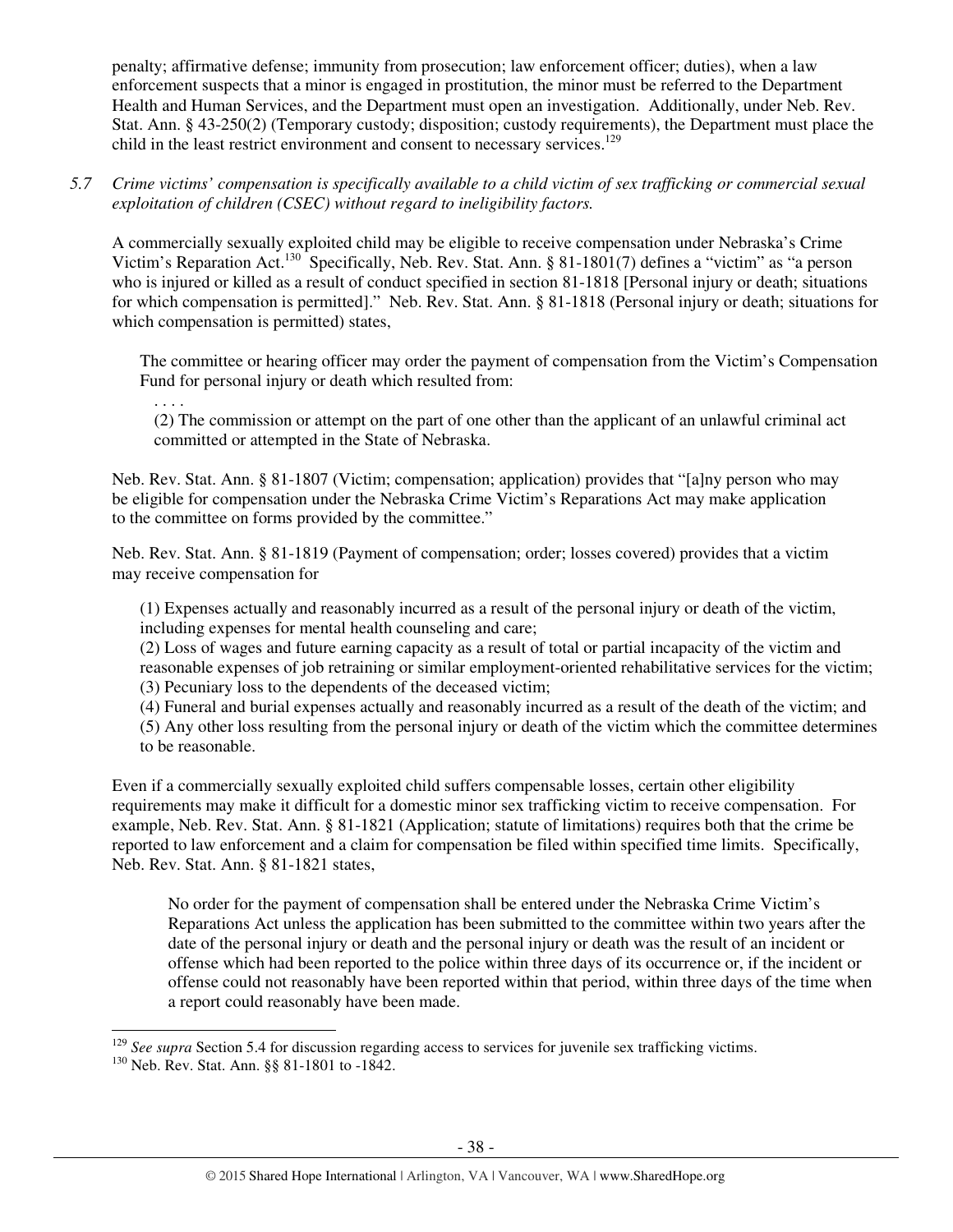penalty; affirmative defense; immunity from prosecution; law enforcement officer; duties), when a law enforcement suspects that a minor is engaged in prostitution, the minor must be referred to the Department Health and Human Services, and the Department must open an investigation. Additionally, under Neb. Rev. Stat. Ann. § 43-250(2) (Temporary custody; disposition; custody requirements), the Department must place the child in the least restrict environment and consent to necessary services.[129]

*5.7 Crime victims' compensation is specifically available to a child victim of sex trafficking or commercial sexual exploitation of children (CSEC) without regard to ineligibility factors.*

A commercially sexually exploited child may be eligible to receive compensation under Nebraska's Crime Victim's Reparation Act.[130] Specifically, Neb. Rev. Stat. Ann. § 81-1801(7) defines a "victim" as "a person who is injured or killed as a result of conduct specified in section 81-1818 [Personal injury or death; situations for which compensation is permitted]." Neb. Rev. Stat. Ann. § 81-1818 (Personal injury or death; situations for which compensation is permitted) states,

> The committee or hearing officer may order the payment of compensation from the Victim's Compensation Fund for personal injury or death which resulted from:
>
> . . . .
>
> (2) The commission or attempt on the part of one other than the applicant of an unlawful criminal act committed or attempted in the State of Nebraska.

Neb. Rev. Stat. Ann. § 81-1807 (Victim; compensation; application) provides that "[a]ny person who may be eligible for compensation under the Nebraska Crime Victim's Reparations Act may make application to the committee on forms provided by the committee."

Neb. Rev. Stat. Ann. § 81-1819 (Payment of compensation; order; losses covered) provides that a victim may receive compensation for

> (1) Expenses actually and reasonably incurred as a result of the personal injury or death of the victim, including expenses for mental health counseling and care;
> (2) Loss of wages and future earning capacity as a result of total or partial incapacity of the victim and reasonable expenses of job retraining or similar employment-oriented rehabilitative services for the victim;
> (3) Pecuniary loss to the dependents of the deceased victim;
> (4) Funeral and burial expenses actually and reasonably incurred as a result of the death of the victim; and
> (5) Any other loss resulting from the personal injury or death of the victim which the committee determines to be reasonable.

Even if a commercially sexually exploited child suffers compensable losses, certain other eligibility requirements may make it difficult for a domestic minor sex trafficking victim to receive compensation. For example, Neb. Rev. Stat. Ann. § 81-1821 (Application; statute of limitations) requires both that the crime be reported to law enforcement and a claim for compensation be filed within specified time limits. Specifically, Neb. Rev. Stat. Ann. § 81-1821 states,

> No order for the payment of compensation shall be entered under the Nebraska Crime Victim's Reparations Act unless the application has been submitted to the committee within two years after the date of the personal injury or death and the personal injury or death was the result of an incident or offense which had been reported to the police within three days of its occurrence or, if the incident or offense could not reasonably have been reported within that period, within three days of the time when a report could reasonably have been made.

---

[129] *See supra* Section 5.4 for discussion regarding access to services for juvenile sex trafficking victims.

[130] Neb. Rev. Stat. Ann. §§ 81-1801 to -1842.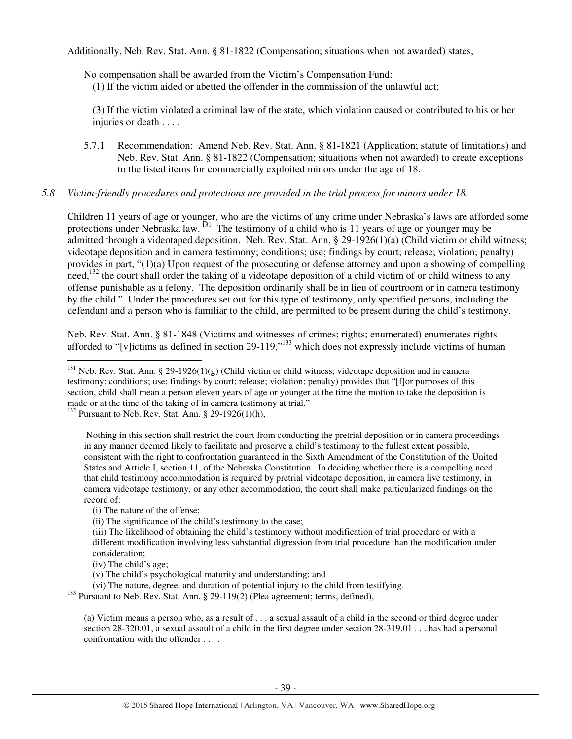Additionally, Neb. Rev. Stat. Ann. § 81-1822 (Compensation; situations when not awarded) states,

> No compensation shall be awarded from the Victim's Compensation Fund:
> (1) If the victim aided or abetted the offender in the commission of the unlawful act;
> . . . .
> (3) If the victim violated a criminal law of the state, which violation caused or contributed to his or her injuries or death . . . .

5.7.1 Recommendation: Amend Neb. Rev. Stat. Ann. § 81-1821 (Application; statute of limitations) and Neb. Rev. Stat. Ann. § 81-1822 (Compensation; situations when not awarded) to create exceptions to the listed items for commercially exploited minors under the age of 18.

*5.8 Victim-friendly procedures and protections are provided in the trial process for minors under 18.*

Children 11 years of age or younger, who are the victims of any crime under Nebraska's laws are afforded some protections under Nebraska law.[131] The testimony of a child who is 11 years of age or younger may be admitted through a videotaped deposition. Neb. Rev. Stat. Ann. § 29-1926(1)(a) (Child victim or child witness; videotape deposition and in camera testimony; conditions; use; findings by court; release; violation; penalty) provides in part, "(1)(a) Upon request of the prosecuting or defense attorney and upon a showing of compelling need,[132] the court shall order the taking of a videotape deposition of a child victim of or child witness to any offense punishable as a felony. The deposition ordinarily shall be in lieu of courtroom or in camera testimony by the child." Under the procedures set out for this type of testimony, only specified persons, including the defendant and a person who is familiar to the child, are permitted to be present during the child's testimony.

Neb. Rev. Stat. Ann. § 81-1848 (Victims and witnesses of crimes; rights; enumerated) enumerates rights afforded to "[v]ictims as defined in section 29-119,"[133] which does not expressly include victims of human

---

[131] Neb. Rev. Stat. Ann. § 29-1926(1)(g) (Child victim or child witness; videotape deposition and in camera testimony; conditions; use; findings by court; release; violation; penalty) provides that "[f]or purposes of this section, child shall mean a person eleven years of age or younger at the time the motion to take the deposition is made or at the time of the taking of in camera testimony at trial."

[132] Pursuant to Neb. Rev. Stat. Ann. § 29-1926(1)(h),

> Nothing in this section shall restrict the court from conducting the pretrial deposition or in camera proceedings in any manner deemed likely to facilitate and preserve a child's testimony to the fullest extent possible, consistent with the right to confrontation guaranteed in the Sixth Amendment of the Constitution of the United States and Article I, section 11, of the Nebraska Constitution. In deciding whether there is a compelling need that child testimony accommodation is required by pretrial videotape deposition, in camera live testimony, in camera videotape testimony, or any other accommodation, the court shall make particularized findings on the record of:
> (i) The nature of the offense;
> (ii) The significance of the child's testimony to the case;
> (iii) The likelihood of obtaining the child's testimony without modification of trial procedure or with a different modification involving less substantial digression from trial procedure than the modification under consideration;
> (iv) The child's age;
> (v) The child's psychological maturity and understanding; and
> (vi) The nature, degree, and duration of potential injury to the child from testifying.

[133] Pursuant to Neb. Rev. Stat. Ann. § 29-119(2) (Plea agreement; terms, defined),

> (a) Victim means a person who, as a result of . . . a sexual assault of a child in the second or third degree under section 28-320.01, a sexual assault of a child in the first degree under section 28-319.01 . . . has had a personal confrontation with the offender . . . .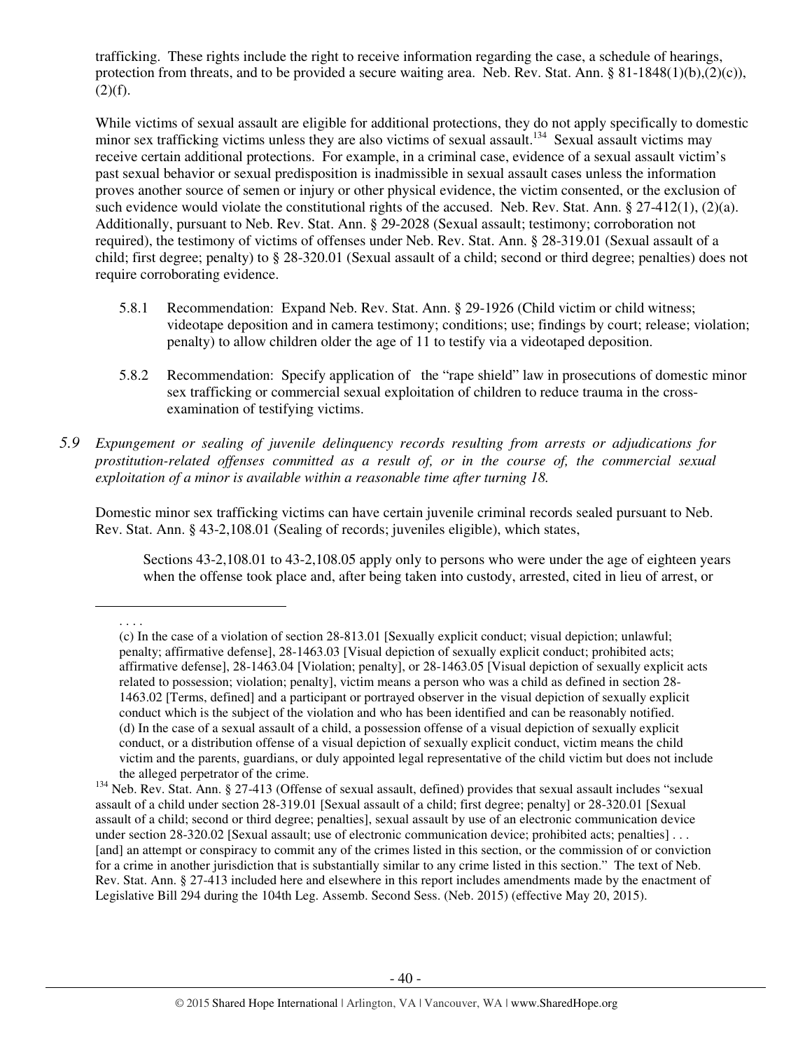trafficking. These rights include the right to receive information regarding the case, a schedule of hearings, protection from threats, and to be provided a secure waiting area. Neb. Rev. Stat. Ann. § 81-1848(1)(b),(2)(c)), (2)(f).

While victims of sexual assault are eligible for additional protections, they do not apply specifically to domestic minor sex trafficking victims unless they are also victims of sexual assault.[134] Sexual assault victims may receive certain additional protections. For example, in a criminal case, evidence of a sexual assault victim's past sexual behavior or sexual predisposition is inadmissible in sexual assault cases unless the information proves another source of semen or injury or other physical evidence, the victim consented, or the exclusion of such evidence would violate the constitutional rights of the accused. Neb. Rev. Stat. Ann. § 27-412(1), (2)(a). Additionally, pursuant to Neb. Rev. Stat. Ann. § 29-2028 (Sexual assault; testimony; corroboration not required), the testimony of victims of offenses under Neb. Rev. Stat. Ann. § 28-319.01 (Sexual assault of a child; first degree; penalty) to § 28-320.01 (Sexual assault of a child; second or third degree; penalties) does not require corroborating evidence.

5.8.1 Recommendation: Expand Neb. Rev. Stat. Ann. § 29-1926 (Child victim or child witness; videotape deposition and in camera testimony; conditions; use; findings by court; release; violation; penalty) to allow children older the age of 11 to testify via a videotaped deposition.

5.8.2 Recommendation: Specify application of the "rape shield" law in prosecutions of domestic minor sex trafficking or commercial sexual exploitation of children to reduce trauma in the cross-examination of testifying victims.

*5.9 Expungement or sealing of juvenile delinquency records resulting from arrests or adjudications for prostitution-related offenses committed as a result of, or in the course of, the commercial sexual exploitation of a minor is available within a reasonable time after turning 18.*

Domestic minor sex trafficking victims can have certain juvenile criminal records sealed pursuant to Neb. Rev. Stat. Ann. § 43-2,108.01 (Sealing of records; juveniles eligible), which states,

> Sections 43-2,108.01 to 43-2,108.05 apply only to persons who were under the age of eighteen years when the offense took place and, after being taken into custody, arrested, cited in lieu of arrest, or

---

. . . .
(c) In the case of a violation of section 28-813.01 [Sexually explicit conduct; visual depiction; unlawful; penalty; affirmative defense], 28-1463.03 [Visual depiction of sexually explicit conduct; prohibited acts; affirmative defense], 28-1463.04 [Violation; penalty], or 28-1463.05 [Visual depiction of sexually explicit acts related to possession; violation; penalty], victim means a person who was a child as defined in section 28-1463.02 [Terms, defined] and a participant or portrayed observer in the visual depiction of sexually explicit conduct which is the subject of the violation and who has been identified and can be reasonably notified.
(d) In the case of a sexual assault of a child, a possession offense of a visual depiction of sexually explicit conduct, or a distribution offense of a visual depiction of sexually explicit conduct, victim means the child victim and the parents, guardians, or duly appointed legal representative of the child victim but does not include the alleged perpetrator of the crime.

[134] Neb. Rev. Stat. Ann. § 27-413 (Offense of sexual assault, defined) provides that sexual assault includes "sexual assault of a child under section 28-319.01 [Sexual assault of a child; first degree; penalty] or 28-320.01 [Sexual assault of a child; second or third degree; penalties], sexual assault by use of an electronic communication device under section 28-320.02 [Sexual assault; use of electronic communication device; prohibited acts; penalties] . . . [and] an attempt or conspiracy to commit any of the crimes listed in this section, or the commission of or conviction for a crime in another jurisdiction that is substantially similar to any crime listed in this section." The text of Neb. Rev. Stat. Ann. § 27-413 included here and elsewhere in this report includes amendments made by the enactment of Legislative Bill 294 during the 104th Leg. Assemb. Second Sess. (Neb. 2015) (effective May 20, 2015).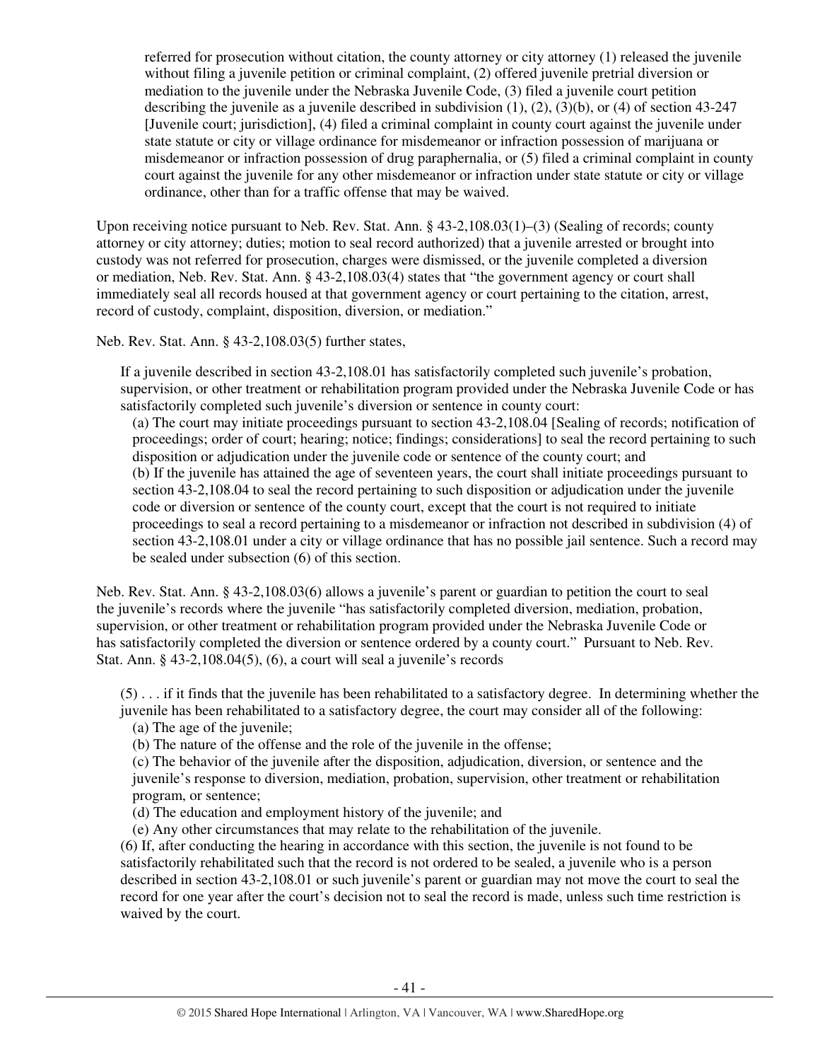> referred for prosecution without citation, the county attorney or city attorney (1) released the juvenile without filing a juvenile petition or criminal complaint, (2) offered juvenile pretrial diversion or mediation to the juvenile under the Nebraska Juvenile Code, (3) filed a juvenile court petition describing the juvenile as a juvenile described in subdivision (1), (2), (3)(b), or (4) of section 43-247 [Juvenile court; jurisdiction], (4) filed a criminal complaint in county court against the juvenile under state statute or city or village ordinance for misdemeanor or infraction possession of marijuana or misdemeanor or infraction possession of drug paraphernalia, or (5) filed a criminal complaint in county court against the juvenile for any other misdemeanor or infraction under state statute or city or village ordinance, other than for a traffic offense that may be waived.

Upon receiving notice pursuant to Neb. Rev. Stat. Ann. § 43-2,108.03(1)–(3) (Sealing of records; county attorney or city attorney; duties; motion to seal record authorized) that a juvenile arrested or brought into custody was not referred for prosecution, charges were dismissed, or the juvenile completed a diversion or mediation, Neb. Rev. Stat. Ann. § 43-2,108.03(4) states that "the government agency or court shall immediately seal all records housed at that government agency or court pertaining to the citation, arrest, record of custody, complaint, disposition, diversion, or mediation."

Neb. Rev. Stat. Ann. § 43-2,108.03(5) further states,

> If a juvenile described in section 43-2,108.01 has satisfactorily completed such juvenile's probation, supervision, or other treatment or rehabilitation program provided under the Nebraska Juvenile Code or has satisfactorily completed such juvenile's diversion or sentence in county court:
>
> (a) The court may initiate proceedings pursuant to section 43-2,108.04 [Sealing of records; notification of proceedings; order of court; hearing; notice; findings; considerations] to seal the record pertaining to such disposition or adjudication under the juvenile code or sentence of the county court; and
>
> (b) If the juvenile has attained the age of seventeen years, the court shall initiate proceedings pursuant to section 43-2,108.04 to seal the record pertaining to such disposition or adjudication under the juvenile code or diversion or sentence of the county court, except that the court is not required to initiate proceedings to seal a record pertaining to a misdemeanor or infraction not described in subdivision (4) of section 43-2,108.01 under a city or village ordinance that has no possible jail sentence. Such a record may be sealed under subsection (6) of this section.

Neb. Rev. Stat. Ann. § 43-2,108.03(6) allows a juvenile's parent or guardian to petition the court to seal the juvenile's records where the juvenile "has satisfactorily completed diversion, mediation, probation, supervision, or other treatment or rehabilitation program provided under the Nebraska Juvenile Code or has satisfactorily completed the diversion or sentence ordered by a county court." Pursuant to Neb. Rev. Stat. Ann. § 43-2,108.04(5), (6), a court will seal a juvenile's records

> (5) . . . if it finds that the juvenile has been rehabilitated to a satisfactory degree. In determining whether the juvenile has been rehabilitated to a satisfactory degree, the court may consider all of the following:
>
> (a) The age of the juvenile;
>
> (b) The nature of the offense and the role of the juvenile in the offense;
>
> (c) The behavior of the juvenile after the disposition, adjudication, diversion, or sentence and the juvenile's response to diversion, mediation, probation, supervision, other treatment or rehabilitation program, or sentence;
>
> (d) The education and employment history of the juvenile; and
>
> (e) Any other circumstances that may relate to the rehabilitation of the juvenile.
>
> (6) If, after conducting the hearing in accordance with this section, the juvenile is not found to be satisfactorily rehabilitated such that the record is not ordered to be sealed, a juvenile who is a person described in section 43-2,108.01 or such juvenile's parent or guardian may not move the court to seal the record for one year after the court's decision not to seal the record is made, unless such time restriction is waived by the court.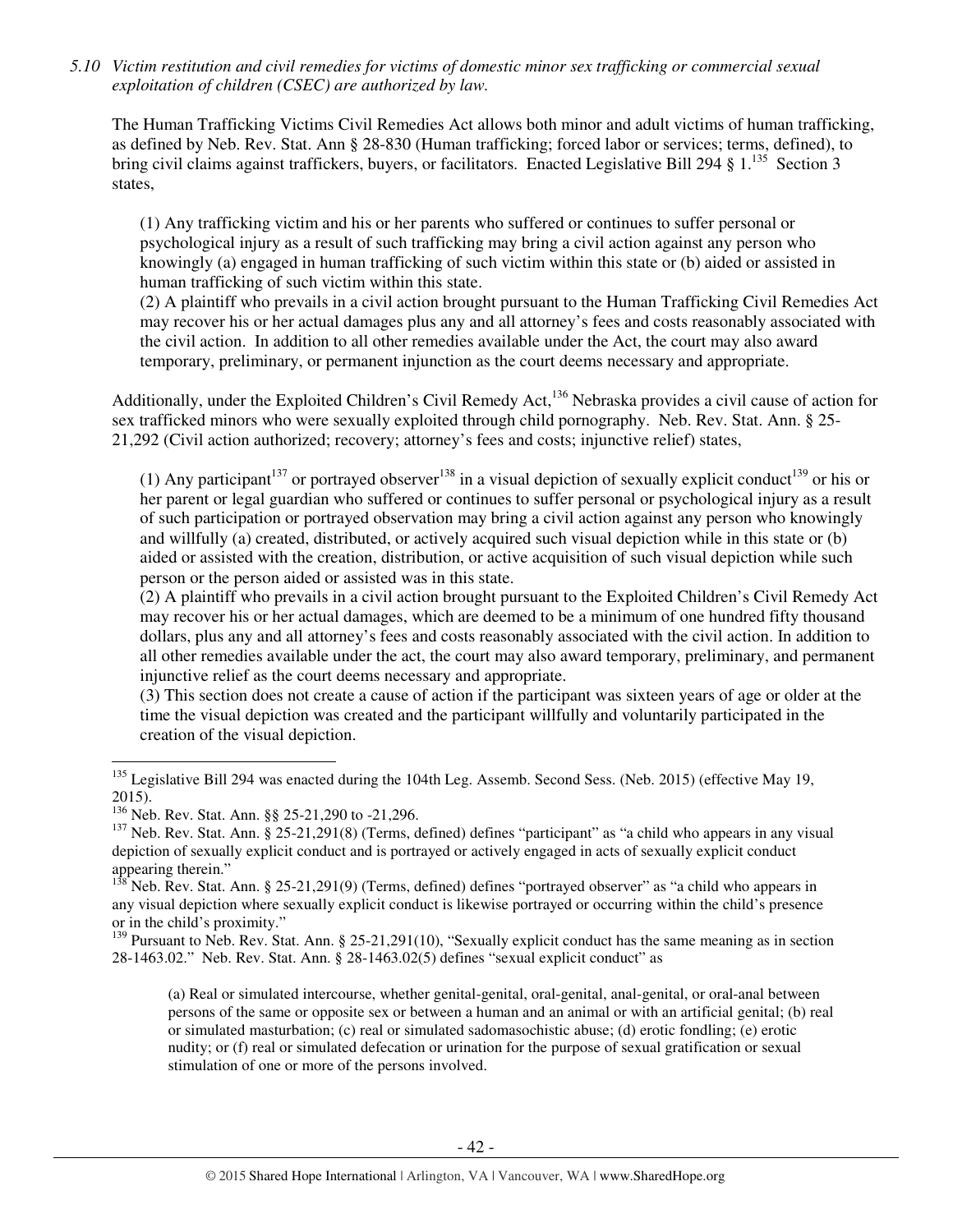*5.10 Victim restitution and civil remedies for victims of domestic minor sex trafficking or commercial sexual exploitation of children (CSEC) are authorized by law.*

The Human Trafficking Victims Civil Remedies Act allows both minor and adult victims of human trafficking, as defined by Neb. Rev. Stat. Ann § 28-830 (Human trafficking; forced labor or services; terms, defined), to bring civil claims against traffickers, buyers, or facilitators. Enacted Legislative Bill 294 § 1.[135] Section 3 states,

> (1) Any trafficking victim and his or her parents who suffered or continues to suffer personal or psychological injury as a result of such trafficking may bring a civil action against any person who knowingly (a) engaged in human trafficking of such victim within this state or (b) aided or assisted in human trafficking of such victim within this state.
> (2) A plaintiff who prevails in a civil action brought pursuant to the Human Trafficking Civil Remedies Act may recover his or her actual damages plus any and all attorney's fees and costs reasonably associated with the civil action. In addition to all other remedies available under the Act, the court may also award temporary, preliminary, or permanent injunction as the court deems necessary and appropriate.

Additionally, under the Exploited Children's Civil Remedy Act,[136] Nebraska provides a civil cause of action for sex trafficked minors who were sexually exploited through child pornography. Neb. Rev. Stat. Ann. § 25-21,292 (Civil action authorized; recovery; attorney's fees and costs; injunctive relief) states,

> (1) Any participant[137] or portrayed observer[138] in a visual depiction of sexually explicit conduct[139] or his or her parent or legal guardian who suffered or continues to suffer personal or psychological injury as a result of such participation or portrayed observation may bring a civil action against any person who knowingly and willfully (a) created, distributed, or actively acquired such visual depiction while in this state or (b) aided or assisted with the creation, distribution, or active acquisition of such visual depiction while such person or the person aided or assisted was in this state.
> (2) A plaintiff who prevails in a civil action brought pursuant to the Exploited Children's Civil Remedy Act may recover his or her actual damages, which are deemed to be a minimum of one hundred fifty thousand dollars, plus any and all attorney's fees and costs reasonably associated with the civil action. In addition to all other remedies available under the act, the court may also award temporary, preliminary, and permanent injunctive relief as the court deems necessary and appropriate.
> (3) This section does not create a cause of action if the participant was sixteen years of age or older at the time the visual depiction was created and the participant willfully and voluntarily participated in the creation of the visual depiction.

---

[135] Legislative Bill 294 was enacted during the 104th Leg. Assemb. Second Sess. (Neb. 2015) (effective May 19, 2015).

[136] Neb. Rev. Stat. Ann. §§ 25-21,290 to -21,296.

[137] Neb. Rev. Stat. Ann. § 25-21,291(8) (Terms, defined) defines "participant" as "a child who appears in any visual depiction of sexually explicit conduct and is portrayed or actively engaged in acts of sexually explicit conduct appearing therein."

[138] Neb. Rev. Stat. Ann. § 25-21,291(9) (Terms, defined) defines "portrayed observer" as "a child who appears in any visual depiction where sexually explicit conduct is likewise portrayed or occurring within the child's presence or in the child's proximity."

[139] Pursuant to Neb. Rev. Stat. Ann. § 25-21,291(10), "Sexually explicit conduct has the same meaning as in section 28-1463.02." Neb. Rev. Stat. Ann. § 28-1463.02(5) defines "sexual explicit conduct" as

> (a) Real or simulated intercourse, whether genital-genital, oral-genital, anal-genital, or oral-anal between persons of the same or opposite sex or between a human and an animal or with an artificial genital; (b) real or simulated masturbation; (c) real or simulated sadomasochistic abuse; (d) erotic fondling; (e) erotic nudity; or (f) real or simulated defecation or urination for the purpose of sexual gratification or sexual stimulation of one or more of the persons involved.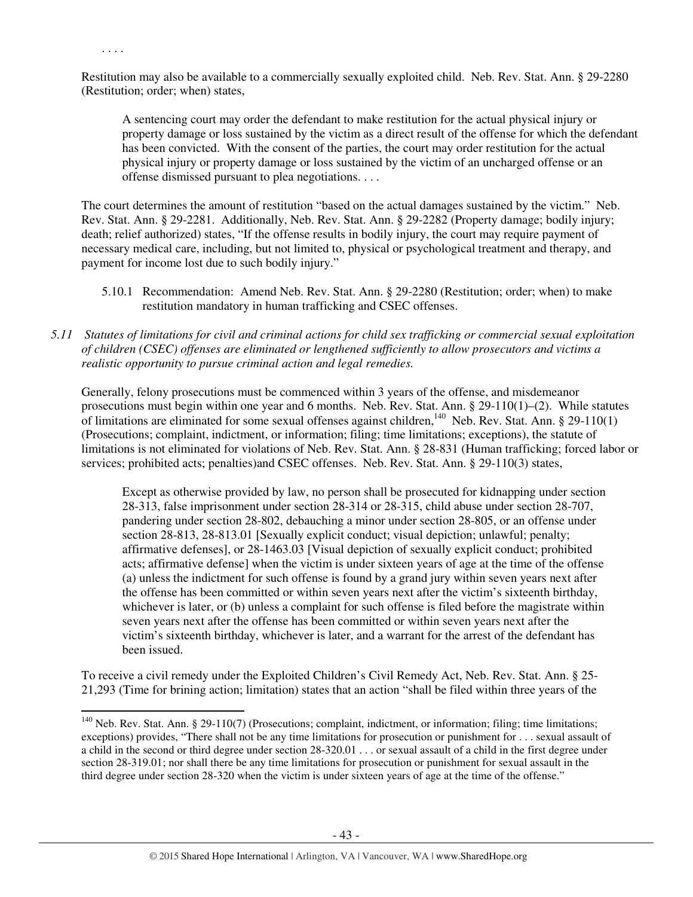. . . .

Restitution may also be available to a commercially sexually exploited child. Neb. Rev. Stat. Ann. § 29-2280 (Restitution; order; when) states,

> A sentencing court may order the defendant to make restitution for the actual physical injury or property damage or loss sustained by the victim as a direct result of the offense for which the defendant has been convicted. With the consent of the parties, the court may order restitution for the actual physical injury or property damage or loss sustained by the victim of an uncharged offense or an offense dismissed pursuant to plea negotiations. . . .

The court determines the amount of restitution "based on the actual damages sustained by the victim." Neb. Rev. Stat. Ann. § 29-2281. Additionally, Neb. Rev. Stat. Ann. § 29-2282 (Property damage; bodily injury; death; relief authorized) states, "If the offense results in bodily injury, the court may require payment of necessary medical care, including, but not limited to, physical or psychological treatment and therapy, and payment for income lost due to such bodily injury."

5.10.1 Recommendation: Amend Neb. Rev. Stat. Ann. § 29-2280 (Restitution; order; when) to make restitution mandatory in human trafficking and CSEC offenses.

*5.11 Statutes of limitations for civil and criminal actions for child sex trafficking or commercial sexual exploitation of children (CSEC) offenses are eliminated or lengthened sufficiently to allow prosecutors and victims a realistic opportunity to pursue criminal action and legal remedies.*

Generally, felony prosecutions must be commenced within 3 years of the offense, and misdemeanor prosecutions must begin within one year and 6 months. Neb. Rev. Stat. Ann. § 29-110(1)–(2). While statutes of limitations are eliminated for some sexual offenses against children,[140] Neb. Rev. Stat. Ann. § 29-110(1) (Prosecutions; complaint, indictment, or information; filing; time limitations; exceptions), the statute of limitations is not eliminated for violations of Neb. Rev. Stat. Ann. § 28-831 (Human trafficking; forced labor or services; prohibited acts; penalties)and CSEC offenses. Neb. Rev. Stat. Ann. § 29-110(3) states,

> Except as otherwise provided by law, no person shall be prosecuted for kidnapping under section 28-313, false imprisonment under section 28-314 or 28-315, child abuse under section 28-707, pandering under section 28-802, debauching a minor under section 28-805, or an offense under section 28-813, 28-813.01 [Sexually explicit conduct; visual depiction; unlawful; penalty; affirmative defenses], or 28-1463.03 [Visual depiction of sexually explicit conduct; prohibited acts; affirmative defense] when the victim is under sixteen years of age at the time of the offense (a) unless the indictment for such offense is found by a grand jury within seven years next after the offense has been committed or within seven years next after the victim's sixteenth birthday, whichever is later, or (b) unless a complaint for such offense is filed before the magistrate within seven years next after the offense has been committed or within seven years next after the victim's sixteenth birthday, whichever is later, and a warrant for the arrest of the defendant has been issued.

To receive a civil remedy under the Exploited Children's Civil Remedy Act, Neb. Rev. Stat. Ann. § 25-21,293 (Time for brining action; limitation) states that an action "shall be filed within three years of the

---

[140] Neb. Rev. Stat. Ann. § 29-110(7) (Prosecutions; complaint, indictment, or information; filing; time limitations; exceptions) provides, "There shall not be any time limitations for prosecution or punishment for . . . sexual assault of a child in the second or third degree under section 28-320.01 . . . or sexual assault of a child in the first degree under section 28-319.01; nor shall there be any time limitations for prosecution or punishment for sexual assault in the third degree under section 28-320 when the victim is under sixteen years of age at the time of the offense."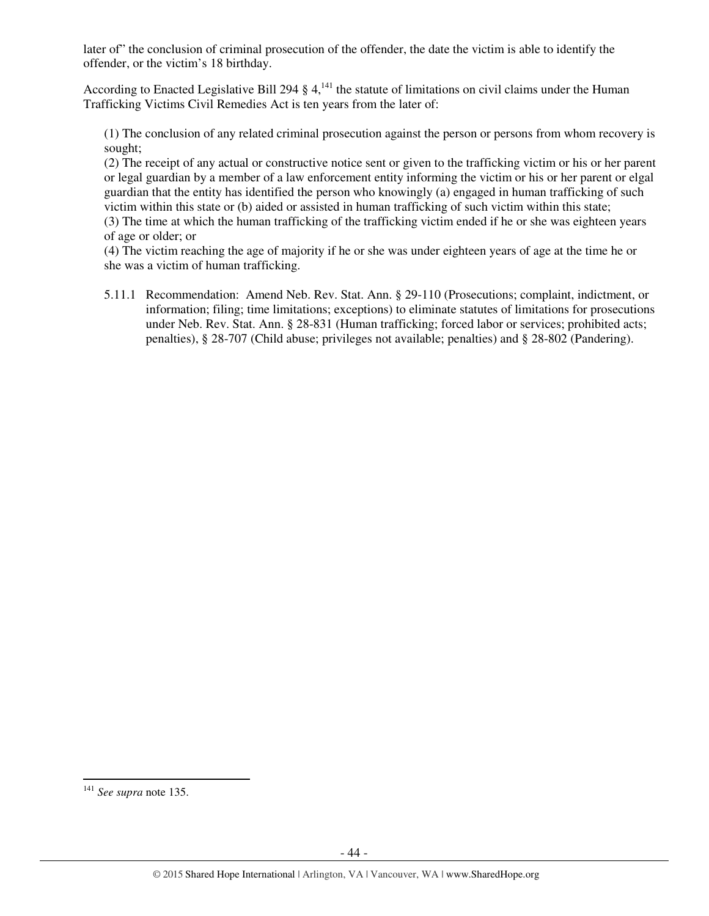later of" the conclusion of criminal prosecution of the offender, the date the victim is able to identify the offender, or the victim's 18 birthday.

According to Enacted Legislative Bill 294 § 4,[141] the statute of limitations on civil claims under the Human Trafficking Victims Civil Remedies Act is ten years from the later of:

> (1) The conclusion of any related criminal prosecution against the person or persons from whom recovery is sought;
> (2) The receipt of any actual or constructive notice sent or given to the trafficking victim or his or her parent or legal guardian by a member of a law enforcement entity informing the victim or his or her parent or elgal guardian that the entity has identified the person who knowingly (a) engaged in human trafficking of such victim within this state or (b) aided or assisted in human trafficking of such victim within this state;
> (3) The time at which the human trafficking of the trafficking victim ended if he or she was eighteen years of age or older; or
> (4) The victim reaching the age of majority if he or she was under eighteen years of age at the time he or she was a victim of human trafficking.

5.11.1 Recommendation: Amend Neb. Rev. Stat. Ann. § 29-110 (Prosecutions; complaint, indictment, or information; filing; time limitations; exceptions) to eliminate statutes of limitations for prosecutions under Neb. Rev. Stat. Ann. § 28-831 (Human trafficking; forced labor or services; prohibited acts; penalties), § 28-707 (Child abuse; privileges not available; penalties) and § 28-802 (Pandering).

---

[141] *See supra* note 135.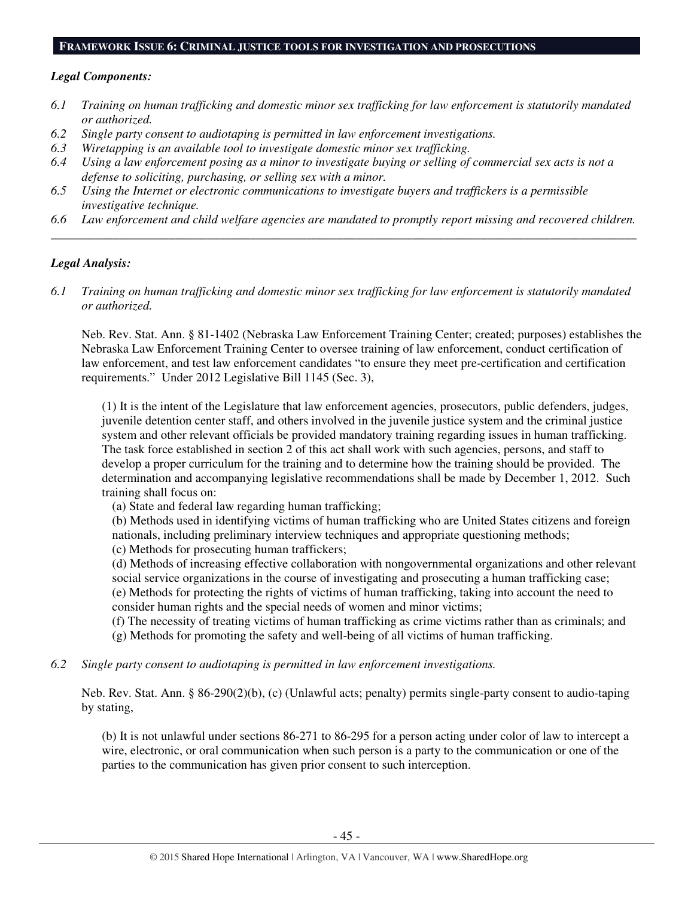## Framework Issue 6: Criminal justice tools for investigation and prosecutions

***Legal Components:***

*6.1 Training on human trafficking and domestic minor sex trafficking for law enforcement is statutorily mandated or authorized.*

*6.2 Single party consent to audiotaping is permitted in law enforcement investigations.*

*6.3 Wiretapping is an available tool to investigate domestic minor sex trafficking.*

*6.4 Using a law enforcement posing as a minor to investigate buying or selling of commercial sex acts is not a defense to soliciting, purchasing, or selling sex with a minor.*

*6.5 Using the Internet or electronic communications to investigate buyers and traffickers is a permissible investigative technique.*

*6.6 Law enforcement and child welfare agencies are mandated to promptly report missing and recovered children.*

---

***Legal Analysis:***

*6.1 Training on human trafficking and domestic minor sex trafficking for law enforcement is statutorily mandated or authorized.*

Neb. Rev. Stat. Ann. § 81-1402 (Nebraska Law Enforcement Training Center; created; purposes) establishes the Nebraska Law Enforcement Training Center to oversee training of law enforcement, conduct certification of law enforcement, and test law enforcement candidates "to ensure they meet pre-certification and certification requirements." Under 2012 Legislative Bill 1145 (Sec. 3),

> (1) It is the intent of the Legislature that law enforcement agencies, prosecutors, public defenders, judges, juvenile detention center staff, and others involved in the juvenile justice system and the criminal justice system and other relevant officials be provided mandatory training regarding issues in human trafficking. The task force established in section 2 of this act shall work with such agencies, persons, and staff to develop a proper curriculum for the training and to determine how the training should be provided. The determination and accompanying legislative recommendations shall be made by December 1, 2012. Such training shall focus on:
>
> (a) State and federal law regarding human trafficking;
>
> (b) Methods used in identifying victims of human trafficking who are United States citizens and foreign nationals, including preliminary interview techniques and appropriate questioning methods;
>
> (c) Methods for prosecuting human traffickers;
>
> (d) Methods of increasing effective collaboration with nongovernmental organizations and other relevant social service organizations in the course of investigating and prosecuting a human trafficking case;
>
> (e) Methods for protecting the rights of victims of human trafficking, taking into account the need to consider human rights and the special needs of women and minor victims;
>
> (f) The necessity of treating victims of human trafficking as crime victims rather than as criminals; and
>
> (g) Methods for promoting the safety and well-being of all victims of human trafficking.

*6.2 Single party consent to audiotaping is permitted in law enforcement investigations.*

Neb. Rev. Stat. Ann. § 86-290(2)(b), (c) (Unlawful acts; penalty) permits single-party consent to audio-taping by stating,

> (b) It is not unlawful under sections 86-271 to 86-295 for a person acting under color of law to intercept a wire, electronic, or oral communication when such person is a party to the communication or one of the parties to the communication has given prior consent to such interception.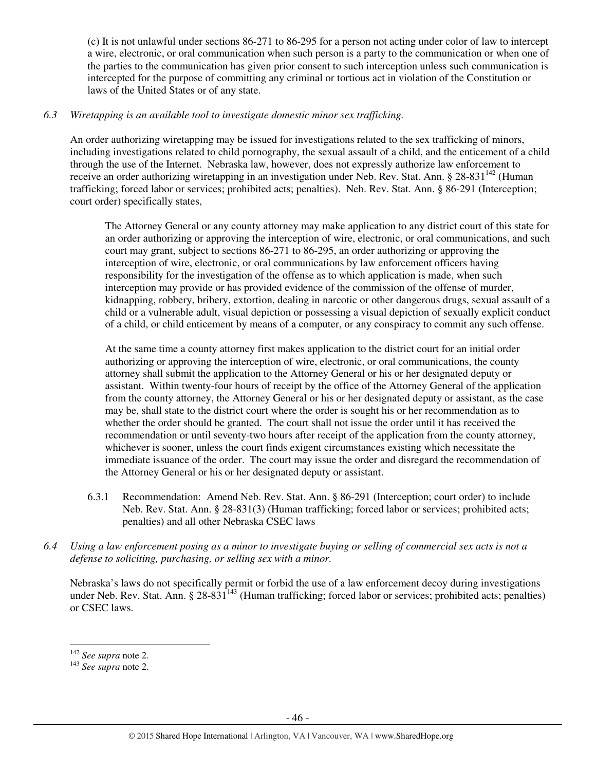(c) It is not unlawful under sections 86-271 to 86-295 for a person not acting under color of law to intercept a wire, electronic, or oral communication when such person is a party to the communication or when one of the parties to the communication has given prior consent to such interception unless such communication is intercepted for the purpose of committing any criminal or tortious act in violation of the Constitution or laws of the United States or of any state.

*6.3 Wiretapping is an available tool to investigate domestic minor sex trafficking.*

An order authorizing wiretapping may be issued for investigations related to the sex trafficking of minors, including investigations related to child pornography, the sexual assault of a child, and the enticement of a child through the use of the Internet. Nebraska law, however, does not expressly authorize law enforcement to receive an order authorizing wiretapping in an investigation under Neb. Rev. Stat. Ann. § 28-831[142] (Human trafficking; forced labor or services; prohibited acts; penalties). Neb. Rev. Stat. Ann. § 86-291 (Interception; court order) specifically states,

> The Attorney General or any county attorney may make application to any district court of this state for an order authorizing or approving the interception of wire, electronic, or oral communications, and such court may grant, subject to sections 86-271 to 86-295, an order authorizing or approving the interception of wire, electronic, or oral communications by law enforcement officers having responsibility for the investigation of the offense as to which application is made, when such interception may provide or has provided evidence of the commission of the offense of murder, kidnapping, robbery, bribery, extortion, dealing in narcotic or other dangerous drugs, sexual assault of a child or a vulnerable adult, visual depiction or possessing a visual depiction of sexually explicit conduct of a child, or child enticement by means of a computer, or any conspiracy to commit any such offense.
>
> At the same time a county attorney first makes application to the district court for an initial order authorizing or approving the interception of wire, electronic, or oral communications, the county attorney shall submit the application to the Attorney General or his or her designated deputy or assistant. Within twenty-four hours of receipt by the office of the Attorney General of the application from the county attorney, the Attorney General or his or her designated deputy or assistant, as the case may be, shall state to the district court where the order is sought his or her recommendation as to whether the order should be granted. The court shall not issue the order until it has received the recommendation or until seventy-two hours after receipt of the application from the county attorney, whichever is sooner, unless the court finds exigent circumstances existing which necessitate the immediate issuance of the order. The court may issue the order and disregard the recommendation of the Attorney General or his or her designated deputy or assistant.

6.3.1 Recommendation: Amend Neb. Rev. Stat. Ann. § 86-291 (Interception; court order) to include Neb. Rev. Stat. Ann. § 28-831(3) (Human trafficking; forced labor or services; prohibited acts; penalties) and all other Nebraska CSEC laws

*6.4 Using a law enforcement posing as a minor to investigate buying or selling of commercial sex acts is not a defense to soliciting, purchasing, or selling sex with a minor.*

Nebraska's laws do not specifically permit or forbid the use of a law enforcement decoy during investigations under Neb. Rev. Stat. Ann. § 28-831[143] (Human trafficking; forced labor or services; prohibited acts; penalties) or CSEC laws.

---

[142] *See supra* note 2.

[143] *See supra* note 2.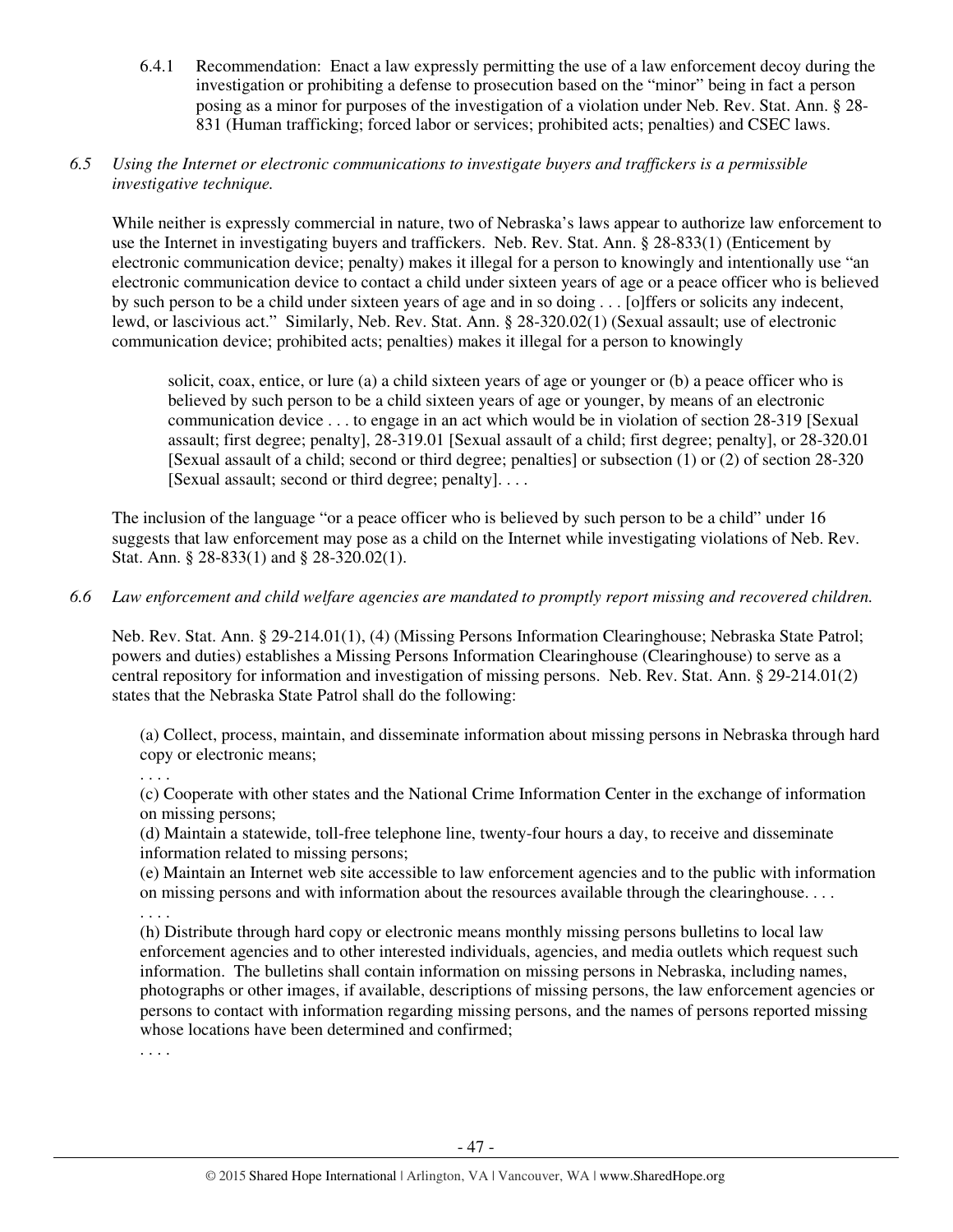6.4.1 Recommendation: Enact a law expressly permitting the use of a law enforcement decoy during the investigation or prohibiting a defense to prosecution based on the "minor" being in fact a person posing as a minor for purposes of the investigation of a violation under Neb. Rev. Stat. Ann. § 28-831 (Human trafficking; forced labor or services; prohibited acts; penalties) and CSEC laws.

*6.5 Using the Internet or electronic communications to investigate buyers and traffickers is a permissible investigative technique.*

While neither is expressly commercial in nature, two of Nebraska's laws appear to authorize law enforcement to use the Internet in investigating buyers and traffickers. Neb. Rev. Stat. Ann. § 28-833(1) (Enticement by electronic communication device; penalty) makes it illegal for a person to knowingly and intentionally use "an electronic communication device to contact a child under sixteen years of age or a peace officer who is believed by such person to be a child under sixteen years of age and in so doing . . . [o]ffers or solicits any indecent, lewd, or lascivious act." Similarly, Neb. Rev. Stat. Ann. § 28-320.02(1) (Sexual assault; use of electronic communication device; prohibited acts; penalties) makes it illegal for a person to knowingly

> solicit, coax, entice, or lure (a) a child sixteen years of age or younger or (b) a peace officer who is believed by such person to be a child sixteen years of age or younger, by means of an electronic communication device . . . to engage in an act which would be in violation of section 28-319 [Sexual assault; first degree; penalty], 28-319.01 [Sexual assault of a child; first degree; penalty], or 28-320.01 [Sexual assault of a child; second or third degree; penalties] or subsection (1) or (2) of section 28-320 [Sexual assault; second or third degree; penalty]. . . .

The inclusion of the language "or a peace officer who is believed by such person to be a child" under 16 suggests that law enforcement may pose as a child on the Internet while investigating violations of Neb. Rev. Stat. Ann. § 28-833(1) and § 28-320.02(1).

*6.6 Law enforcement and child welfare agencies are mandated to promptly report missing and recovered children.*

Neb. Rev. Stat. Ann. § 29-214.01(1), (4) (Missing Persons Information Clearinghouse; Nebraska State Patrol; powers and duties) establishes a Missing Persons Information Clearinghouse (Clearinghouse) to serve as a central repository for information and investigation of missing persons. Neb. Rev. Stat. Ann. § 29-214.01(2) states that the Nebraska State Patrol shall do the following:

> (a) Collect, process, maintain, and disseminate information about missing persons in Nebraska through hard copy or electronic means;
> . . . .
> (c) Cooperate with other states and the National Crime Information Center in the exchange of information on missing persons;
> (d) Maintain a statewide, toll-free telephone line, twenty-four hours a day, to receive and disseminate information related to missing persons;
> (e) Maintain an Internet web site accessible to law enforcement agencies and to the public with information on missing persons and with information about the resources available through the clearinghouse. . . .
> . . . .
> (h) Distribute through hard copy or electronic means monthly missing persons bulletins to local law enforcement agencies and to other interested individuals, agencies, and media outlets which request such information. The bulletins shall contain information on missing persons in Nebraska, including names, photographs or other images, if available, descriptions of missing persons, the law enforcement agencies or persons to contact with information regarding missing persons, and the names of persons reported missing whose locations have been determined and confirmed;
> . . . .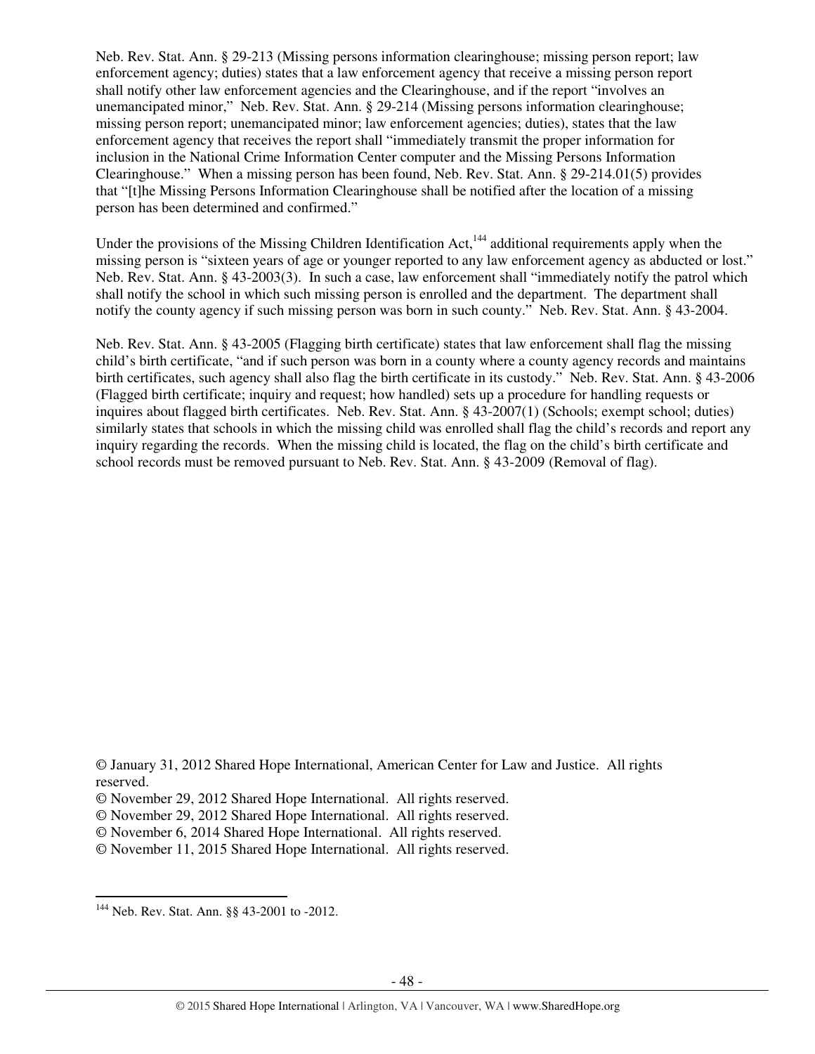Neb. Rev. Stat. Ann. § 29-213 (Missing persons information clearinghouse; missing person report; law enforcement agency; duties) states that a law enforcement agency that receive a missing person report shall notify other law enforcement agencies and the Clearinghouse, and if the report "involves an unemancipated minor," Neb. Rev. Stat. Ann. § 29-214 (Missing persons information clearinghouse; missing person report; unemancipated minor; law enforcement agencies; duties), states that the law enforcement agency that receives the report shall "immediately transmit the proper information for inclusion in the National Crime Information Center computer and the Missing Persons Information Clearinghouse." When a missing person has been found, Neb. Rev. Stat. Ann. § 29-214.01(5) provides that "[t]he Missing Persons Information Clearinghouse shall be notified after the location of a missing person has been determined and confirmed."

Under the provisions of the Missing Children Identification Act,[144] additional requirements apply when the missing person is "sixteen years of age or younger reported to any law enforcement agency as abducted or lost." Neb. Rev. Stat. Ann. § 43-2003(3). In such a case, law enforcement shall "immediately notify the patrol which shall notify the school in which such missing person is enrolled and the department. The department shall notify the county agency if such missing person was born in such county." Neb. Rev. Stat. Ann. § 43-2004.

Neb. Rev. Stat. Ann. § 43-2005 (Flagging birth certificate) states that law enforcement shall flag the missing child's birth certificate, "and if such person was born in a county where a county agency records and maintains birth certificates, such agency shall also flag the birth certificate in its custody." Neb. Rev. Stat. Ann. § 43-2006 (Flagged birth certificate; inquiry and request; how handled) sets up a procedure for handling requests or inquires about flagged birth certificates. Neb. Rev. Stat. Ann. § 43-2007(1) (Schools; exempt school; duties) similarly states that schools in which the missing child was enrolled shall flag the child's records and report any inquiry regarding the records. When the missing child is located, the flag on the child's birth certificate and school records must be removed pursuant to Neb. Rev. Stat. Ann. § 43-2009 (Removal of flag).

© January 31, 2012 Shared Hope International, American Center for Law and Justice. All rights reserved.

© November 29, 2012 Shared Hope International. All rights reserved.

© November 29, 2012 Shared Hope International. All rights reserved.

© November 6, 2014 Shared Hope International. All rights reserved.

© November 11, 2015 Shared Hope International. All rights reserved.

[144] Neb. Rev. Stat. Ann. §§ 43-2001 to -2012.